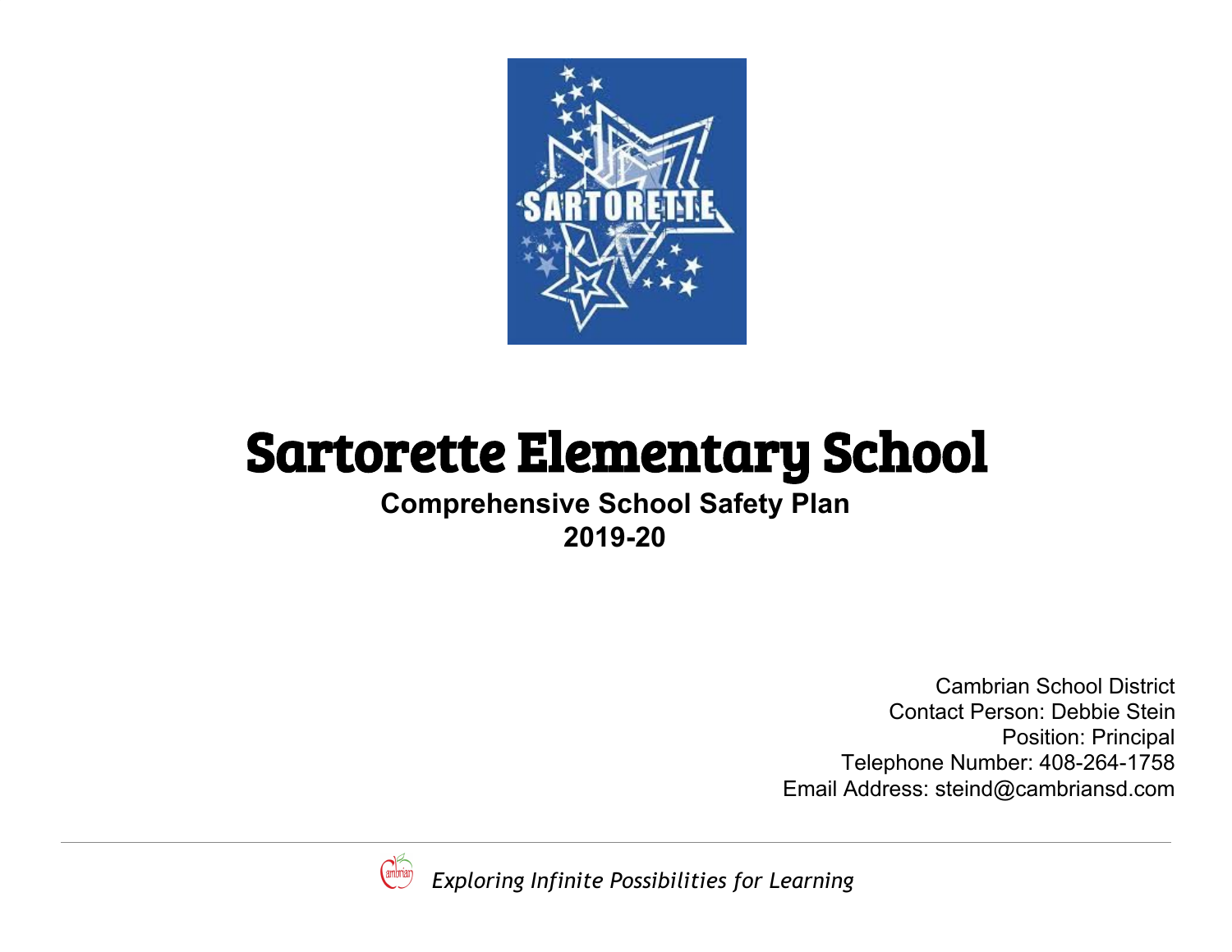# Sartorette Elementary School

**Comprehensive School Safety Plan**
**2019-20**

Cambrian School District
Contact Person: Debbie Stein
Position: Principal
Telephone Number: 408-264-1758
Email Address: steind@cambriansd.com

*Exploring Infinite Possibilities for Learning*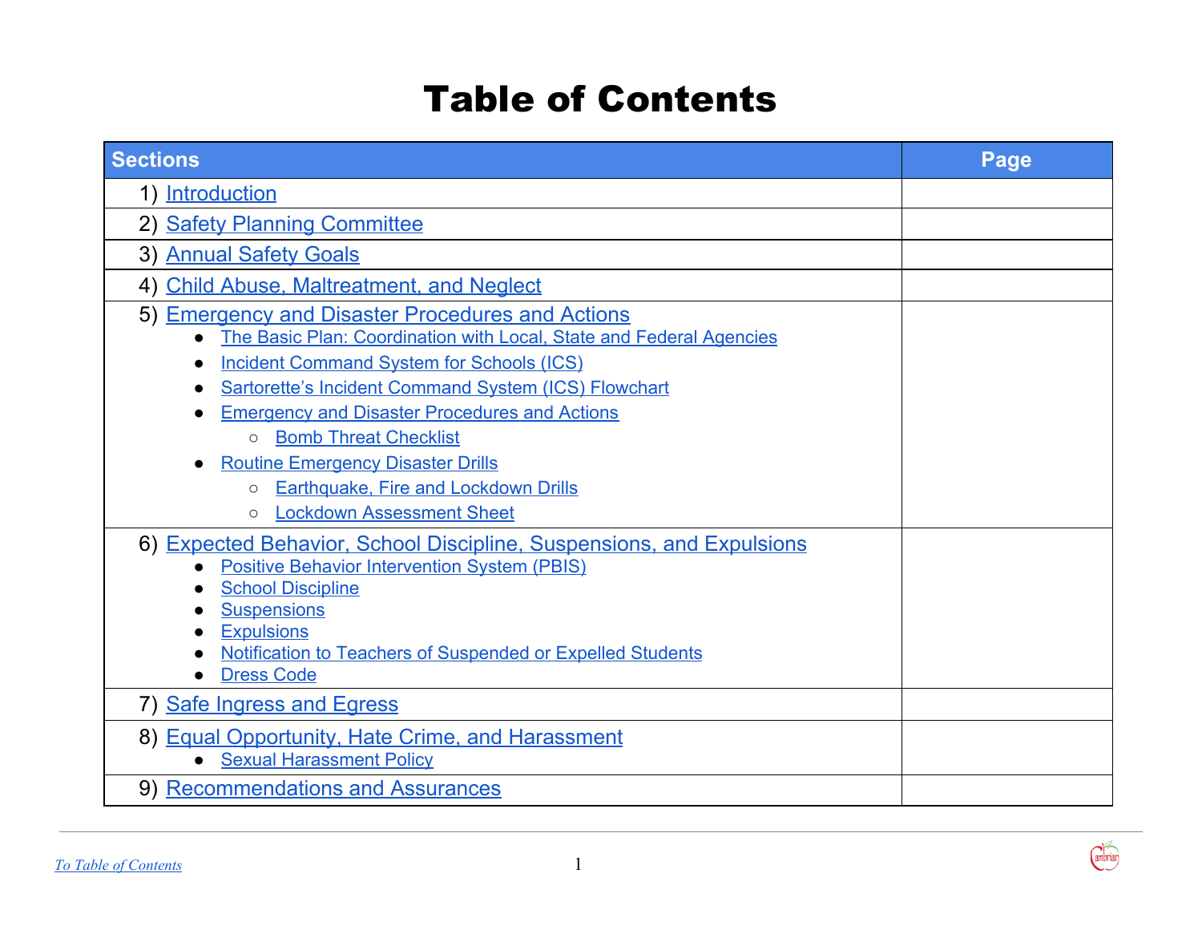# Table of Contents

| Sections | Page |
|---|---|
| 1) Introduction | |
| 2) Safety Planning Committee | |
| 3) Annual Safety Goals | |
| 4) Child Abuse, Maltreatment, and Neglect | |
| 5) Emergency and Disaster Procedures and Actions<br>● The Basic Plan: Coordination with Local, State and Federal Agencies<br>● Incident Command System for Schools (ICS)<br>● Sartorette's Incident Command System (ICS) Flowchart<br>● Emergency and Disaster Procedures and Actions<br>○ Bomb Threat Checklist<br>● Routine Emergency Disaster Drills<br>○ Earthquake, Fire and Lockdown Drills<br>○ Lockdown Assessment Sheet | |
| 6) Expected Behavior, School Discipline, Suspensions, and Expulsions<br>● Positive Behavior Intervention System (PBIS)<br>● School Discipline<br>● Suspensions<br>● Expulsions<br>● Notification to Teachers of Suspended or Expelled Students<br>● Dress Code | |
| 7) Safe Ingress and Egress | |
| 8) Equal Opportunity, Hate Crime, and Harassment<br>● Sexual Harassment Policy | |
| 9) Recommendations and Assurances | |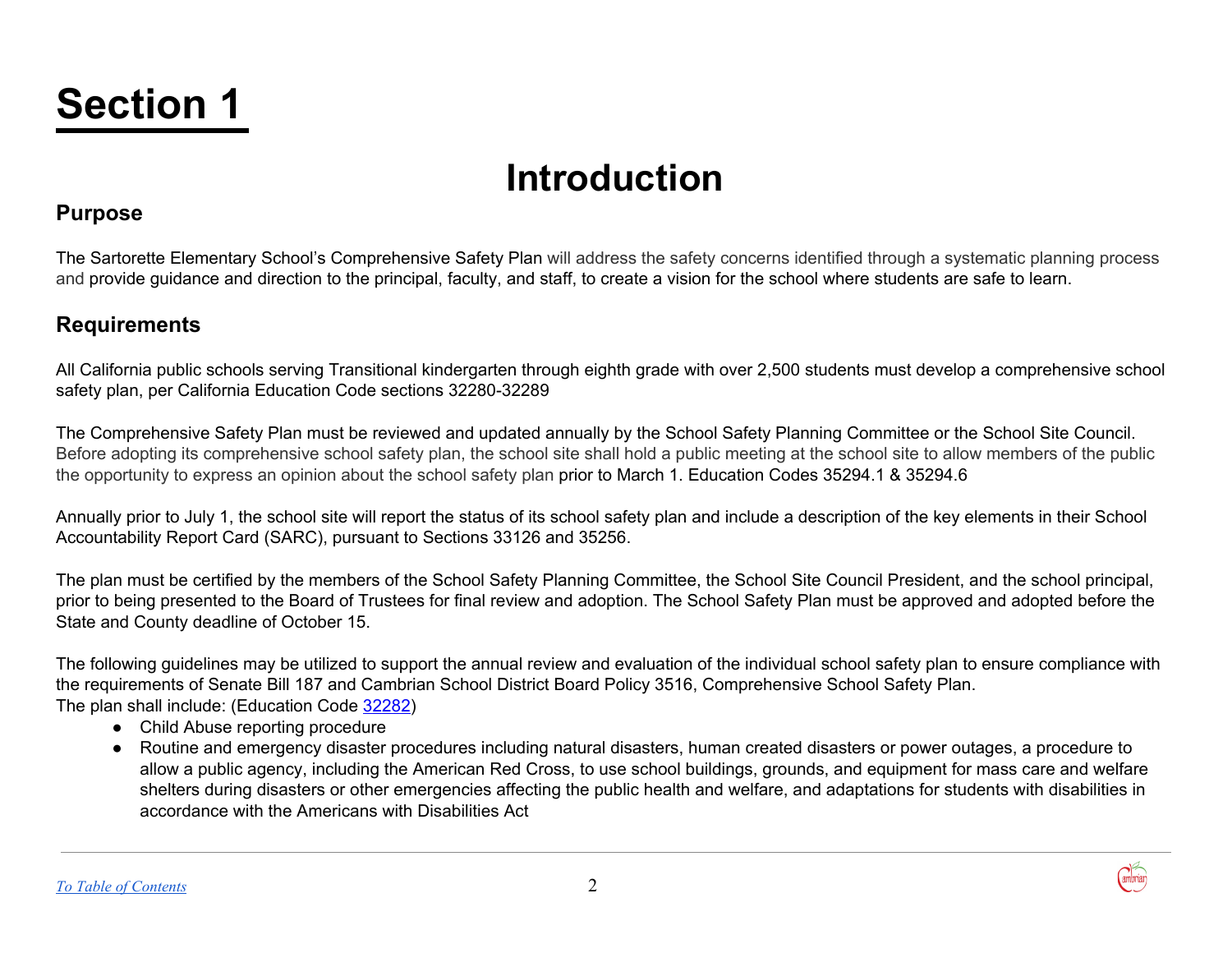# Section 1

## Introduction

### Purpose

The Sartorette Elementary School's Comprehensive Safety Plan will address the safety concerns identified through a systematic planning process and provide guidance and direction to the principal, faculty, and staff, to create a vision for the school where students are safe to learn.

### Requirements

All California public schools serving Transitional kindergarten through eighth grade with over 2,500 students must develop a comprehensive school safety plan, per California Education Code sections 32280-32289

The Comprehensive Safety Plan must be reviewed and updated annually by the School Safety Planning Committee or the School Site Council. Before adopting its comprehensive school safety plan, the school site shall hold a public meeting at the school site to allow members of the public the opportunity to express an opinion about the school safety plan prior to March 1. Education Codes 35294.1 & 35294.6

Annually prior to July 1, the school site will report the status of its school safety plan and include a description of the key elements in their School Accountability Report Card (SARC), pursuant to Sections 33126 and 35256.

The plan must be certified by the members of the School Safety Planning Committee, the School Site Council President, and the school principal, prior to being presented to the Board of Trustees for final review and adoption. The School Safety Plan must be approved and adopted before the State and County deadline of October 15.

The following guidelines may be utilized to support the annual review and evaluation of the individual school safety plan to ensure compliance with the requirements of Senate Bill 187 and Cambrian School District Board Policy 3516, Comprehensive School Safety Plan.
The plan shall include: (Education Code [32282])

- Child Abuse reporting procedure
- Routine and emergency disaster procedures including natural disasters, human created disasters or power outages, a procedure to allow a public agency, including the American Red Cross, to use school buildings, grounds, and equipment for mass care and welfare shelters during disasters or other emergencies affecting the public health and welfare, and adaptations for students with disabilities in accordance with the Americans with Disabilities Act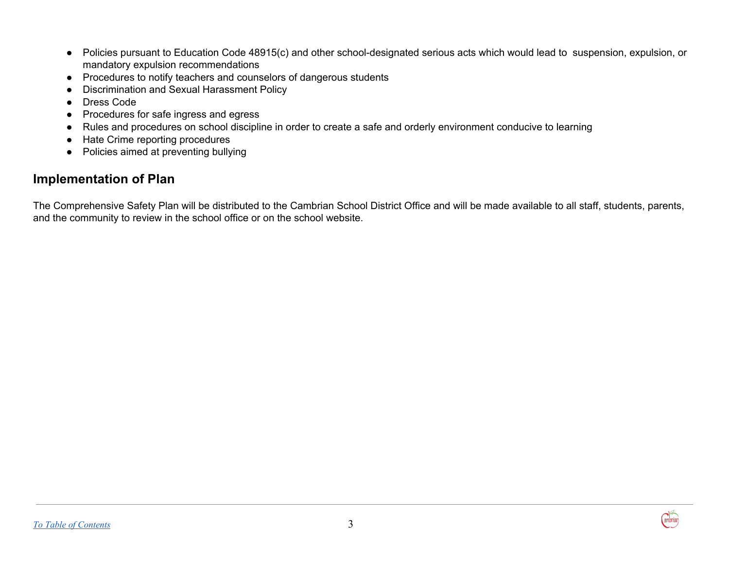- Policies pursuant to Education Code 48915(c) and other school-designated serious acts which would lead to suspension, expulsion, or mandatory expulsion recommendations
- Procedures to notify teachers and counselors of dangerous students
- Discrimination and Sexual Harassment Policy
- Dress Code
- Procedures for safe ingress and egress
- Rules and procedures on school discipline in order to create a safe and orderly environment conducive to learning
- Hate Crime reporting procedures
- Policies aimed at preventing bullying

## Implementation of Plan

The Comprehensive Safety Plan will be distributed to the Cambrian School District Office and will be made available to all staff, students, parents, and the community to review in the school office or on the school website.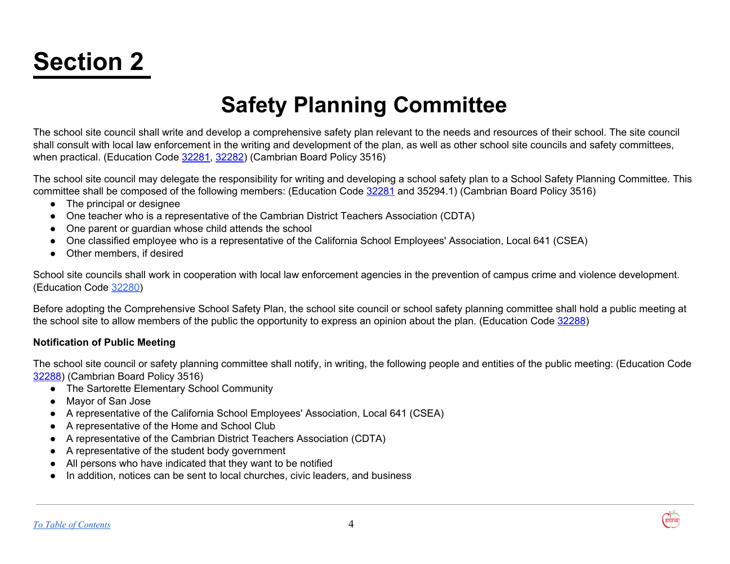# Section 2

## Safety Planning Committee

The school site council shall write and develop a comprehensive safety plan relevant to the needs and resources of their school. The site council shall consult with local law enforcement in the writing and development of the plan, as well as other school site councils and safety committees, when practical. (Education Code 32281, 32282) (Cambrian Board Policy 3516)

The school site council may delegate the responsibility for writing and developing a school safety plan to a School Safety Planning Committee. This committee shall be composed of the following members: (Education Code 32281 and 35294.1) (Cambrian Board Policy 3516)

- The principal or designee
- One teacher who is a representative of the Cambrian District Teachers Association (CDTA)
- One parent or guardian whose child attends the school
- One classified employee who is a representative of the California School Employees' Association, Local 641 (CSEA)
- Other members, if desired

School site councils shall work in cooperation with local law enforcement agencies in the prevention of campus crime and violence development. (Education Code 32280)

Before adopting the Comprehensive School Safety Plan, the school site council or school safety planning committee shall hold a public meeting at the school site to allow members of the public the opportunity to express an opinion about the plan. (Education Code 32288)

**Notification of Public Meeting**

The school site council or safety planning committee shall notify, in writing, the following people and entities of the public meeting: (Education Code 32288) (Cambrian Board Policy 3516)

- The Sartorette Elementary School Community
- Mayor of San Jose
- A representative of the California School Employees' Association, Local 641 (CSEA)
- A representative of the Home and School Club
- A representative of the Cambrian District Teachers Association (CDTA)
- A representative of the student body government
- All persons who have indicated that they want to be notified
- In addition, notices can be sent to local churches, civic leaders, and business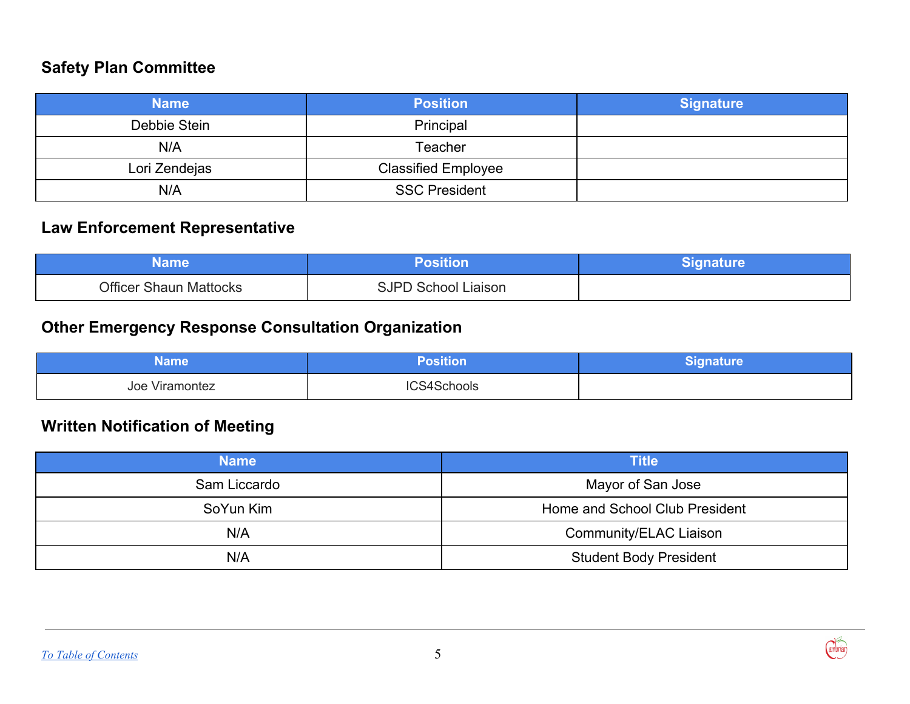## Safety Plan Committee

| Name | Position | Signature |
|---|---|---|
| Debbie Stein | Principal | |
| N/A | Teacher | |
| Lori Zendejas | Classified Employee | |
| N/A | SSC President | |

## Law Enforcement Representative

| Name | Position | Signature |
|---|---|---|
| Officer Shaun Mattocks | SJPD School Liaison | |

## Other Emergency Response Consultation Organization

| Name | Position | Signature |
|---|---|---|
| Joe Viramontez | ICS4Schools | |

## Written Notification of Meeting

| Name | Title |
|---|---|
| Sam Liccardo | Mayor of San Jose |
| SoYun Kim | Home and School Club President |
| N/A | Community/ELAC Liaison |
| N/A | Student Body President |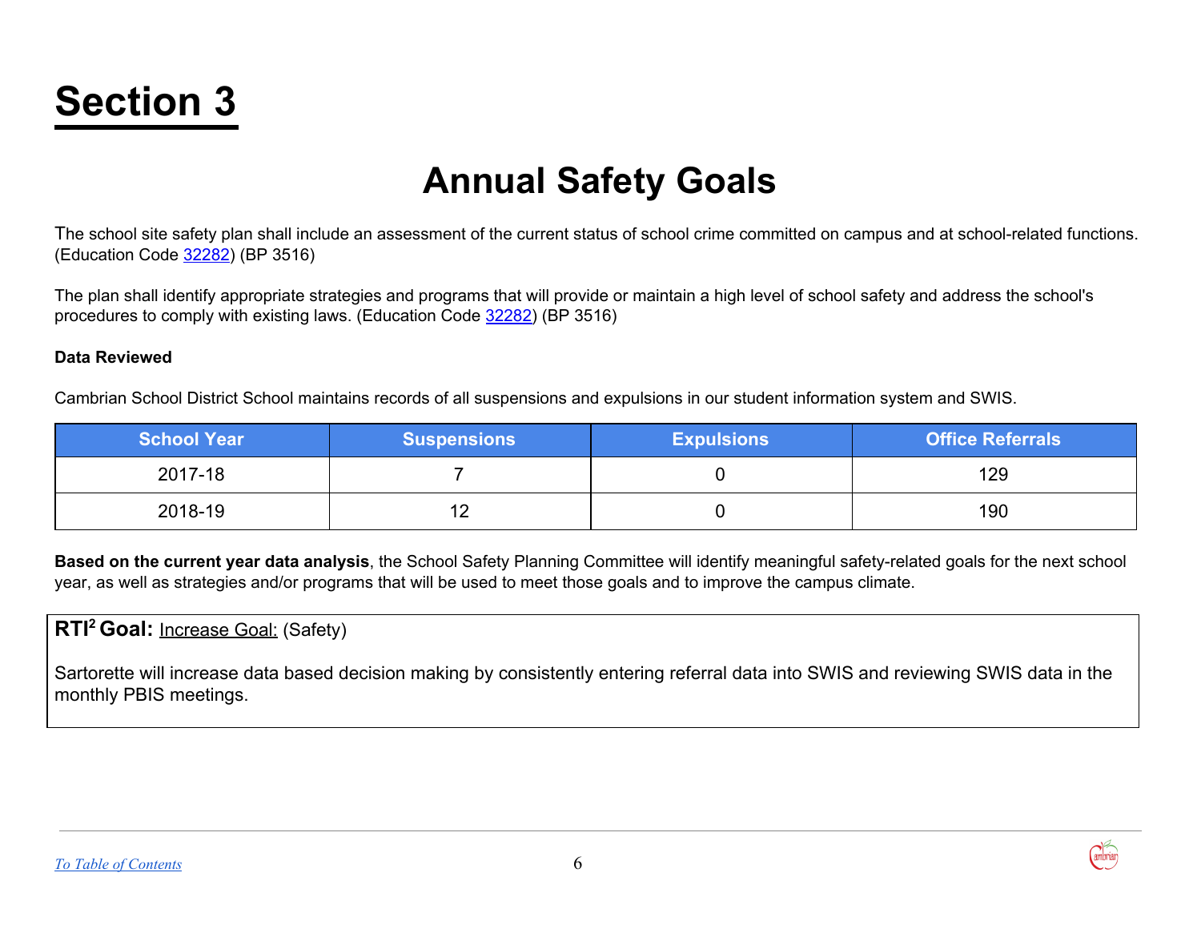# Section 3

## Annual Safety Goals

The school site safety plan shall include an assessment of the current status of school crime committed on campus and at school-related functions. (Education Code 32282) (BP 3516)

The plan shall identify appropriate strategies and programs that will provide or maintain a high level of school safety and address the school's procedures to comply with existing laws. (Education Code 32282) (BP 3516)

**Data Reviewed**

Cambrian School District School maintains records of all suspensions and expulsions in our student information system and SWIS.

| School Year | Suspensions | Expulsions | Office Referrals |
|---|---|---|---|
| 2017-18 | 7 | 0 | 129 |
| 2018-19 | 12 | 0 | 190 |

**Based on the current year data analysis**, the School Safety Planning Committee will identify meaningful safety-related goals for the next school year, as well as strategies and/or programs that will be used to meet those goals and to improve the campus climate.

**RTI² Goal:** Increase Goal: (Safety)

Sartorette will increase data based decision making by consistently entering referral data into SWIS and reviewing SWIS data in the monthly PBIS meetings.

[To Table of Contents]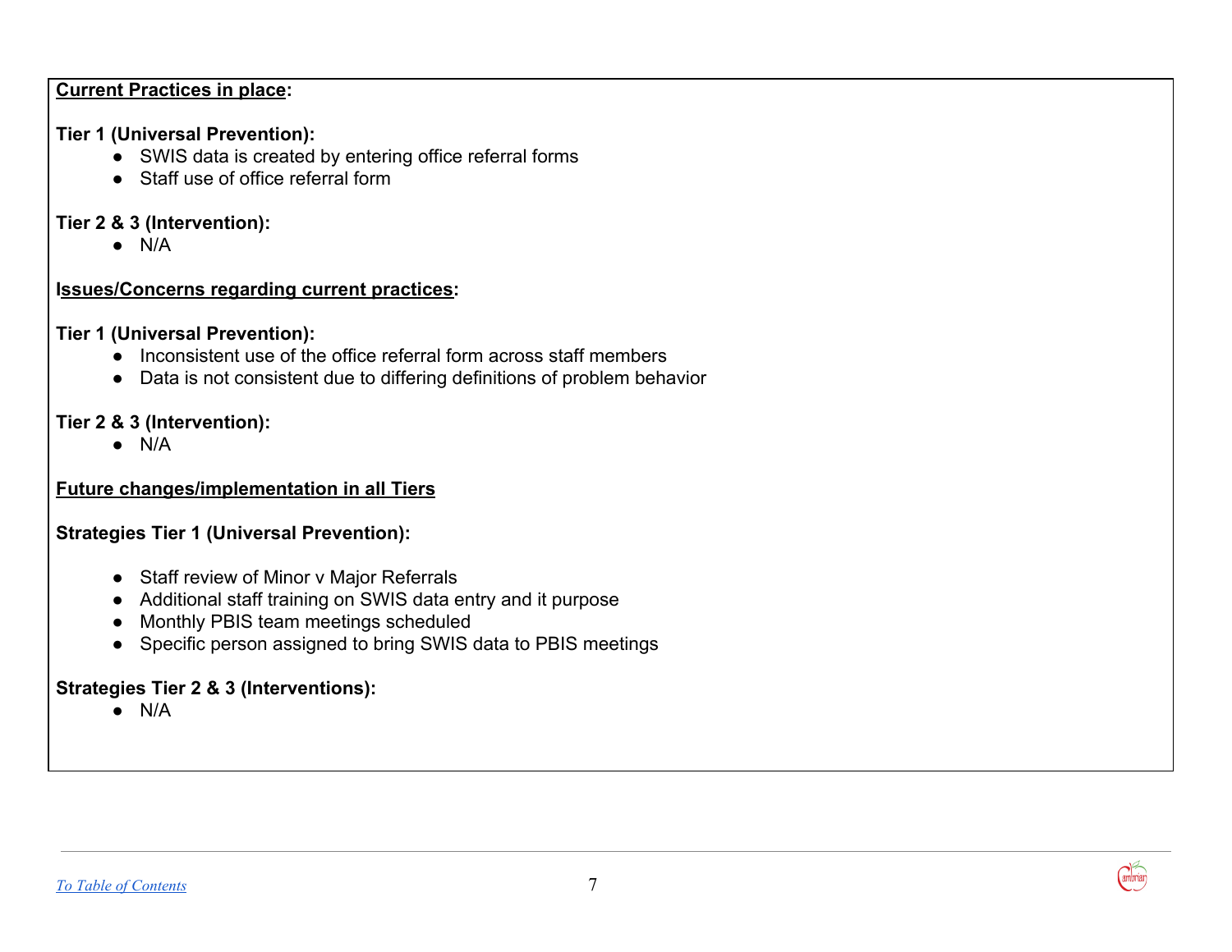**Current Practices in place:**

**Tier 1 (Universal Prevention):**

- SWIS data is created by entering office referral forms
- Staff use of office referral form

**Tier 2 & 3 (Intervention):**

- N/A

**Issues/Concerns regarding current practices:**

**Tier 1 (Universal Prevention):**

- Inconsistent use of the office referral form across staff members
- Data is not consistent due to differing definitions of problem behavior

**Tier 2 & 3 (Intervention):**

- N/A

**Future changes/implementation in all Tiers**

**Strategies Tier 1 (Universal Prevention):**

- Staff review of Minor v Major Referrals
- Additional staff training on SWIS data entry and it purpose
- Monthly PBIS team meetings scheduled
- Specific person assigned to bring SWIS data to PBIS meetings

**Strategies Tier 2 & 3 (Interventions):**

- N/A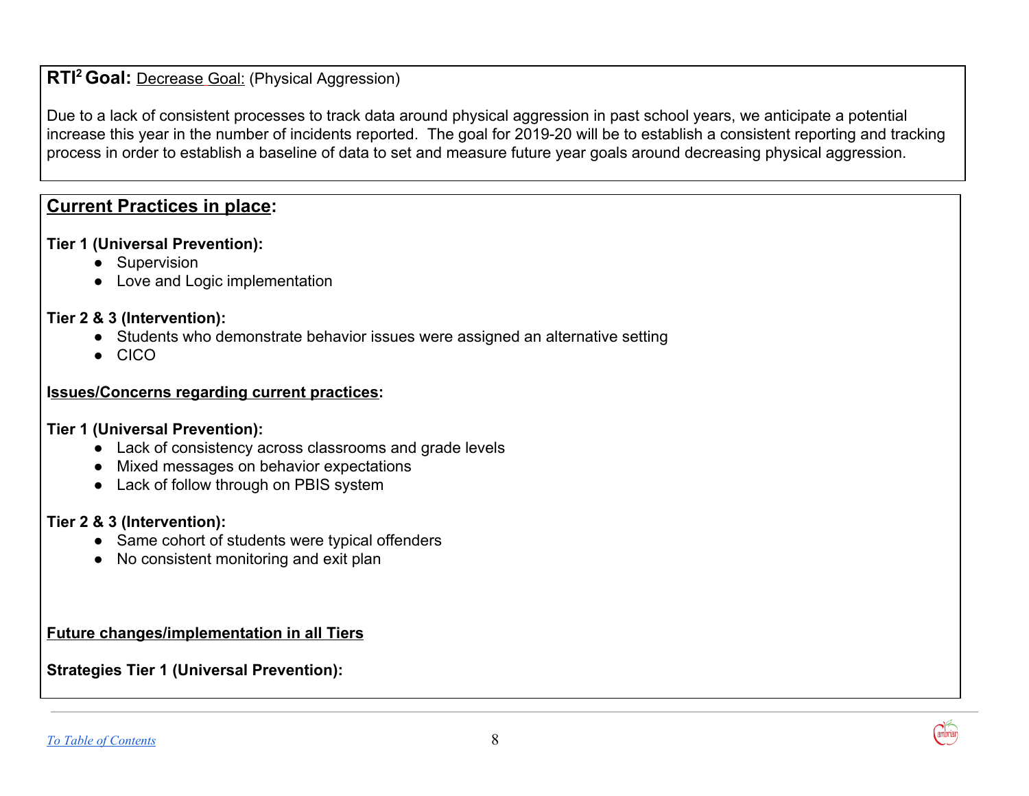**RTI² Goal:** Decrease Goal: (Physical Aggression)

Due to a lack of consistent processes to track data around physical aggression in past school years, we anticipate a potential increase this year in the number of incidents reported. The goal for 2019-20 will be to establish a consistent reporting and tracking process in order to establish a baseline of data to set and measure future year goals around decreasing physical aggression.

## Current Practices in place:

**Tier 1 (Universal Prevention):**

- Supervision
- Love and Logic implementation

**Tier 2 & 3 (Intervention):**

- Students who demonstrate behavior issues were assigned an alternative setting
- CICO

**Issues/Concerns regarding current practices:**

**Tier 1 (Universal Prevention):**

- Lack of consistency across classrooms and grade levels
- Mixed messages on behavior expectations
- Lack of follow through on PBIS system

**Tier 2 & 3 (Intervention):**

- Same cohort of students were typical offenders
- No consistent monitoring and exit plan

**Future changes/implementation in all Tiers**

**Strategies Tier 1 (Universal Prevention):**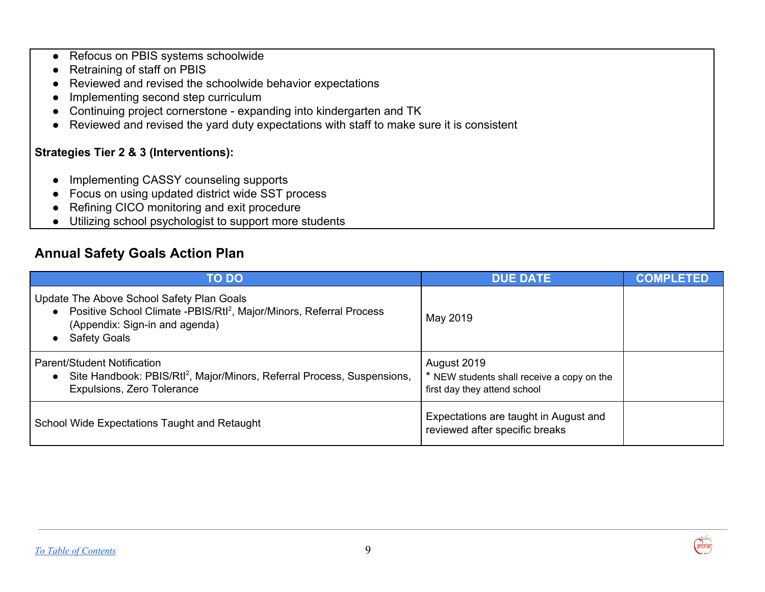- Refocus on PBIS systems schoolwide
- Retraining of staff on PBIS
- Reviewed and revised the schoolwide behavior expectations
- Implementing second step curriculum
- Continuing project cornerstone - expanding into kindergarten and TK
- Reviewed and revised the yard duty expectations with staff to make sure it is consistent

**Strategies Tier 2 & 3 (Interventions):**

- Implementing CASSY counseling supports
- Focus on using updated district wide SST process
- Refining CICO monitoring and exit procedure
- Utilizing school psychologist to support more students

## Annual Safety Goals Action Plan

| TO DO | DUE DATE | COMPLETED |
|---|---|---|
| Update The Above School Safety Plan Goals<br>• Positive School Climate -PBIS/RtI[2], Major/Minors, Referral Process (Appendix: Sign-in and agenda)<br>• Safety Goals | May 2019 | |
| Parent/Student Notification<br>• Site Handbook: PBIS/RtI[2], Major/Minors, Referral Process, Suspensions, Expulsions, Zero Tolerance | August 2019<br>* NEW students shall receive a copy on the first day they attend school | |
| School Wide Expectations Taught and Retaught | Expectations are taught in August and reviewed after specific breaks | |

*To Table of Contents*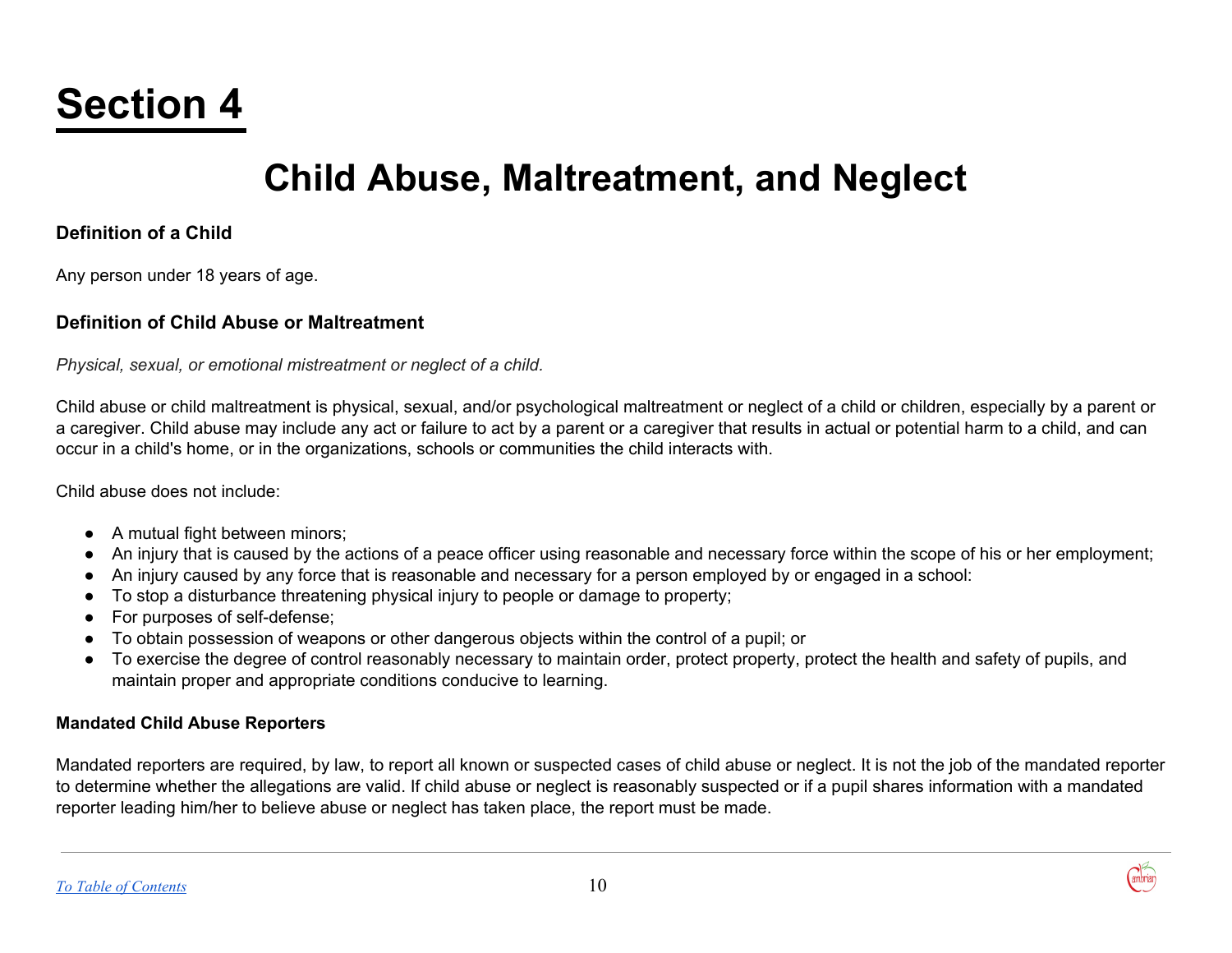# Section 4

## Child Abuse, Maltreatment, and Neglect

**Definition of a Child**

Any person under 18 years of age.

**Definition of Child Abuse or Maltreatment**

*Physical, sexual, or emotional mistreatment or neglect of a child.*

Child abuse or child maltreatment is physical, sexual, and/or psychological maltreatment or neglect of a child or children, especially by a parent or a caregiver. Child abuse may include any act or failure to act by a parent or a caregiver that results in actual or potential harm to a child, and can occur in a child's home, or in the organizations, schools or communities the child interacts with.

Child abuse does not include:

- A mutual fight between minors;
- An injury that is caused by the actions of a peace officer using reasonable and necessary force within the scope of his or her employment;
- An injury caused by any force that is reasonable and necessary for a person employed by or engaged in a school:
- To stop a disturbance threatening physical injury to people or damage to property;
- For purposes of self-defense;
- To obtain possession of weapons or other dangerous objects within the control of a pupil; or
- To exercise the degree of control reasonably necessary to maintain order, protect property, protect the health and safety of pupils, and maintain proper and appropriate conditions conducive to learning.

**Mandated Child Abuse Reporters**

Mandated reporters are required, by law, to report all known or suspected cases of child abuse or neglect. It is not the job of the mandated reporter to determine whether the allegations are valid. If child abuse or neglect is reasonably suspected or if a pupil shares information with a mandated reporter leading him/her to believe abuse or neglect has taken place, the report must be made.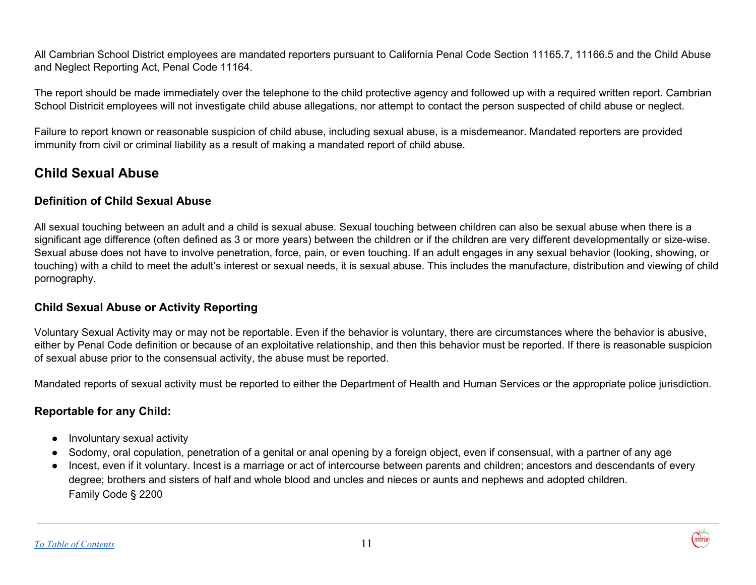All Cambrian School District employees are mandated reporters pursuant to California Penal Code Section 11165.7, 11166.5 and the Child Abuse and Neglect Reporting Act, Penal Code 11164.

The report should be made immediately over the telephone to the child protective agency and followed up with a required written report. Cambrian School Districit employees will not investigate child abuse allegations, nor attempt to contact the person suspected of child abuse or neglect.

Failure to report known or reasonable suspicion of child abuse, including sexual abuse, is a misdemeanor. Mandated reporters are provided immunity from civil or criminal liability as a result of making a mandated report of child abuse.

## Child Sexual Abuse

### Definition of Child Sexual Abuse

All sexual touching between an adult and a child is sexual abuse. Sexual touching between children can also be sexual abuse when there is a significant age difference (often defined as 3 or more years) between the children or if the children are very different developmentally or size-wise. Sexual abuse does not have to involve penetration, force, pain, or even touching. If an adult engages in any sexual behavior (looking, showing, or touching) with a child to meet the adult's interest or sexual needs, it is sexual abuse. This includes the manufacture, distribution and viewing of child pornography.

### Child Sexual Abuse or Activity Reporting

Voluntary Sexual Activity may or may not be reportable. Even if the behavior is voluntary, there are circumstances where the behavior is abusive, either by Penal Code definition or because of an exploitative relationship, and then this behavior must be reported. If there is reasonable suspicion of sexual abuse prior to the consensual activity, the abuse must be reported.

Mandated reports of sexual activity must be reported to either the Department of Health and Human Services or the appropriate police jurisdiction.

### Reportable for any Child:

- Involuntary sexual activity
- Sodomy, oral copulation, penetration of a genital or anal opening by a foreign object, even if consensual, with a partner of any age
- Incest, even if it voluntary. Incest is a marriage or act of intercourse between parents and children; ancestors and descendants of every degree; brothers and sisters of half and whole blood and uncles and nieces or aunts and nephews and adopted children.
  Family Code § 2200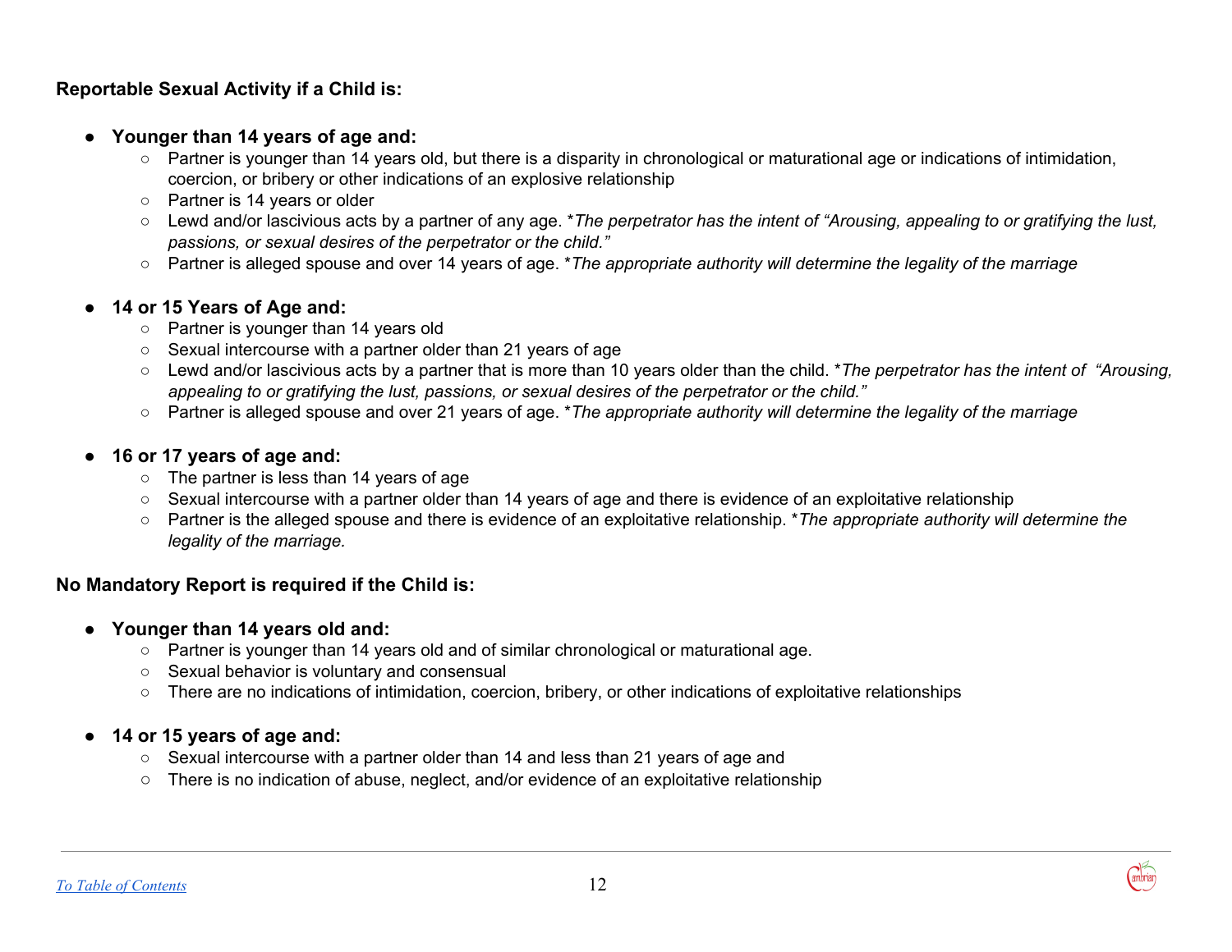**Reportable Sexual Activity if a Child is:**

- **Younger than 14 years of age and:**
  - Partner is younger than 14 years old, but there is a disparity in chronological or maturational age or indications of intimidation, coercion, or bribery or other indications of an explosive relationship
  - Partner is 14 years or older
  - Lewd and/or lascivious acts by a partner of any age. **The perpetrator has the intent of "Arousing, appealing to or gratifying the lust, passions, or sexual desires of the perpetrator or the child."*
  - Partner is alleged spouse and over 14 years of age. **The appropriate authority will determine the legality of the marriage*

- **14 or 15 Years of Age and:**
  - Partner is younger than 14 years old
  - Sexual intercourse with a partner older than 21 years of age
  - Lewd and/or lascivious acts by a partner that is more than 10 years older than the child. **The perpetrator has the intent of "Arousing, appealing to or gratifying the lust, passions, or sexual desires of the perpetrator or the child."*
  - Partner is alleged spouse and over 21 years of age. **The appropriate authority will determine the legality of the marriage*

- **16 or 17 years of age and:**
  - The partner is less than 14 years of age
  - Sexual intercourse with a partner older than 14 years of age and there is evidence of an exploitative relationship
  - Partner is the alleged spouse and there is evidence of an exploitative relationship. **The appropriate authority will determine the legality of the marriage.*

**No Mandatory Report is required if the Child is:**

- **Younger than 14 years old and:**
  - Partner is younger than 14 years old and of similar chronological or maturational age.
  - Sexual behavior is voluntary and consensual
  - There are no indications of intimidation, coercion, bribery, or other indications of exploitative relationships

- **14 or 15 years of age and:**
  - Sexual intercourse with a partner older than 14 and less than 21 years of age and
  - There is no indication of abuse, neglect, and/or evidence of an exploitative relationship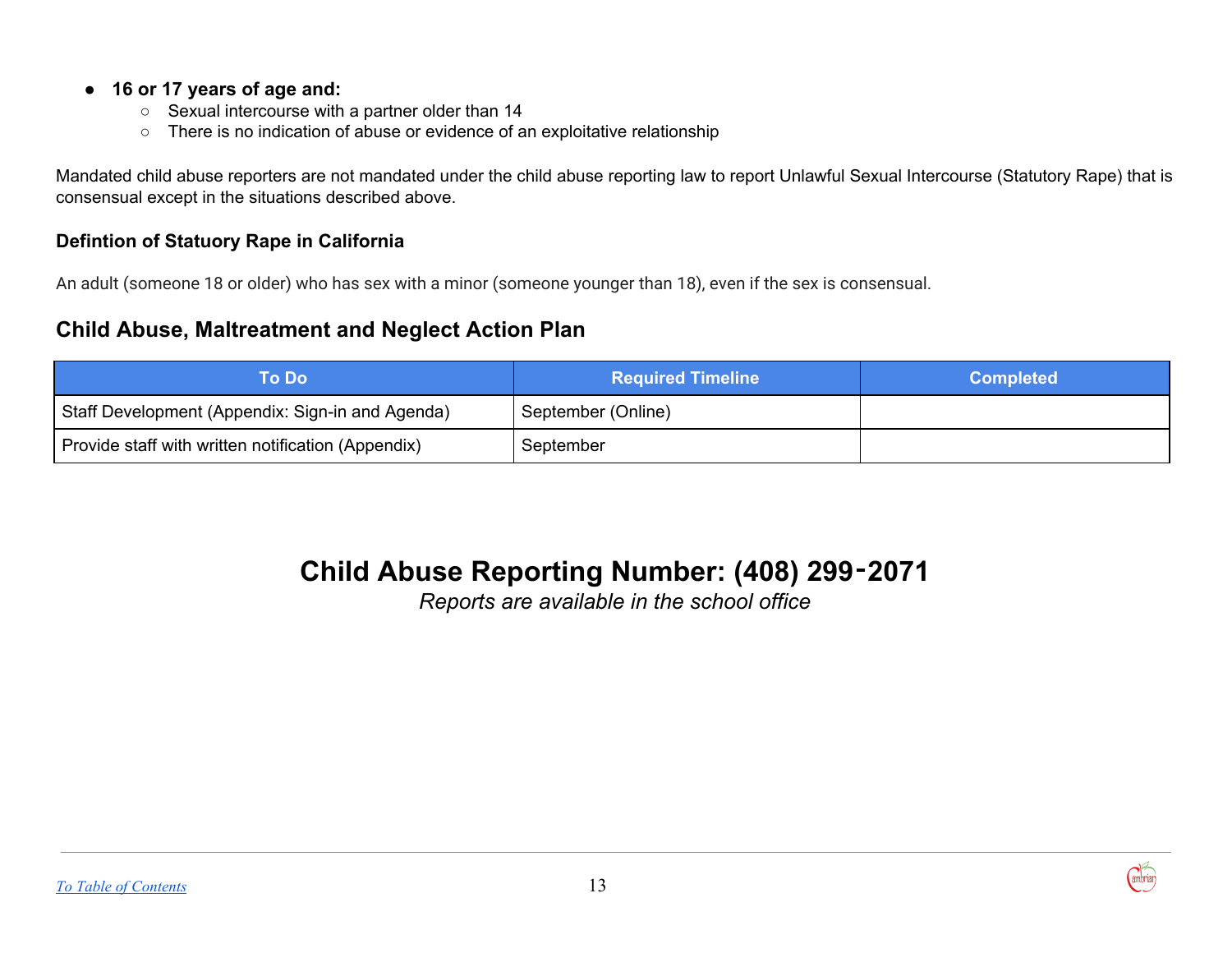- **16 or 17 years of age and:**
  - Sexual intercourse with a partner older than 14
  - There is no indication of abuse or evidence of an exploitative relationship

Mandated child abuse reporters are not mandated under the child abuse reporting law to report Unlawful Sexual Intercourse (Statutory Rape) that is consensual except in the situations described above.

#### Defintion of Statuory Rape in California

An adult (someone 18 or older) who has sex with a minor (someone younger than 18), even if the sex is consensual.

### Child Abuse, Maltreatment and Neglect Action Plan

| To Do | Required Timeline | Completed |
| --- | --- | --- |
| Staff Development (Appendix: Sign-in and Agenda) | September (Online) | |
| Provide staff with written notification (Appendix) | September | |

## Child Abuse Reporting Number: (408) 299-2071

*Reports are available in the school office*

[To Table of Contents](#)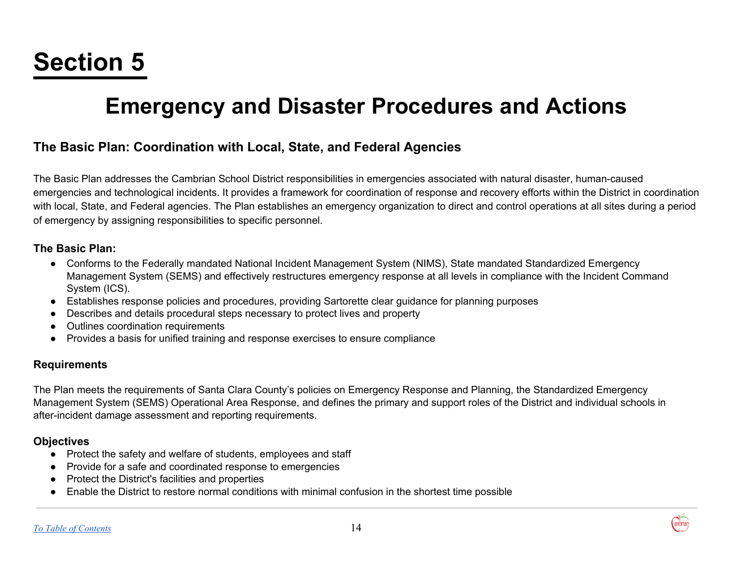# Section 5

# Emergency and Disaster Procedures and Actions

## The Basic Plan: Coordination with Local, State, and Federal Agencies

The Basic Plan addresses the Cambrian School District responsibilities in emergencies associated with natural disaster, human-caused emergencies and technological incidents. It provides a framework for coordination of response and recovery efforts within the District in coordination with local, State, and Federal agencies. The Plan establishes an emergency organization to direct and control operations at all sites during a period of emergency by assigning responsibilities to specific personnel.

### The Basic Plan:

- Conforms to the Federally mandated National Incident Management System (NIMS), State mandated Standardized Emergency Management System (SEMS) and effectively restructures emergency response at all levels in compliance with the Incident Command System (ICS).
- Establishes response policies and procedures, providing Sartorette clear guidance for planning purposes
- Describes and details procedural steps necessary to protect lives and property
- Outlines coordination requirements
- Provides a basis for unified training and response exercises to ensure compliance

### Requirements

The Plan meets the requirements of Santa Clara County's policies on Emergency Response and Planning, the Standardized Emergency Management System (SEMS) Operational Area Response, and defines the primary and support roles of the District and individual schools in after-incident damage assessment and reporting requirements.

### Objectives

- Protect the safety and welfare of students, employees and staff
- Provide for a safe and coordinated response to emergencies
- Protect the District's facilities and properties
- Enable the District to restore normal conditions with minimal confusion in the shortest time possible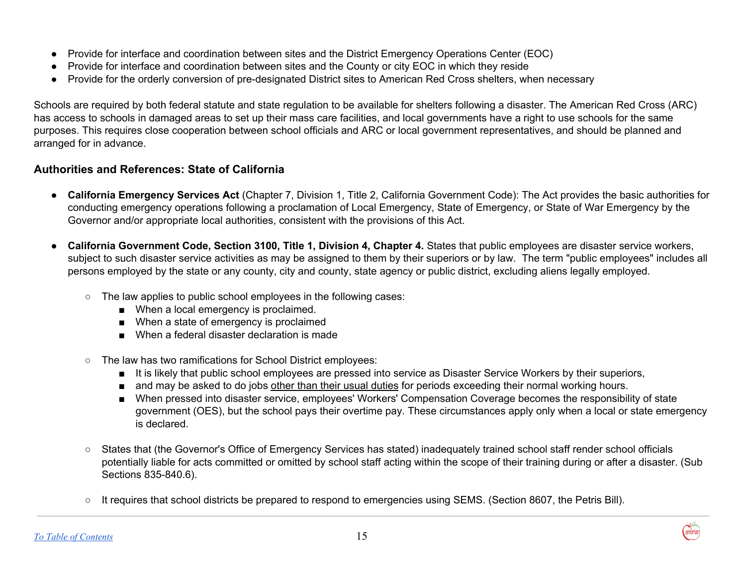- Provide for interface and coordination between sites and the District Emergency Operations Center (EOC)
- Provide for interface and coordination between sites and the County or city EOC in which they reside
- Provide for the orderly conversion of pre-designated District sites to American Red Cross shelters, when necessary

Schools are required by both federal statute and state regulation to be available for shelters following a disaster. The American Red Cross (ARC) has access to schools in damaged areas to set up their mass care facilities, and local governments have a right to use schools for the same purposes. This requires close cooperation between school officials and ARC or local government representatives, and should be planned and arranged for in advance.

### Authorities and References: State of California

- **California Emergency Services Act** (Chapter 7, Division 1, Title 2, California Government Code): The Act provides the basic authorities for conducting emergency operations following a proclamation of Local Emergency, State of Emergency, or State of War Emergency by the Governor and/or appropriate local authorities, consistent with the provisions of this Act.

- **California Government Code, Section 3100, Title 1, Division 4, Chapter 4.** States that public employees are disaster service workers, subject to such disaster service activities as may be assigned to them by their superiors or by law. The term "public employees" includes all persons employed by the state or any county, city and county, state agency or public district, excluding aliens legally employed.

    - The law applies to public school employees in the following cases:
        - When a local emergency is proclaimed.
        - When a state of emergency is proclaimed
        - When a federal disaster declaration is made

    - The law has two ramifications for School District employees:
        - It is likely that public school employees are pressed into service as Disaster Service Workers by their superiors,
        - and may be asked to do jobs <u>other than their usual duties</u> for periods exceeding their normal working hours.
        - When pressed into disaster service, employees' Workers' Compensation Coverage becomes the responsibility of state government (OES), but the school pays their overtime pay. These circumstances apply only when a local or state emergency is declared.

    - States that (the Governor's Office of Emergency Services has stated) inadequately trained school staff render school officials potentially liable for acts committed or omitted by school staff acting within the scope of their training during or after a disaster. (Sub Sections 835-840.6).

    - It requires that school districts be prepared to respond to emergencies using SEMS. (Section 8607, the Petris Bill).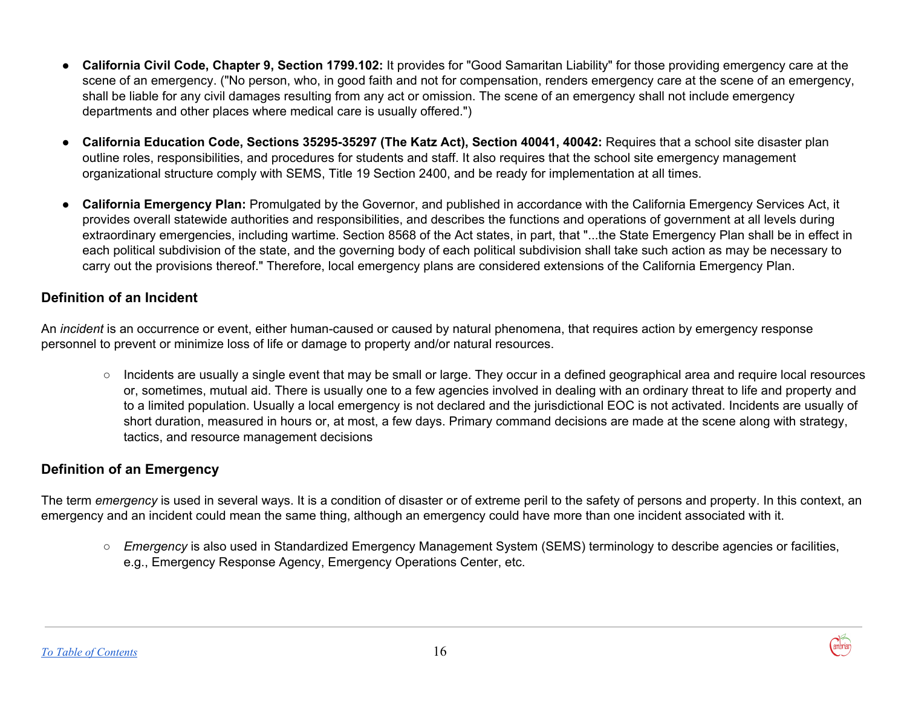- **California Civil Code, Chapter 9, Section 1799.102:** It provides for "Good Samaritan Liability" for those providing emergency care at the scene of an emergency. ("No person, who, in good faith and not for compensation, renders emergency care at the scene of an emergency, shall be liable for any civil damages resulting from any act or omission. The scene of an emergency shall not include emergency departments and other places where medical care is usually offered.")

- **California Education Code, Sections 35295-35297 (The Katz Act), Section 40041, 40042:** Requires that a school site disaster plan outline roles, responsibilities, and procedures for students and staff. It also requires that the school site emergency management organizational structure comply with SEMS, Title 19 Section 2400, and be ready for implementation at all times.

- **California Emergency Plan:** Promulgated by the Governor, and published in accordance with the California Emergency Services Act, it provides overall statewide authorities and responsibilities, and describes the functions and operations of government at all levels during extraordinary emergencies, including wartime. Section 8568 of the Act states, in part, that "...the State Emergency Plan shall be in effect in each political subdivision of the state, and the governing body of each political subdivision shall take such action as may be necessary to carry out the provisions thereof." Therefore, local emergency plans are considered extensions of the California Emergency Plan.

### Definition of an Incident

An *incident* is an occurrence or event, either human-caused or caused by natural phenomena, that requires action by emergency response personnel to prevent or minimize loss of life or damage to property and/or natural resources.

- Incidents are usually a single event that may be small or large. They occur in a defined geographical area and require local resources or, sometimes, mutual aid. There is usually one to a few agencies involved in dealing with an ordinary threat to life and property and to a limited population. Usually a local emergency is not declared and the jurisdictional EOC is not activated. Incidents are usually of short duration, measured in hours or, at most, a few days. Primary command decisions are made at the scene along with strategy, tactics, and resource management decisions

### Definition of an Emergency

The term *emergency* is used in several ways. It is a condition of disaster or of extreme peril to the safety of persons and property. In this context, an emergency and an incident could mean the same thing, although an emergency could have more than one incident associated with it.

- *Emergency* is also used in Standardized Emergency Management System (SEMS) terminology to describe agencies or facilities, e.g., Emergency Response Agency, Emergency Operations Center, etc.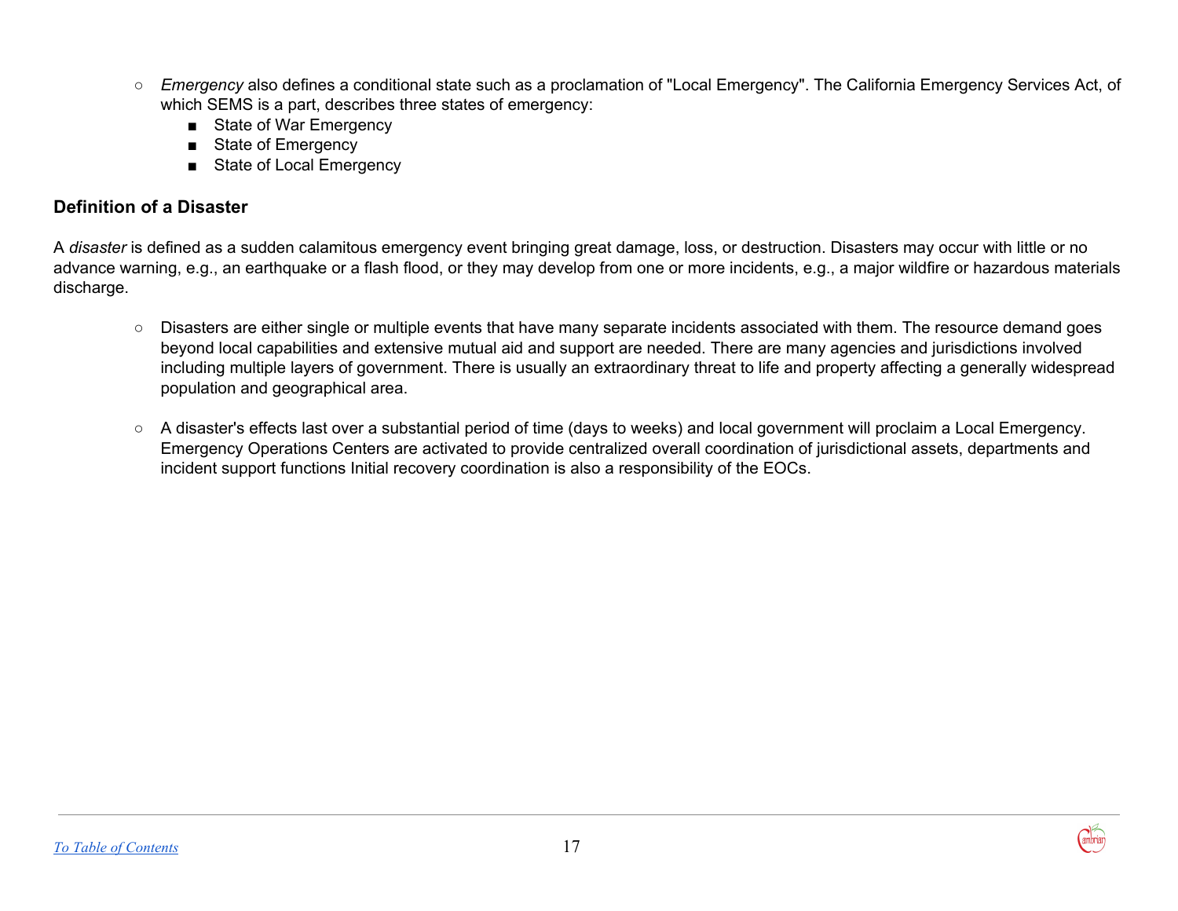- *Emergency* also defines a conditional state such as a proclamation of "Local Emergency". The California Emergency Services Act, of which SEMS is a part, describes three states of emergency:
    - State of War Emergency
    - State of Emergency
    - State of Local Emergency

### Definition of a Disaster

A *disaster* is defined as a sudden calamitous emergency event bringing great damage, loss, or destruction. Disasters may occur with little or no advance warning, e.g., an earthquake or a flash flood, or they may develop from one or more incidents, e.g., a major wildfire or hazardous materials discharge.

- Disasters are either single or multiple events that have many separate incidents associated with them. The resource demand goes beyond local capabilities and extensive mutual aid and support are needed. There are many agencies and jurisdictions involved including multiple layers of government. There is usually an extraordinary threat to life and property affecting a generally widespread population and geographical area.

- A disaster's effects last over a substantial period of time (days to weeks) and local government will proclaim a Local Emergency. Emergency Operations Centers are activated to provide centralized overall coordination of jurisdictional assets, departments and incident support functions Initial recovery coordination is also a responsibility of the EOCs.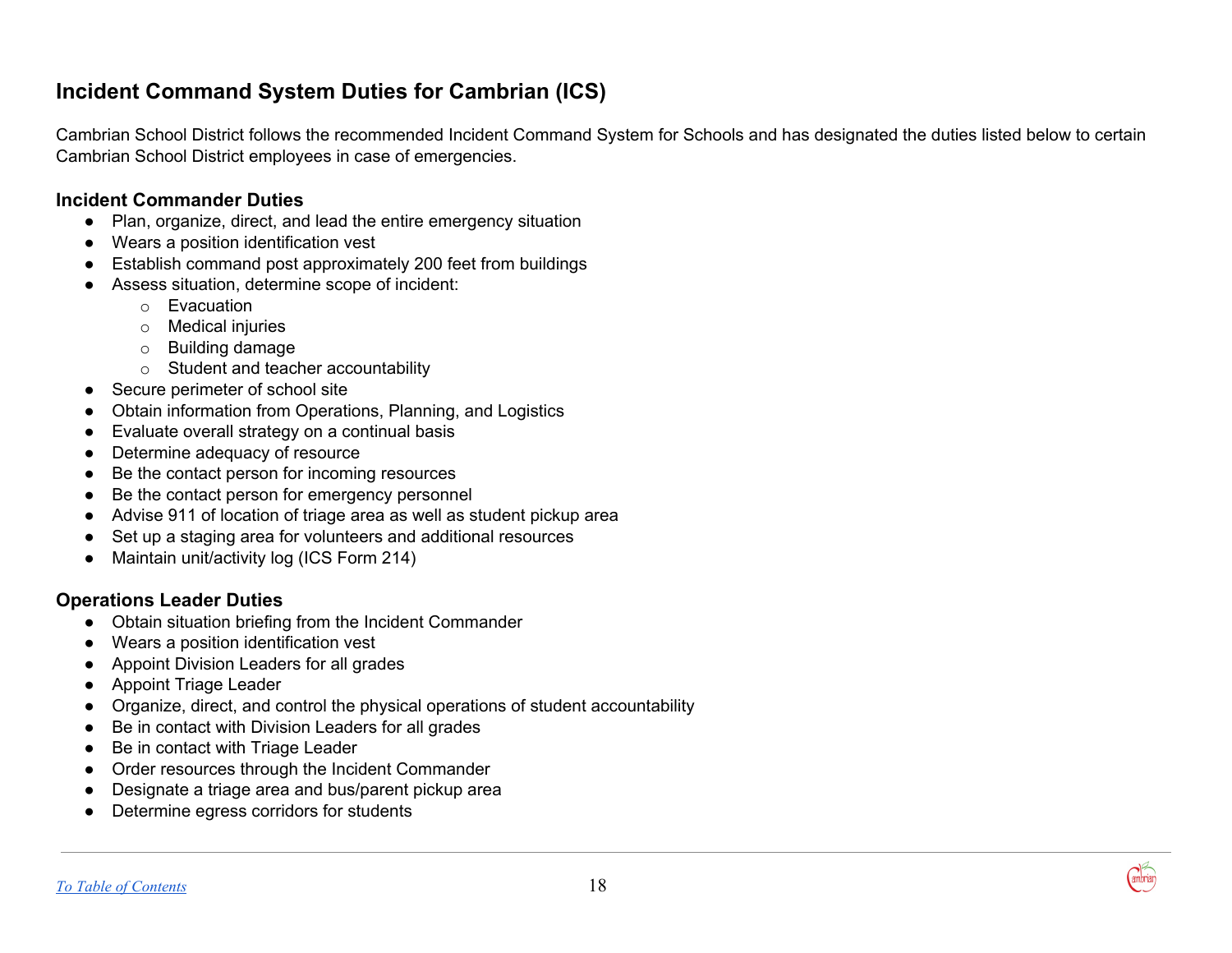## Incident Command System Duties for Cambrian (ICS)

Cambrian School District follows the recommended Incident Command System for Schools and has designated the duties listed below to certain Cambrian School District employees in case of emergencies.

### Incident Commander Duties

- Plan, organize, direct, and lead the entire emergency situation
- Wears a position identification vest
- Establish command post approximately 200 feet from buildings
- Assess situation, determine scope of incident:
  - Evacuation
  - Medical injuries
  - Building damage
  - Student and teacher accountability
- Secure perimeter of school site
- Obtain information from Operations, Planning, and Logistics
- Evaluate overall strategy on a continual basis
- Determine adequacy of resource
- Be the contact person for incoming resources
- Be the contact person for emergency personnel
- Advise 911 of location of triage area as well as student pickup area
- Set up a staging area for volunteers and additional resources
- Maintain unit/activity log (ICS Form 214)

### Operations Leader Duties

- Obtain situation briefing from the Incident Commander
- Wears a position identification vest
- Appoint Division Leaders for all grades
- Appoint Triage Leader
- Organize, direct, and control the physical operations of student accountability
- Be in contact with Division Leaders for all grades
- Be in contact with Triage Leader
- Order resources through the Incident Commander
- Designate a triage area and bus/parent pickup area
- Determine egress corridors for students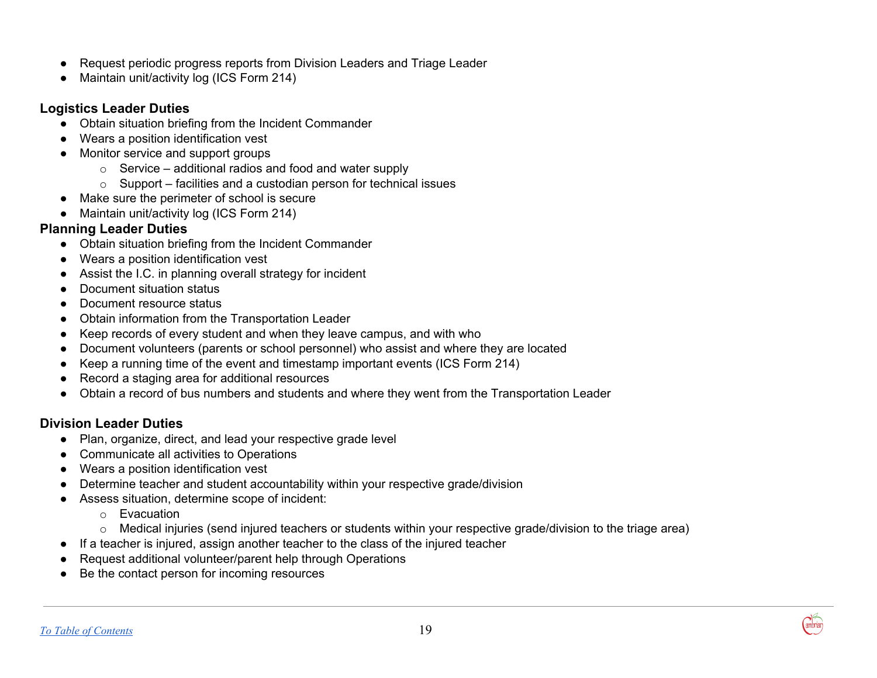- Request periodic progress reports from Division Leaders and Triage Leader
- Maintain unit/activity log (ICS Form 214)

### Logistics Leader Duties

- Obtain situation briefing from the Incident Commander
- Wears a position identification vest
- Monitor service and support groups
    - Service – additional radios and food and water supply
    - Support – facilities and a custodian person for technical issues
- Make sure the perimeter of school is secure
- Maintain unit/activity log (ICS Form 214)

### Planning Leader Duties

- Obtain situation briefing from the Incident Commander
- Wears a position identification vest
- Assist the I.C. in planning overall strategy for incident
- Document situation status
- Document resource status
- Obtain information from the Transportation Leader
- Keep records of every student and when they leave campus, and with who
- Document volunteers (parents or school personnel) who assist and where they are located
- Keep a running time of the event and timestamp important events (ICS Form 214)
- Record a staging area for additional resources
- Obtain a record of bus numbers and students and where they went from the Transportation Leader

### Division Leader Duties

- Plan, organize, direct, and lead your respective grade level
- Communicate all activities to Operations
- Wears a position identification vest
- Determine teacher and student accountability within your respective grade/division
- Assess situation, determine scope of incident:
    - Evacuation
    - Medical injuries (send injured teachers or students within your respective grade/division to the triage area)
- If a teacher is injured, assign another teacher to the class of the injured teacher
- Request additional volunteer/parent help through Operations
- Be the contact person for incoming resources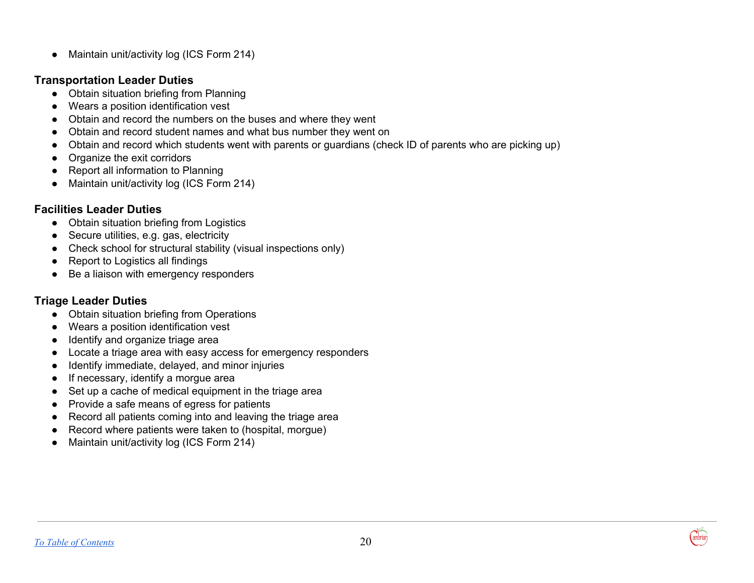- Maintain unit/activity log (ICS Form 214)

**Transportation Leader Duties**

- Obtain situation briefing from Planning
- Wears a position identification vest
- Obtain and record the numbers on the buses and where they went
- Obtain and record student names and what bus number they went on
- Obtain and record which students went with parents or guardians (check ID of parents who are picking up)
- Organize the exit corridors
- Report all information to Planning
- Maintain unit/activity log (ICS Form 214)

**Facilities Leader Duties**

- Obtain situation briefing from Logistics
- Secure utilities, e.g. gas, electricity
- Check school for structural stability (visual inspections only)
- Report to Logistics all findings
- Be a liaison with emergency responders

**Triage Leader Duties**

- Obtain situation briefing from Operations
- Wears a position identification vest
- Identify and organize triage area
- Locate a triage area with easy access for emergency responders
- Identify immediate, delayed, and minor injuries
- If necessary, identify a morgue area
- Set up a cache of medical equipment in the triage area
- Provide a safe means of egress for patients
- Record all patients coming into and leaving the triage area
- Record where patients were taken to (hospital, morgue)
- Maintain unit/activity log (ICS Form 214)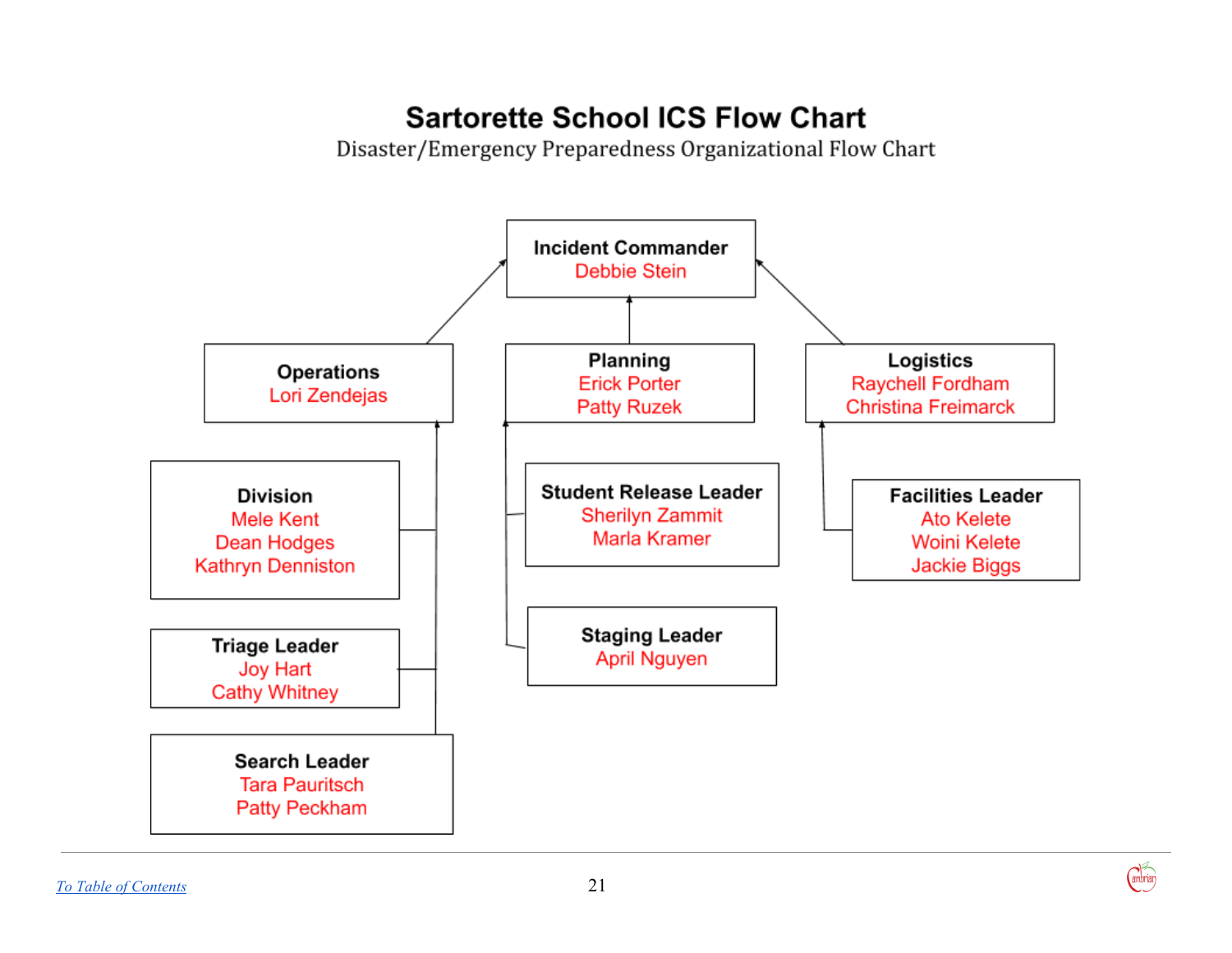# Sartorette School ICS Flow Chart

Disaster/Emergency Preparedness Organizational Flow Chart

**Incident Commander**
Debbie Stein

**Operations**
Lori Zendejas

- **Division**
  Mele Kent
  Dean Hodges
  Kathryn Denniston
- **Triage Leader**
  Joy Hart
  Cathy Whitney
- **Search Leader**
  Tara Pauritsch
  Patty Peckham

**Planning**
Erick Porter
Patty Ruzek

- **Student Release Leader**
  Sherilyn Zammit
  Marla Kramer
- **Staging Leader**
  April Nguyen

**Logistics**
Raychell Fordham
Christina Freimarck

- **Facilities Leader**
  Ato Kelete
  Woini Kelete
  Jackie Biggs

[To Table of Contents]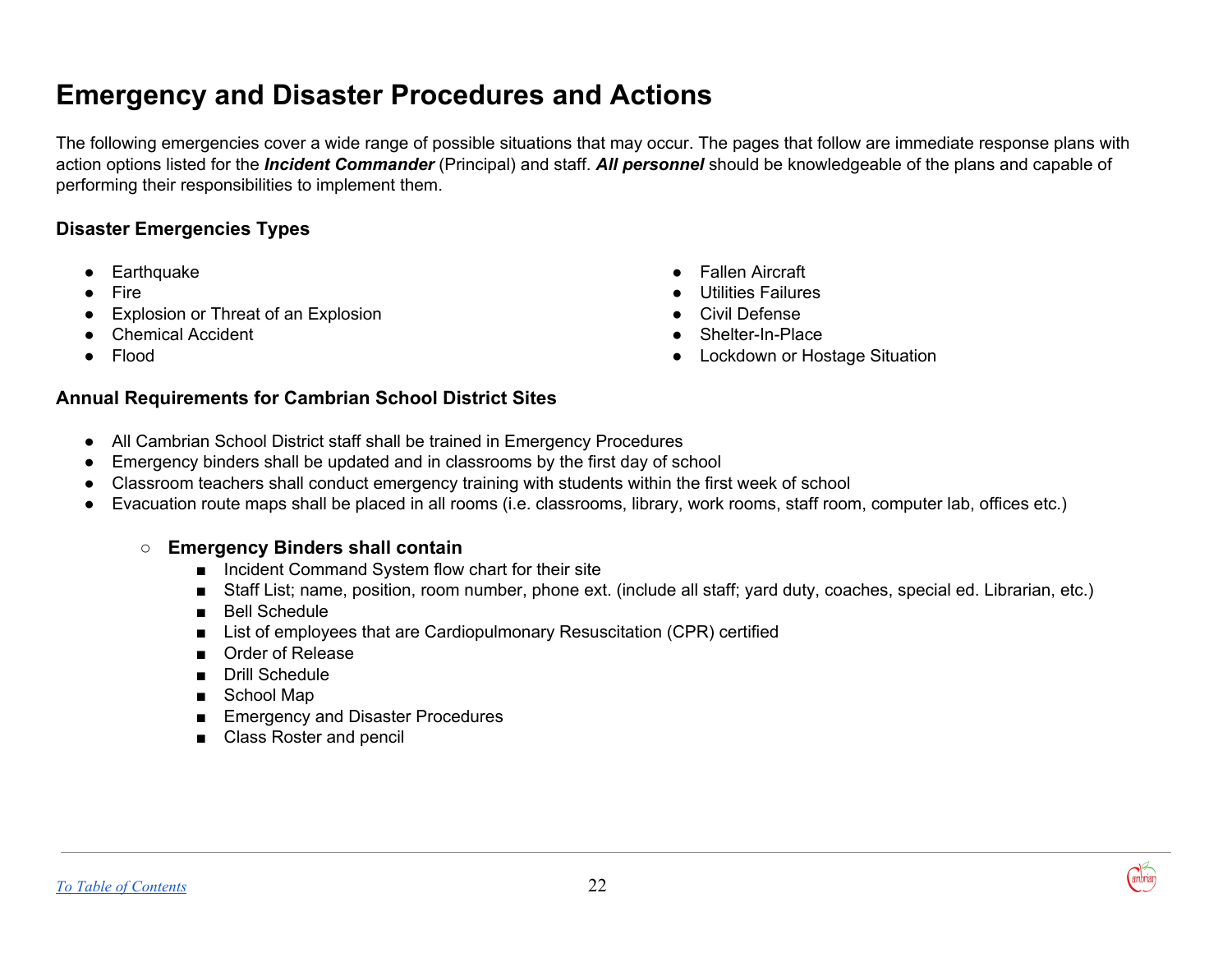# Emergency and Disaster Procedures and Actions

The following emergencies cover a wide range of possible situations that may occur. The pages that follow are immediate response plans with action options listed for the ***Incident Commander*** (Principal) and staff. ***All personnel*** should be knowledgeable of the plans and capable of performing their responsibilities to implement them.

### Disaster Emergencies Types

- Earthquake
- Fire
- Explosion or Threat of an Explosion
- Chemical Accident
- Flood
- Fallen Aircraft
- Utilities Failures
- Civil Defense
- Shelter-In-Place
- Lockdown or Hostage Situation

### Annual Requirements for Cambrian School District Sites

- All Cambrian School District staff shall be trained in Emergency Procedures
- Emergency binders shall be updated and in classrooms by the first day of school
- Classroom teachers shall conduct emergency training with students within the first week of school
- Evacuation route maps shall be placed in all rooms (i.e. classrooms, library, work rooms, staff room, computer lab, offices etc.)
    - **Emergency Binders shall contain**
        - Incident Command System flow chart for their site
        - Staff List; name, position, room number, phone ext. (include all staff; yard duty, coaches, special ed. Librarian, etc.)
        - Bell Schedule
        - List of employees that are Cardiopulmonary Resuscitation (CPR) certified
        - Order of Release
        - Drill Schedule
        - School Map
        - Emergency and Disaster Procedures
        - Class Roster and pencil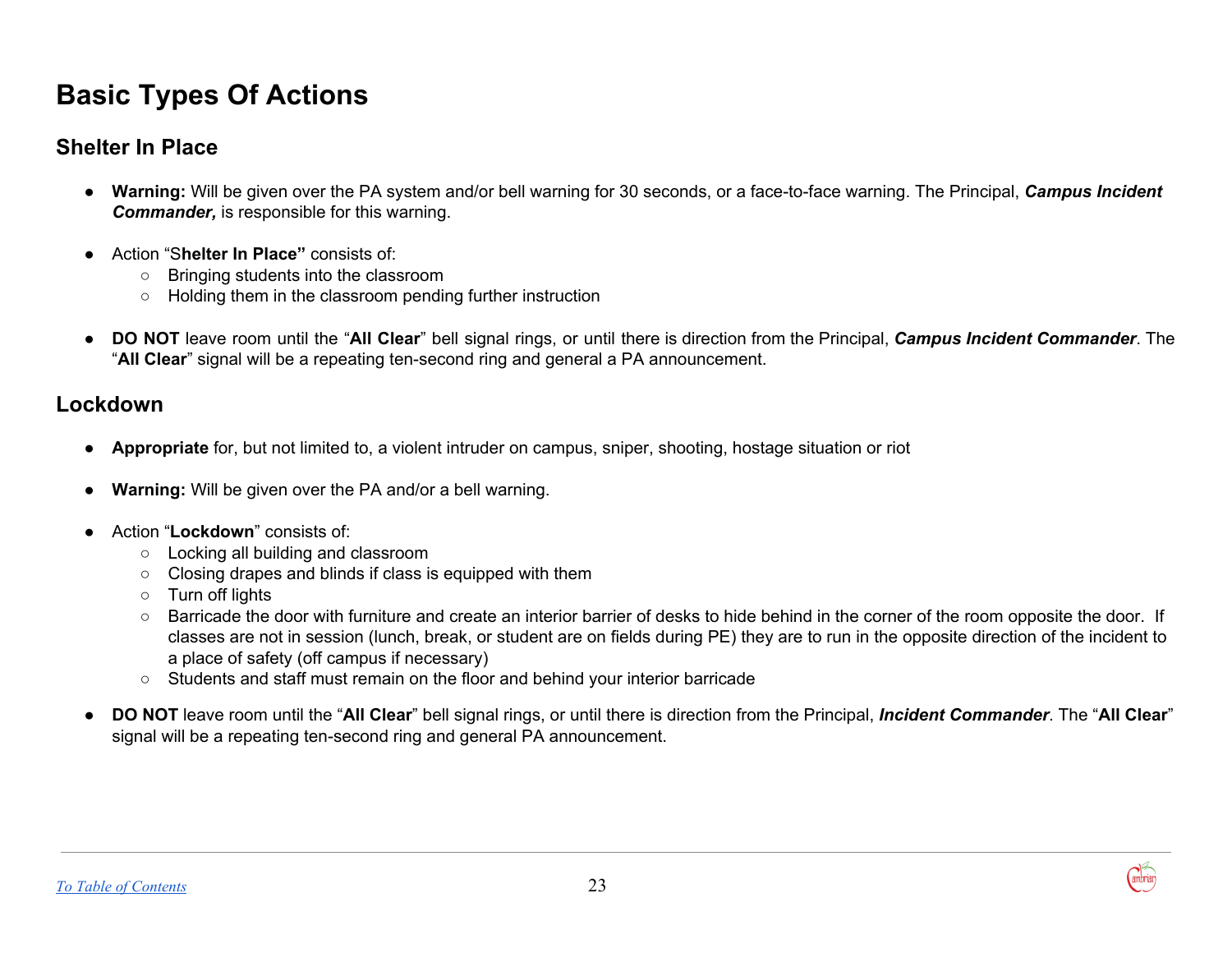# Basic Types Of Actions

## Shelter In Place

- **Warning:** Will be given over the PA system and/or bell warning for 30 seconds, or a face-to-face warning. The Principal, ***Campus Incident Commander,*** is responsible for this warning.

- Action "S**helter In Place"** consists of:
  - Bringing students into the classroom
  - Holding them in the classroom pending further instruction

- **DO NOT** leave room until the "**All Clear**" bell signal rings, or until there is direction from the Principal, ***Campus Incident Commander***. The "**All Clear**" signal will be a repeating ten-second ring and general a PA announcement.

## Lockdown

- **Appropriate** for, but not limited to, a violent intruder on campus, sniper, shooting, hostage situation or riot

- **Warning:** Will be given over the PA and/or a bell warning.

- Action "**Lockdown**" consists of:
  - Locking all building and classroom
  - Closing drapes and blinds if class is equipped with them
  - Turn off lights
  - Barricade the door with furniture and create an interior barrier of desks to hide behind in the corner of the room opposite the door. If classes are not in session (lunch, break, or student are on fields during PE) they are to run in the opposite direction of the incident to a place of safety (off campus if necessary)
  - Students and staff must remain on the floor and behind your interior barricade

- **DO NOT** leave room until the "**All Clear**" bell signal rings, or until there is direction from the Principal, ***Incident Commander***. The "**All Clear**" signal will be a repeating ten-second ring and general PA announcement.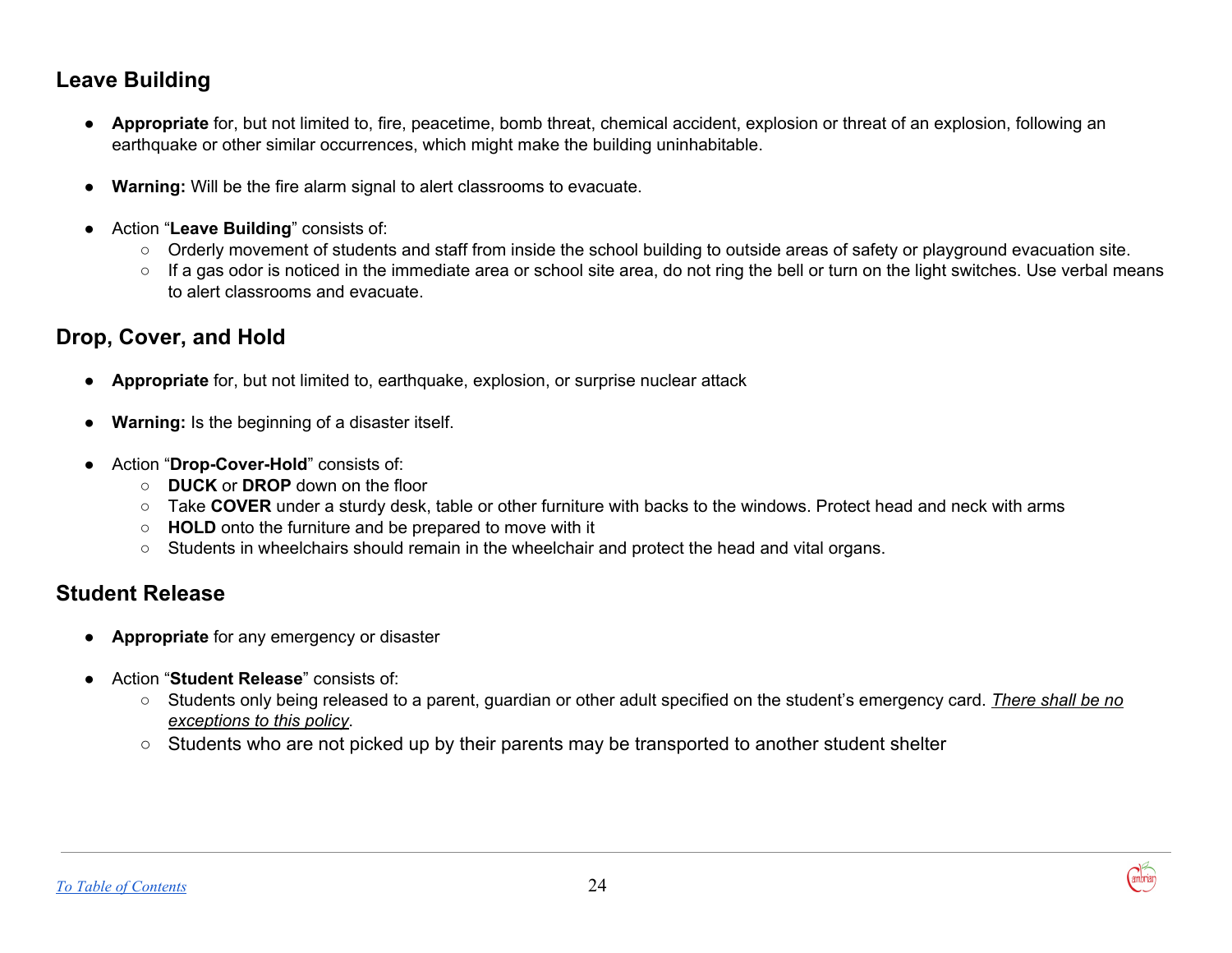## Leave Building

- **Appropriate** for, but not limited to, fire, peacetime, bomb threat, chemical accident, explosion or threat of an explosion, following an earthquake or other similar occurrences, which might make the building uninhabitable.

- **Warning:** Will be the fire alarm signal to alert classrooms to evacuate.

- Action "**Leave Building**" consists of:
  - Orderly movement of students and staff from inside the school building to outside areas of safety or playground evacuation site.
  - If a gas odor is noticed in the immediate area or school site area, do not ring the bell or turn on the light switches. Use verbal means to alert classrooms and evacuate.

## Drop, Cover, and Hold

- **Appropriate** for, but not limited to, earthquake, explosion, or surprise nuclear attack

- **Warning:** Is the beginning of a disaster itself.

- Action "**Drop-Cover-Hold**" consists of:
  - **DUCK** or **DROP** down on the floor
  - Take **COVER** under a sturdy desk, table or other furniture with backs to the windows. Protect head and neck with arms
  - **HOLD** onto the furniture and be prepared to move with it
  - Students in wheelchairs should remain in the wheelchair and protect the head and vital organs.

## Student Release

- **Appropriate** for any emergency or disaster

- Action "**Student Release**" consists of:
  - Students only being released to a parent, guardian or other adult specified on the student's emergency card. *There shall be no exceptions to this policy*.
  - Students who are not picked up by their parents may be transported to another student shelter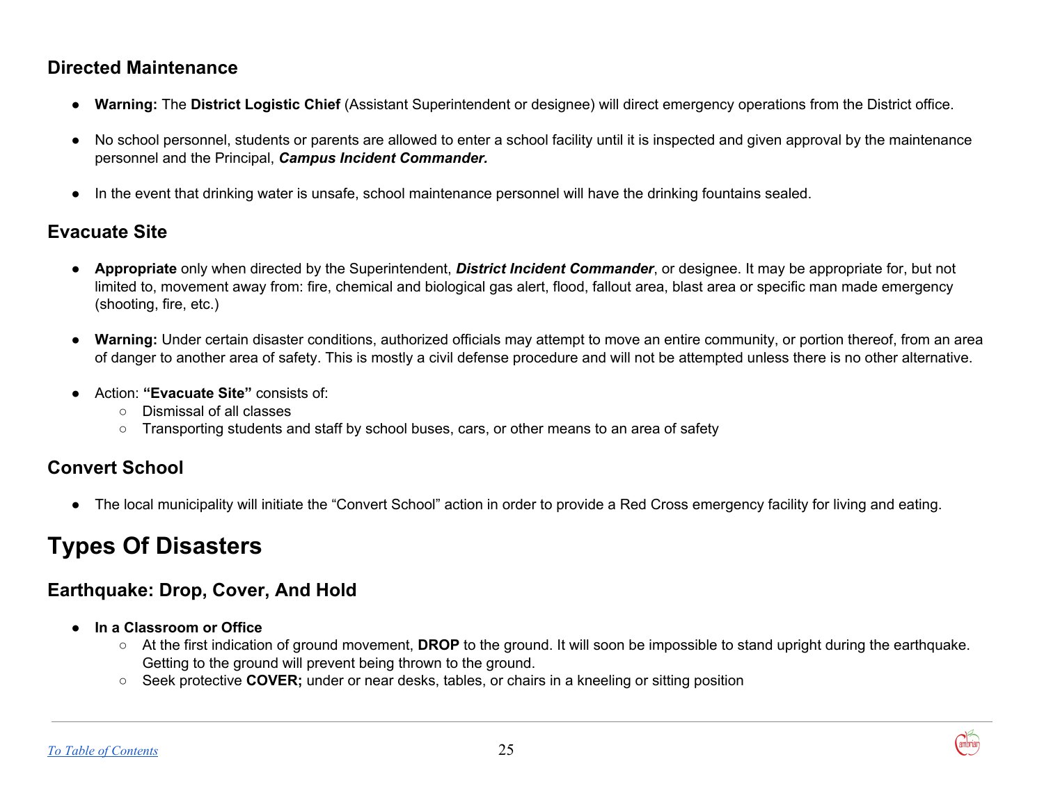### Directed Maintenance

- **Warning:** The **District Logistic Chief** (Assistant Superintendent or designee) will direct emergency operations from the District office.

- No school personnel, students or parents are allowed to enter a school facility until it is inspected and given approval by the maintenance personnel and the Principal, ***Campus Incident Commander.***

- In the event that drinking water is unsafe, school maintenance personnel will have the drinking fountains sealed.

### Evacuate Site

- **Appropriate** only when directed by the Superintendent, ***District Incident Commander***, or designee. It may be appropriate for, but not limited to, movement away from: fire, chemical and biological gas alert, flood, fallout area, blast area or specific man made emergency (shooting, fire, etc.)

- **Warning:** Under certain disaster conditions, authorized officials may attempt to move an entire community, or portion thereof, from an area of danger to another area of safety. This is mostly a civil defense procedure and will not be attempted unless there is no other alternative.

- Action: **"Evacuate Site"** consists of:
  - Dismissal of all classes
  - Transporting students and staff by school buses, cars, or other means to an area of safety

### Convert School

- The local municipality will initiate the "Convert School" action in order to provide a Red Cross emergency facility for living and eating.

## Types Of Disasters

### Earthquake: Drop, Cover, And Hold

- **In a Classroom or Office**
  - At the first indication of ground movement, **DROP** to the ground. It will soon be impossible to stand upright during the earthquake. Getting to the ground will prevent being thrown to the ground.
  - Seek protective **COVER;** under or near desks, tables, or chairs in a kneeling or sitting position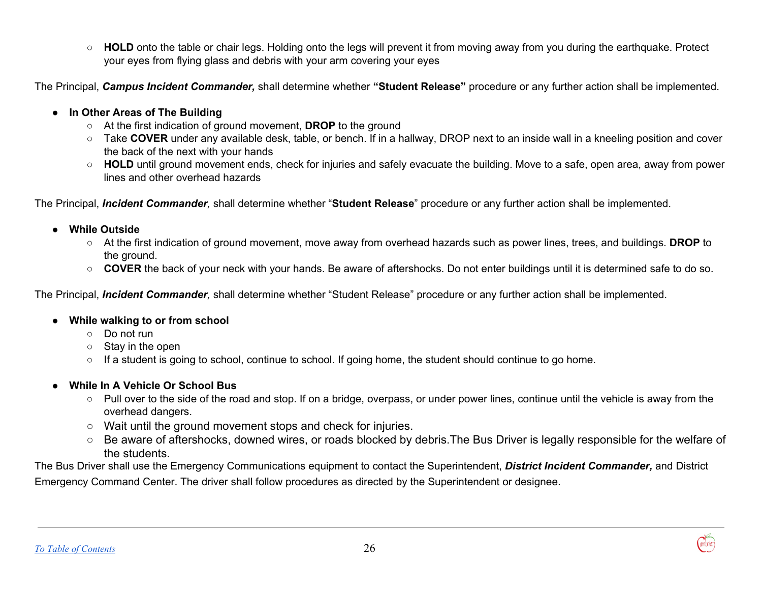- **HOLD** onto the table or chair legs. Holding onto the legs will prevent it from moving away from you during the earthquake. Protect your eyes from flying glass and debris with your arm covering your eyes

The Principal, ***Campus Incident Commander,*** shall determine whether **"Student Release"** procedure or any further action shall be implemented.

- **In Other Areas of The Building**
   - At the first indication of ground movement, **DROP** to the ground
   - Take **COVER** under any available desk, table, or bench. If in a hallway, DROP next to an inside wall in a kneeling position and cover the back of the next with your hands
   - **HOLD** until ground movement ends, check for injuries and safely evacuate the building. Move to a safe, open area, away from power lines and other overhead hazards

The Principal, ***Incident Commander,*** shall determine whether "**Student Release**" procedure or any further action shall be implemented.

- **While Outside**
   - At the first indication of ground movement, move away from overhead hazards such as power lines, trees, and buildings. **DROP** to the ground.
   - **COVER** the back of your neck with your hands. Be aware of aftershocks. Do not enter buildings until it is determined safe to do so.

The Principal, ***Incident Commander,*** shall determine whether "Student Release" procedure or any further action shall be implemented.

- **While walking to or from school**
   - Do not run
   - Stay in the open
   - If a student is going to school, continue to school. If going home, the student should continue to go home.

- **While In A Vehicle Or School Bus**
   - Pull over to the side of the road and stop. If on a bridge, overpass, or under power lines, continue until the vehicle is away from the overhead dangers.
   - Wait until the ground movement stops and check for injuries.
   - Be aware of aftershocks, downed wires, or roads blocked by debris.The Bus Driver is legally responsible for the welfare of the students.

The Bus Driver shall use the Emergency Communications equipment to contact the Superintendent, ***District Incident Commander,*** and District Emergency Command Center. The driver shall follow procedures as directed by the Superintendent or designee.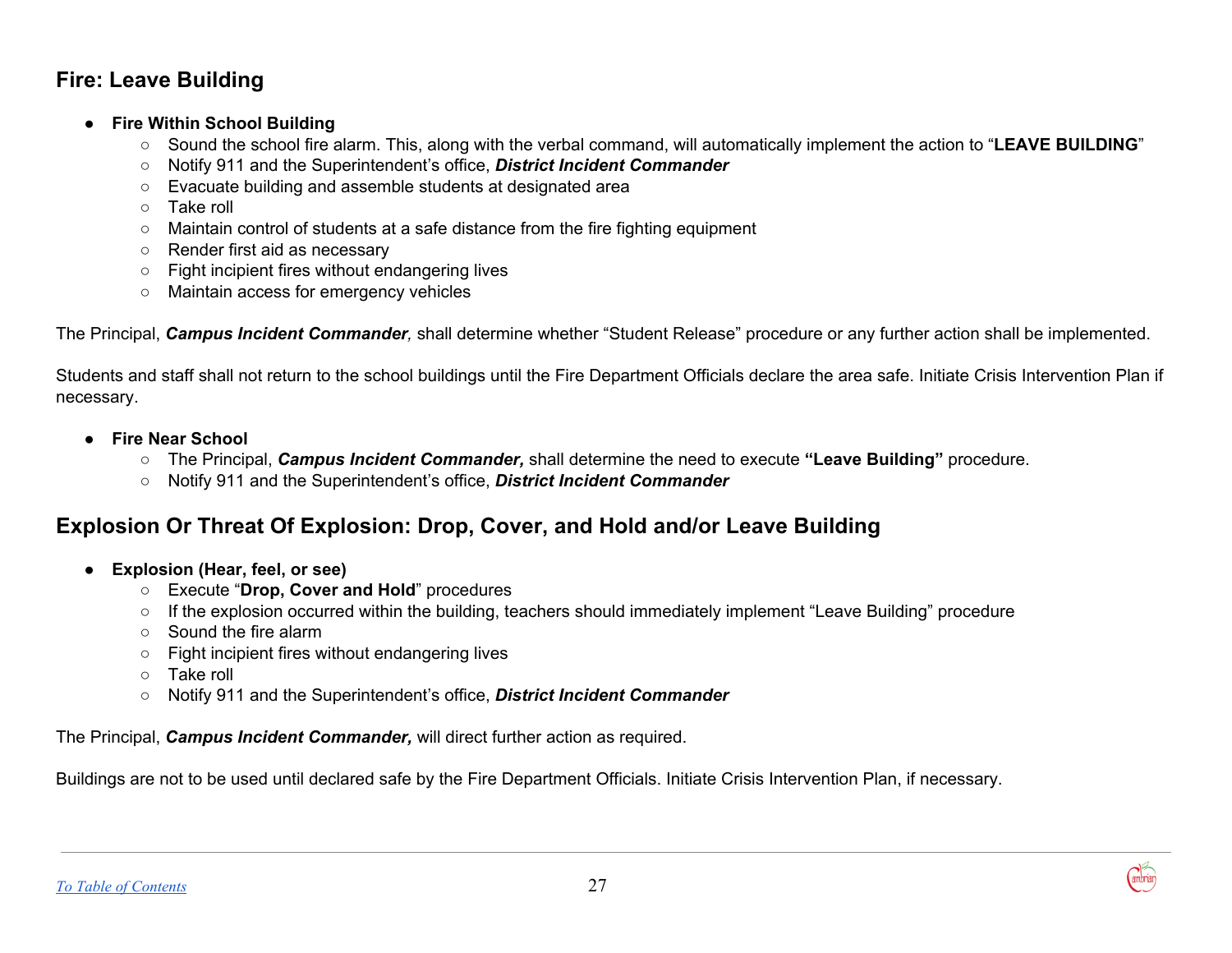## Fire: Leave Building

- **Fire Within School Building**
    - Sound the school fire alarm. This, along with the verbal command, will automatically implement the action to "**LEAVE BUILDING**"
    - Notify 911 and the Superintendent's office, ***District Incident Commander***
    - Evacuate building and assemble students at designated area
    - Take roll
    - Maintain control of students at a safe distance from the fire fighting equipment
    - Render first aid as necessary
    - Fight incipient fires without endangering lives
    - Maintain access for emergency vehicles

The Principal, ***Campus Incident Commander,*** shall determine whether "Student Release" procedure or any further action shall be implemented.

Students and staff shall not return to the school buildings until the Fire Department Officials declare the area safe. Initiate Crisis Intervention Plan if necessary.

- **Fire Near School**
    - The Principal, ***Campus Incident Commander,*** shall determine the need to execute **"Leave Building"** procedure.
    - Notify 911 and the Superintendent's office, ***District Incident Commander***

## Explosion Or Threat Of Explosion: Drop, Cover, and Hold and/or Leave Building

- **Explosion (Hear, feel, or see)**
    - Execute "**Drop, Cover and Hold**" procedures
    - If the explosion occurred within the building, teachers should immediately implement "Leave Building" procedure
    - Sound the fire alarm
    - Fight incipient fires without endangering lives
    - Take roll
    - Notify 911 and the Superintendent's office, ***District Incident Commander***

The Principal, ***Campus Incident Commander,*** will direct further action as required.

Buildings are not to be used until declared safe by the Fire Department Officials. Initiate Crisis Intervention Plan, if necessary.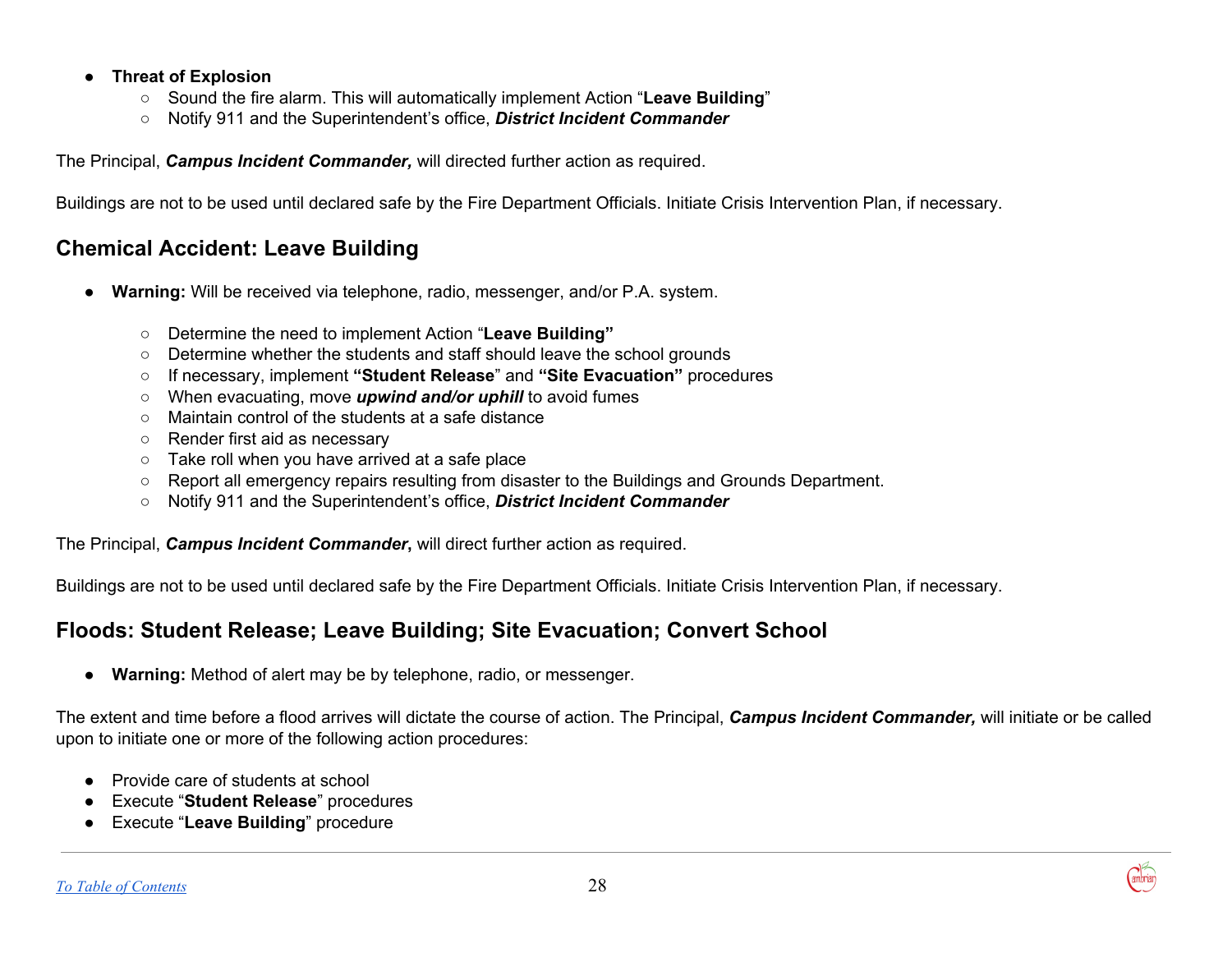- **Threat of Explosion**
  - Sound the fire alarm. This will automatically implement Action "**Leave Building**"
  - Notify 911 and the Superintendent's office, ***District Incident Commander***

The Principal, ***Campus Incident Commander,*** will directed further action as required.

Buildings are not to be used until declared safe by the Fire Department Officials. Initiate Crisis Intervention Plan, if necessary.

## Chemical Accident: Leave Building

- **Warning:** Will be received via telephone, radio, messenger, and/or P.A. system.
  - Determine the need to implement Action "**Leave Building"**
  - Determine whether the students and staff should leave the school grounds
  - If necessary, implement **"Student Release**" and **"Site Evacuation"** procedures
  - When evacuating, move ***upwind and/or uphill*** to avoid fumes
  - Maintain control of the students at a safe distance
  - Render first aid as necessary
  - Take roll when you have arrived at a safe place
  - Report all emergency repairs resulting from disaster to the Buildings and Grounds Department.
  - Notify 911 and the Superintendent's office, ***District Incident Commander***

The Principal, ***Campus Incident Commander*****,** will direct further action as required.

Buildings are not to be used until declared safe by the Fire Department Officials. Initiate Crisis Intervention Plan, if necessary.

## Floods: Student Release; Leave Building; Site Evacuation; Convert School

- **Warning:** Method of alert may be by telephone, radio, or messenger.

The extent and time before a flood arrives will dictate the course of action. The Principal, ***Campus Incident Commander,*** will initiate or be called upon to initiate one or more of the following action procedures:

- Provide care of students at school
- Execute "**Student Release**" procedures
- Execute "**Leave Building**" procedure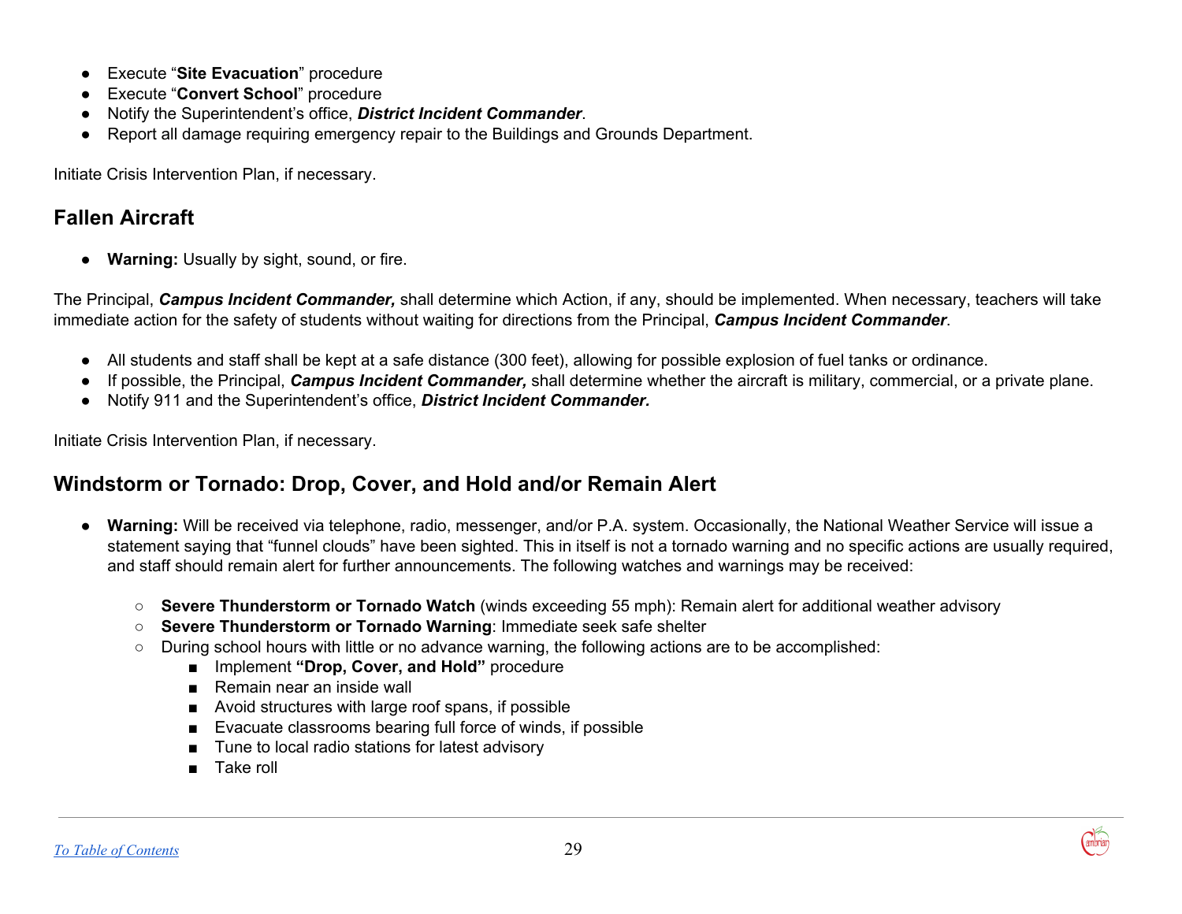- Execute "**Site Evacuation**" procedure
- Execute "**Convert School**" procedure
- Notify the Superintendent's office, ***District Incident Commander***.
- Report all damage requiring emergency repair to the Buildings and Grounds Department.

Initiate Crisis Intervention Plan, if necessary.

## Fallen Aircraft

- **Warning:** Usually by sight, sound, or fire.

The Principal, ***Campus Incident Commander,*** shall determine which Action, if any, should be implemented. When necessary, teachers will take immediate action for the safety of students without waiting for directions from the Principal, ***Campus Incident Commander***.

- All students and staff shall be kept at a safe distance (300 feet), allowing for possible explosion of fuel tanks or ordinance.
- If possible, the Principal, ***Campus Incident Commander,*** shall determine whether the aircraft is military, commercial, or a private plane.
- Notify 911 and the Superintendent's office, ***District Incident Commander.***

Initiate Crisis Intervention Plan, if necessary.

## Windstorm or Tornado: Drop, Cover, and Hold and/or Remain Alert

- **Warning:** Will be received via telephone, radio, messenger, and/or P.A. system. Occasionally, the National Weather Service will issue a statement saying that "funnel clouds" have been sighted. This in itself is not a tornado warning and no specific actions are usually required, and staff should remain alert for further announcements. The following watches and warnings may be received:
  - **Severe Thunderstorm or Tornado Watch** (winds exceeding 55 mph): Remain alert for additional weather advisory
  - **Severe Thunderstorm or Tornado Warning**: Immediate seek safe shelter
  - During school hours with little or no advance warning, the following actions are to be accomplished:
    - Implement **"Drop, Cover, and Hold"** procedure
    - Remain near an inside wall
    - Avoid structures with large roof spans, if possible
    - Evacuate classrooms bearing full force of winds, if possible
    - Tune to local radio stations for latest advisory
    - Take roll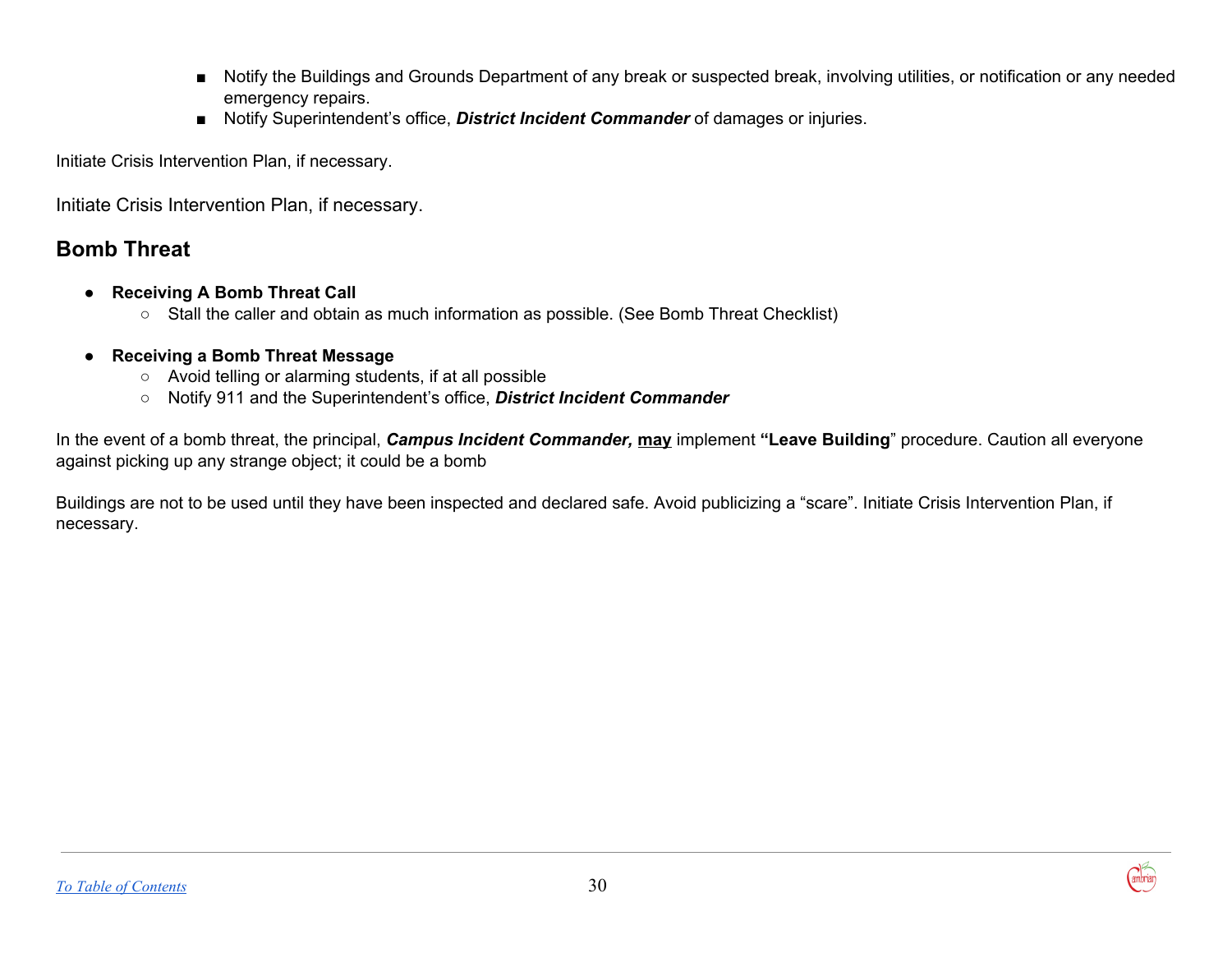- Notify the Buildings and Grounds Department of any break or suspected break, involving utilities, or notification or any needed emergency repairs.
    - Notify Superintendent's office, ***District Incident Commander*** of damages or injuries.

Initiate Crisis Intervention Plan, if necessary.

Initiate Crisis Intervention Plan, if necessary.

## Bomb Threat

- **Receiving A Bomb Threat Call**
  - Stall the caller and obtain as much information as possible. (See Bomb Threat Checklist)

- **Receiving a Bomb Threat Message**
  - Avoid telling or alarming students, if at all possible
  - Notify 911 and the Superintendent's office, ***District Incident Commander***

In the event of a bomb threat, the principal, ***Campus Incident Commander,*** **<u>may</u>** implement **"Leave Building**" procedure. Caution all everyone against picking up any strange object; it could be a bomb

Buildings are not to be used until they have been inspected and declared safe. Avoid publicizing a "scare". Initiate Crisis Intervention Plan, if necessary.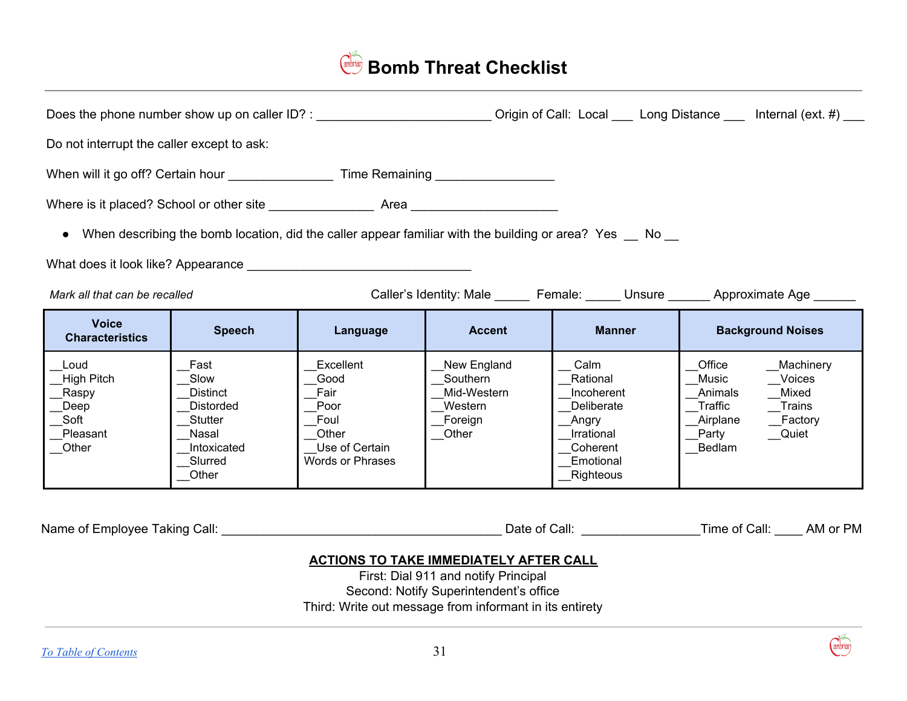# Bomb Threat Checklist

Does the phone number show up on caller ID? : ________________________ Origin of Call: Local ___ Long Distance ___ Internal (ext. #) ___

Do not interrupt the caller except to ask:

When will it go off? Certain hour ______________ Time Remaining ________________

Where is it placed? School or other site ______________ Area ____________________

- When describing the bomb location, did the caller appear familiar with the building or area? Yes __ No __

What does it look like? Appearance ______________________________

*Mark all that can be recalled* Caller's Identity: Male _____ Female: _____ Unsure ______ Approximate Age ______

| Voice Characteristics | Speech | Language | Accent | Manner | Background Noises |
|---|---|---|---|---|---|
| __Loud<br>__High Pitch<br>__Raspy<br>__Deep<br>__Soft<br>__Pleasant<br>__Other | __Fast<br>__Slow<br>__Distinct<br>__Distorded<br>__Stutter<br>__Nasal<br>__Intoxicated<br>__Slurred<br>__Other | __Excellent<br>__Good<br>__Fair<br>__Poor<br>__Foul<br>__Other<br>__Use of Certain Words or Phrases | __New England<br>__Southern<br>__Mid-Western<br>__Western<br>__Foreign<br>__Other | __ Calm<br>__Rational<br>__Incoherent<br>__Deliberate<br>__Angry<br>__Irrational<br>__Coherent<br>__Emotional<br>__Righteous | __Office<br>__Music<br>__Animals<br>__Traffic<br>__Airplane<br>__Party<br>__Bedlam<br>__Machinery<br>__Voices<br>__Mixed<br>__Trains<br>__Factory<br>__Quiet |

Name of Employee Taking Call: ________________________________________ Date of Call: ________________Time of Call: ____ AM or PM

**ACTIONS TO TAKE IMMEDIATELY AFTER CALL**

First: Dial 911 and notify Principal
Second: Notify Superintendent's office
Third: Write out message from informant in its entirety

To Table of Contents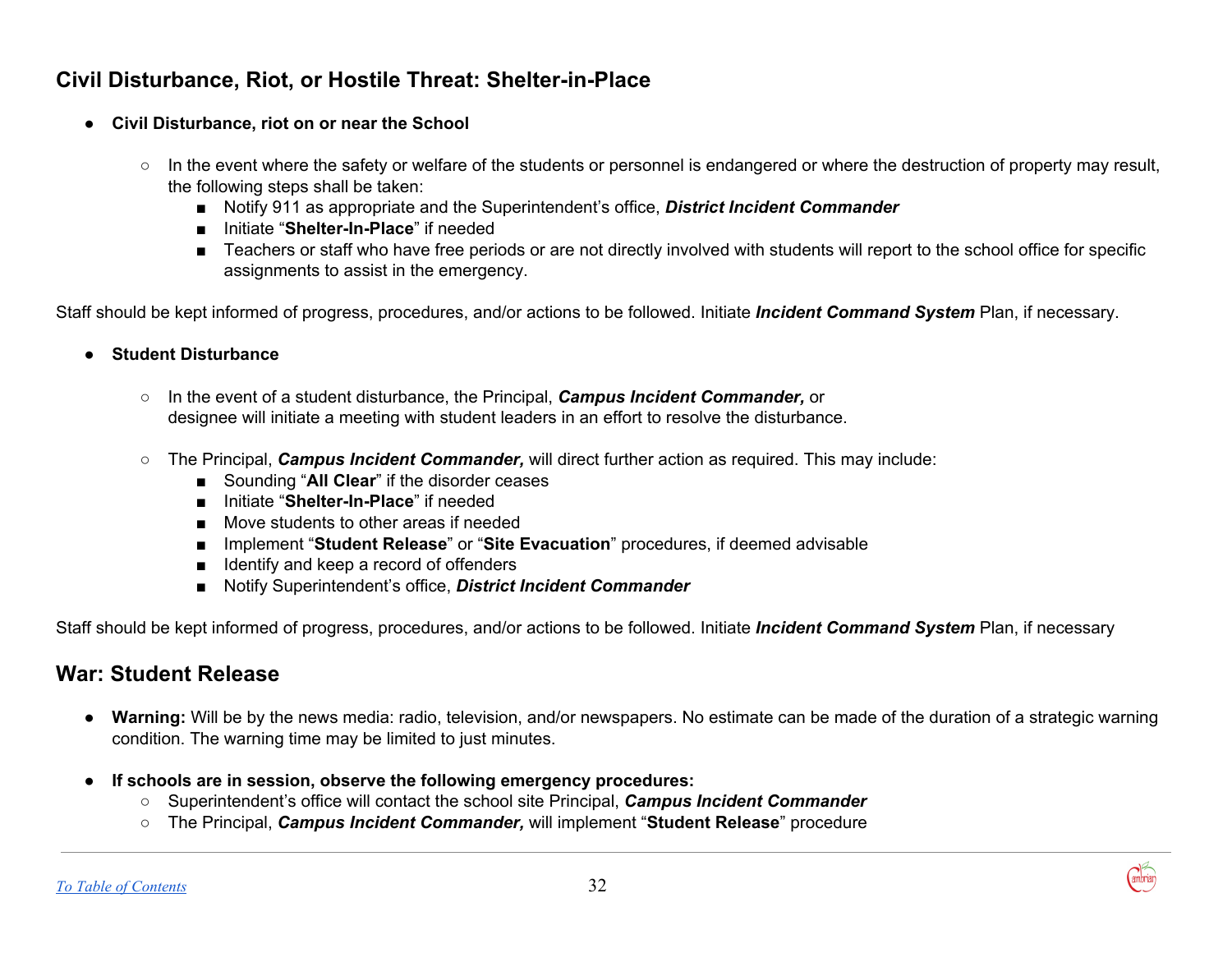## Civil Disturbance, Riot, or Hostile Threat: Shelter-in-Place

- **Civil Disturbance, riot on or near the School**
  - In the event where the safety or welfare of the students or personnel is endangered or where the destruction of property may result, the following steps shall be taken:
    - Notify 911 as appropriate and the Superintendent's office, ***District Incident Commander***
    - Initiate "**Shelter-In-Place**" if needed
    - Teachers or staff who have free periods or are not directly involved with students will report to the school office for specific assignments to assist in the emergency.

Staff should be kept informed of progress, procedures, and/or actions to be followed. Initiate ***Incident Command System*** Plan, if necessary.

- **Student Disturbance**
  - In the event of a student disturbance, the Principal, ***Campus Incident Commander,*** or designee will initiate a meeting with student leaders in an effort to resolve the disturbance.
  - The Principal, ***Campus Incident Commander,*** will direct further action as required. This may include:
    - Sounding "**All Clear**" if the disorder ceases
    - Initiate "**Shelter-In-Place**" if needed
    - Move students to other areas if needed
    - Implement "**Student Release**" or "**Site Evacuation**" procedures, if deemed advisable
    - Identify and keep a record of offenders
    - Notify Superintendent's office, ***District Incident Commander***

Staff should be kept informed of progress, procedures, and/or actions to be followed. Initiate ***Incident Command System*** Plan, if necessary

## War: Student Release

- **Warning:** Will be by the news media: radio, television, and/or newspapers. No estimate can be made of the duration of a strategic warning condition. The warning time may be limited to just minutes.
- **If schools are in session, observe the following emergency procedures:**
  - Superintendent's office will contact the school site Principal, ***Campus Incident Commander***
  - The Principal, ***Campus Incident Commander,*** will implement "**Student Release**" procedure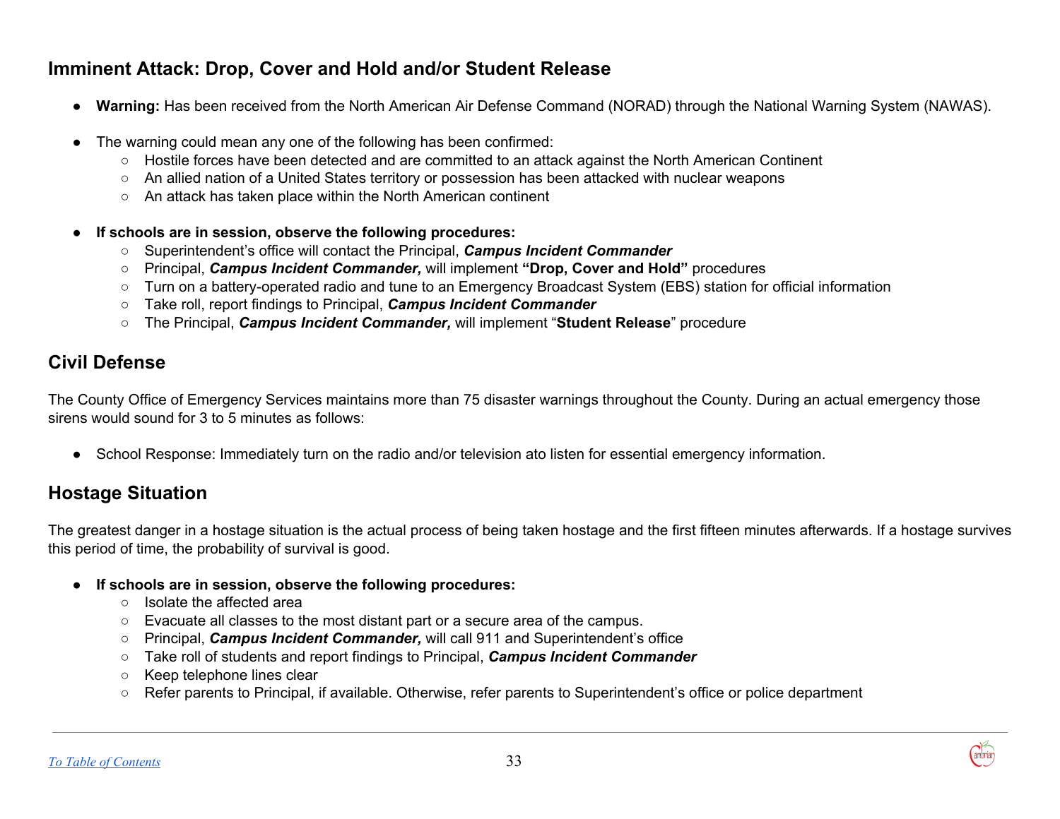## Imminent Attack: Drop, Cover and Hold and/or Student Release

- **Warning:** Has been received from the North American Air Defense Command (NORAD) through the National Warning System (NAWAS).

- The warning could mean any one of the following has been confirmed:
  - Hostile forces have been detected and are committed to an attack against the North American Continent
  - An allied nation of a United States territory or possession has been attacked with nuclear weapons
  - An attack has taken place within the North American continent

- **If schools are in session, observe the following procedures:**
  - Superintendent's office will contact the Principal, ***Campus Incident Commander***
  - Principal, ***Campus Incident Commander,*** will implement **"Drop, Cover and Hold"** procedures
  - Turn on a battery-operated radio and tune to an Emergency Broadcast System (EBS) station for official information
  - Take roll, report findings to Principal, ***Campus Incident Commander***
  - The Principal, ***Campus Incident Commander,*** will implement "**Student Release**" procedure

## Civil Defense

The County Office of Emergency Services maintains more than 75 disaster warnings throughout the County. During an actual emergency those sirens would sound for 3 to 5 minutes as follows:

- School Response: Immediately turn on the radio and/or television ato listen for essential emergency information.

## Hostage Situation

The greatest danger in a hostage situation is the actual process of being taken hostage and the first fifteen minutes afterwards. If a hostage survives this period of time, the probability of survival is good.

- **If schools are in session, observe the following procedures:**
  - Isolate the affected area
  - Evacuate all classes to the most distant part or a secure area of the campus.
  - Principal, ***Campus Incident Commander,*** will call 911 and Superintendent's office
  - Take roll of students and report findings to Principal, ***Campus Incident Commander***
  - Keep telephone lines clear
  - Refer parents to Principal, if available. Otherwise, refer parents to Superintendent's office or police department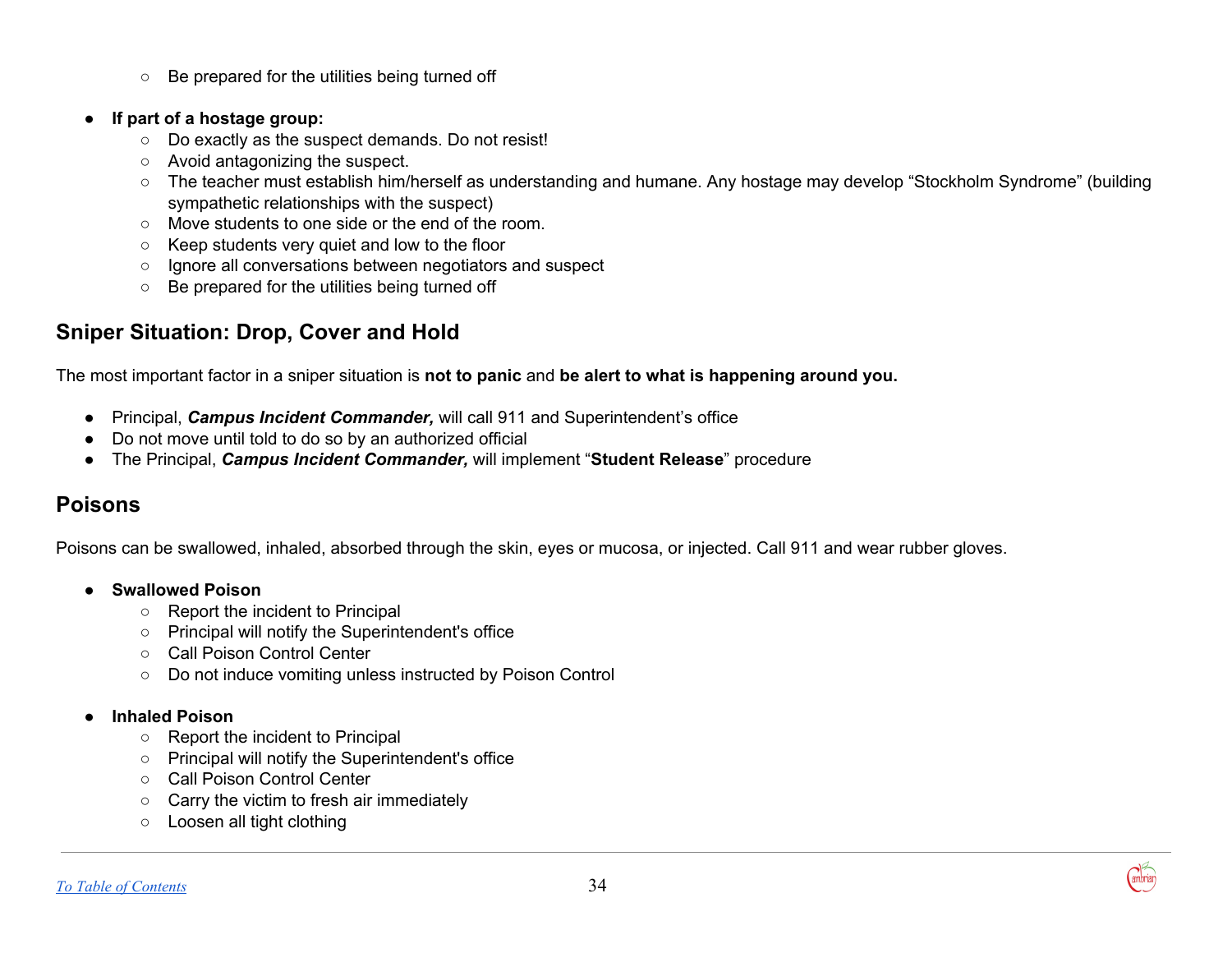- Be prepared for the utilities being turned off

- **If part of a hostage group:**
    - Do exactly as the suspect demands. Do not resist!
    - Avoid antagonizing the suspect.
    - The teacher must establish him/herself as understanding and humane. Any hostage may develop "Stockholm Syndrome" (building sympathetic relationships with the suspect)
    - Move students to one side or the end of the room.
    - Keep students very quiet and low to the floor
    - Ignore all conversations between negotiators and suspect
    - Be prepared for the utilities being turned off

## Sniper Situation: Drop, Cover and Hold

The most important factor in a sniper situation is **not to panic** and **be alert to what is happening around you.**

- Principal, ***Campus Incident Commander,*** will call 911 and Superintendent's office
- Do not move until told to do so by an authorized official
- The Principal, ***Campus Incident Commander,*** will implement "**Student Release**" procedure

## Poisons

Poisons can be swallowed, inhaled, absorbed through the skin, eyes or mucosa, or injected. Call 911 and wear rubber gloves.

- **Swallowed Poison**
    - Report the incident to Principal
    - Principal will notify the Superintendent's office
    - Call Poison Control Center
    - Do not induce vomiting unless instructed by Poison Control

- **Inhaled Poison**
    - Report the incident to Principal
    - Principal will notify the Superintendent's office
    - Call Poison Control Center
    - Carry the victim to fresh air immediately
    - Loosen all tight clothing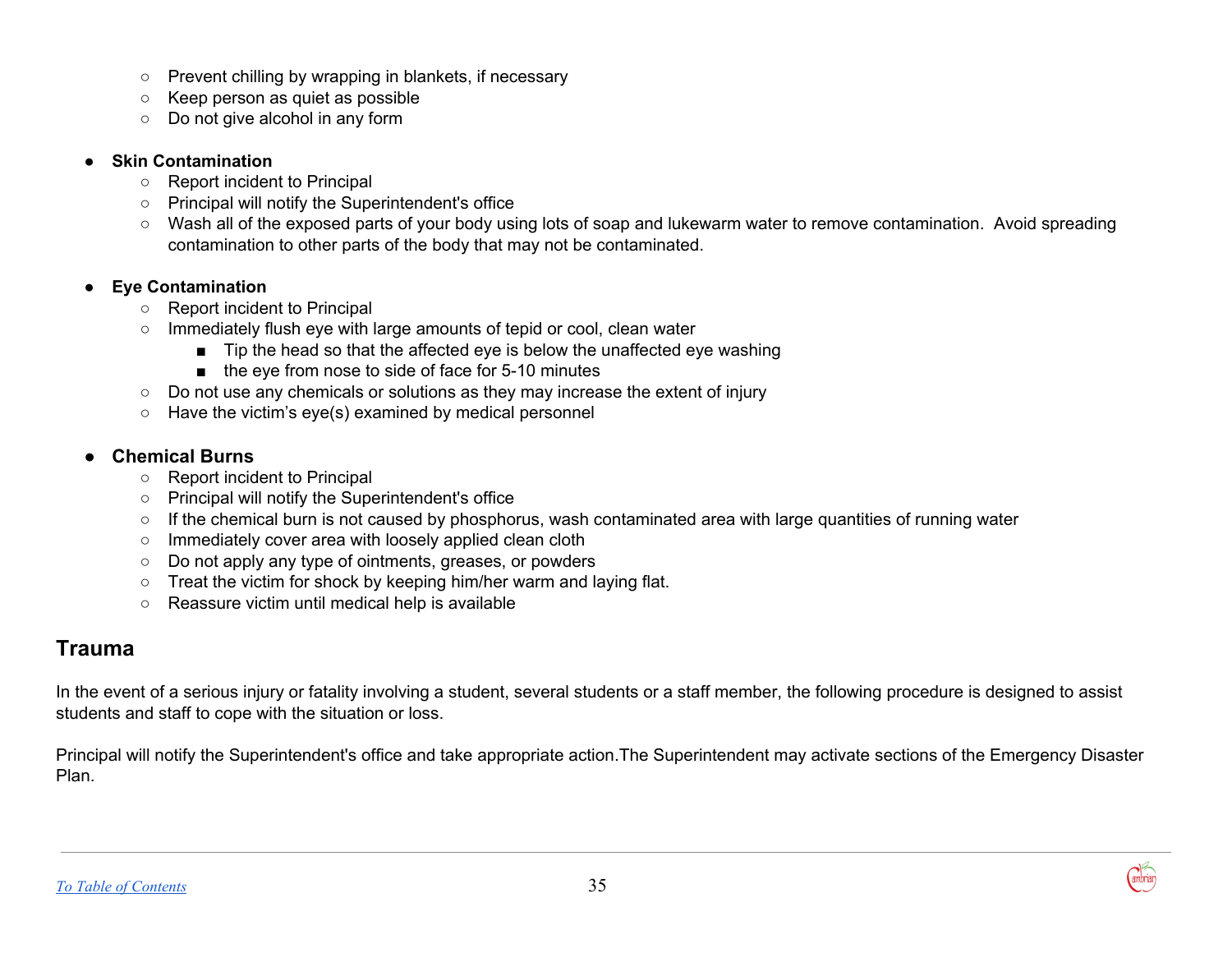- Prevent chilling by wrapping in blankets, if necessary
  - Keep person as quiet as possible
  - Do not give alcohol in any form

- **Skin Contamination**
  - Report incident to Principal
  - Principal will notify the Superintendent's office
  - Wash all of the exposed parts of your body using lots of soap and lukewarm water to remove contamination.  Avoid spreading contamination to other parts of the body that may not be contaminated.

- **Eye Contamination**
  - Report incident to Principal
  - Immediately flush eye with large amounts of tepid or cool, clean water
    - Tip the head so that the affected eye is below the unaffected eye washing
    - the eye from nose to side of face for 5-10 minutes
  - Do not use any chemicals or solutions as they may increase the extent of injury
  - Have the victim's eye(s) examined by medical personnel

- **Chemical Burns**
  - Report incident to Principal
  - Principal will notify the Superintendent's office
  - If the chemical burn is not caused by phosphorus, wash contaminated area with large quantities of running water
  - Immediately cover area with loosely applied clean cloth
  - Do not apply any type of ointments, greases, or powders
  - Treat the victim for shock by keeping him/her warm and laying flat.
  - Reassure victim until medical help is available

## Trauma

In the event of a serious injury or fatality involving a student, several students or a staff member, the following procedure is designed to assist students and staff to cope with the situation or loss.

Principal will notify the Superintendent's office and take appropriate action.The Superintendent may activate sections of the Emergency Disaster Plan.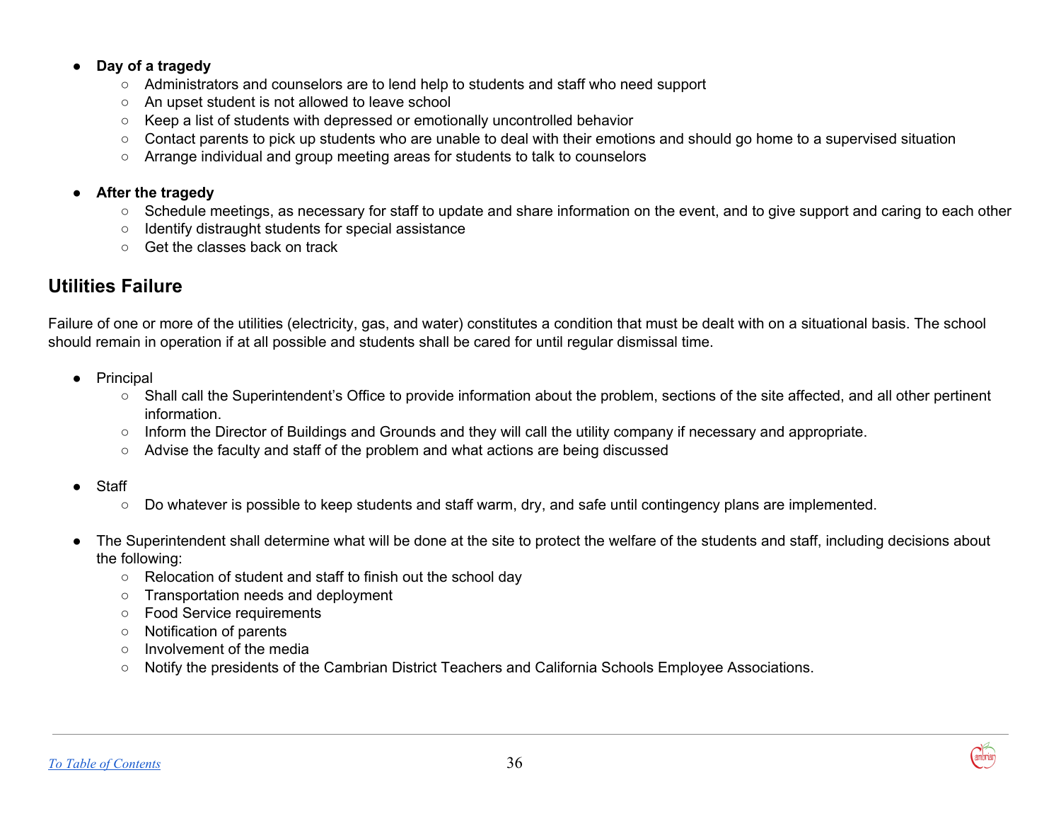- **Day of a tragedy**
  - Administrators and counselors are to lend help to students and staff who need support
  - An upset student is not allowed to leave school
  - Keep a list of students with depressed or emotionally uncontrolled behavior
  - Contact parents to pick up students who are unable to deal with their emotions and should go home to a supervised situation
  - Arrange individual and group meeting areas for students to talk to counselors

- **After the tragedy**
  - Schedule meetings, as necessary for staff to update and share information on the event, and to give support and caring to each other
  - Identify distraught students for special assistance
  - Get the classes back on track

## Utilities Failure

Failure of one or more of the utilities (electricity, gas, and water) constitutes a condition that must be dealt with on a situational basis. The school should remain in operation if at all possible and students shall be cared for until regular dismissal time.

- Principal
  - Shall call the Superintendent's Office to provide information about the problem, sections of the site affected, and all other pertinent information.
  - Inform the Director of Buildings and Grounds and they will call the utility company if necessary and appropriate.
  - Advise the faculty and staff of the problem and what actions are being discussed

- Staff
  - Do whatever is possible to keep students and staff warm, dry, and safe until contingency plans are implemented.

- The Superintendent shall determine what will be done at the site to protect the welfare of the students and staff, including decisions about the following:
  - Relocation of student and staff to finish out the school day
  - Transportation needs and deployment
  - Food Service requirements
  - Notification of parents
  - Involvement of the media
  - Notify the presidents of the Cambrian District Teachers and California Schools Employee Associations.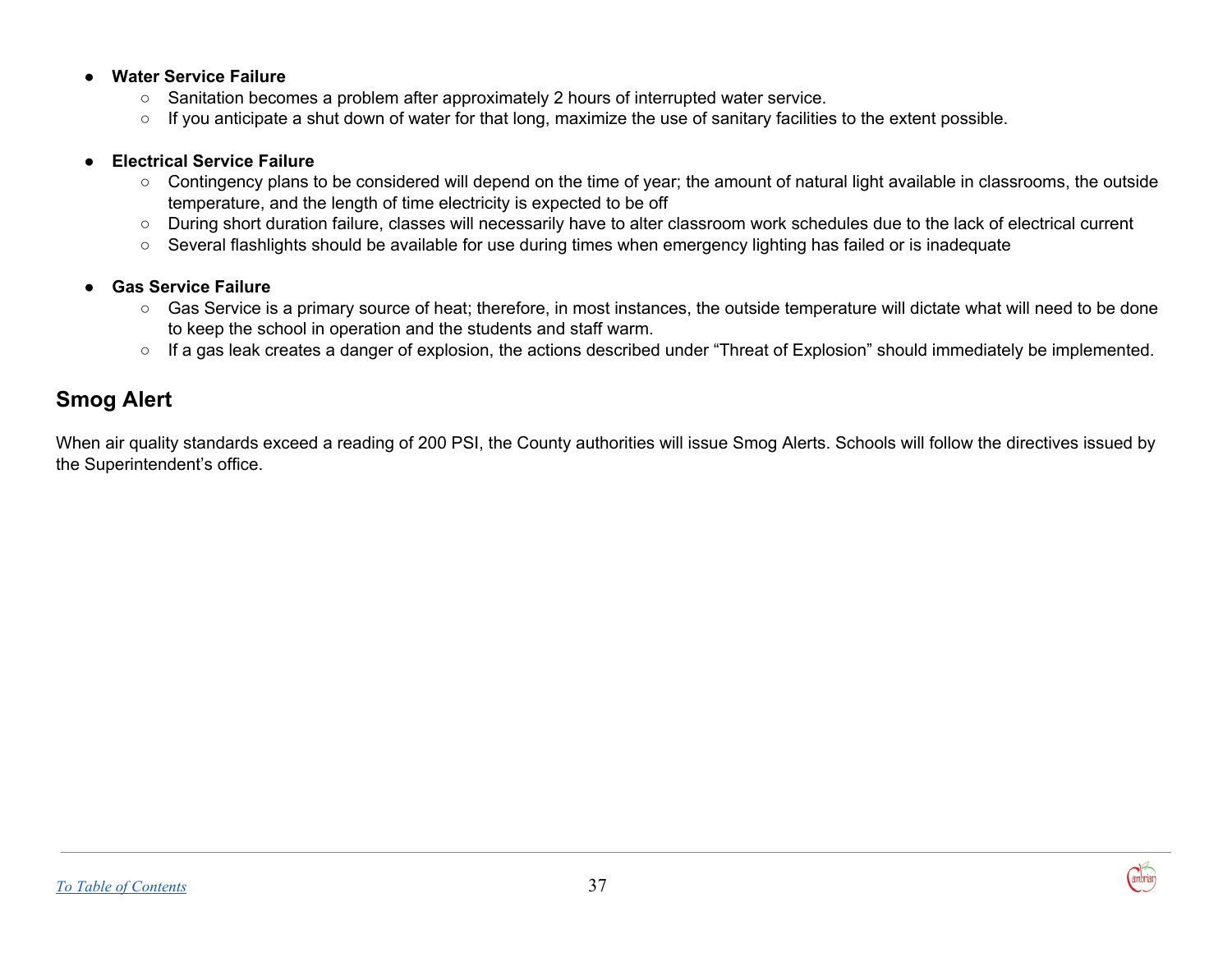- **Water Service Failure**
  - Sanitation becomes a problem after approximately 2 hours of interrupted water service.
  - If you anticipate a shut down of water for that long, maximize the use of sanitary facilities to the extent possible.

- **Electrical Service Failure**
  - Contingency plans to be considered will depend on the time of year; the amount of natural light available in classrooms, the outside temperature, and the length of time electricity is expected to be off
  - During short duration failure, classes will necessarily have to alter classroom work schedules due to the lack of electrical current
  - Several flashlights should be available for use during times when emergency lighting has failed or is inadequate

- **Gas Service Failure**
  - Gas Service is a primary source of heat; therefore, in most instances, the outside temperature will dictate what will need to be done to keep the school in operation and the students and staff warm.
  - If a gas leak creates a danger of explosion, the actions described under “Threat of Explosion” should immediately be implemented.

## Smog Alert

When air quality standards exceed a reading of 200 PSI, the County authorities will issue Smog Alerts. Schools will follow the directives issued by the Superintendent’s office.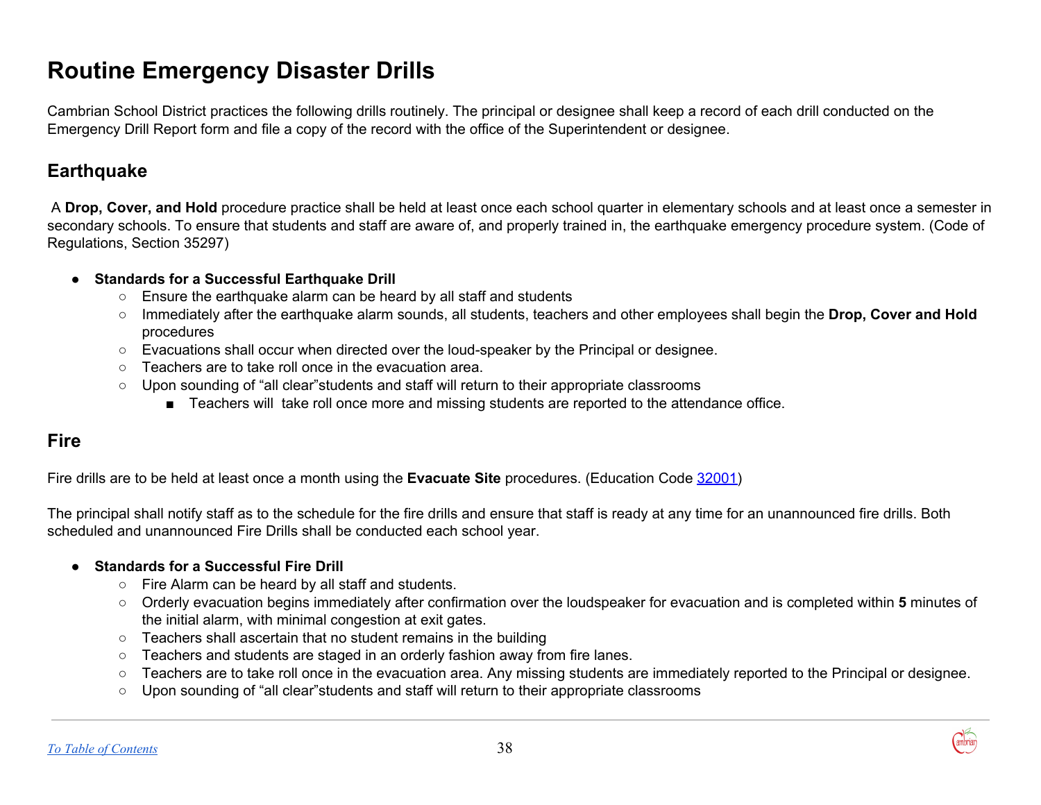# Routine Emergency Disaster Drills

Cambrian School District practices the following drills routinely. The principal or designee shall keep a record of each drill conducted on the Emergency Drill Report form and file a copy of the record with the office of the Superintendent or designee.

## Earthquake

A **Drop, Cover, and Hold** procedure practice shall be held at least once each school quarter in elementary schools and at least once a semester in secondary schools. To ensure that students and staff are aware of, and properly trained in, the earthquake emergency procedure system. (Code of Regulations, Section 35297)

- **Standards for a Successful Earthquake Drill**
  - Ensure the earthquake alarm can be heard by all staff and students
  - Immediately after the earthquake alarm sounds, all students, teachers and other employees shall begin the **Drop, Cover and Hold** procedures
  - Evacuations shall occur when directed over the loud-speaker by the Principal or designee.
  - Teachers are to take roll once in the evacuation area.
  - Upon sounding of "all clear"students and staff will return to their appropriate classrooms
    - Teachers will take roll once more and missing students are reported to the attendance office.

## Fire

Fire drills are to be held at least once a month using the **Evacuate Site** procedures. (Education Code 32001)

The principal shall notify staff as to the schedule for the fire drills and ensure that staff is ready at any time for an unannounced fire drills. Both scheduled and unannounced Fire Drills shall be conducted each school year.

- **Standards for a Successful Fire Drill**
  - Fire Alarm can be heard by all staff and students.
  - Orderly evacuation begins immediately after confirmation over the loudspeaker for evacuation and is completed within **5** minutes of the initial alarm, with minimal congestion at exit gates.
  - Teachers shall ascertain that no student remains in the building
  - Teachers and students are staged in an orderly fashion away from fire lanes.
  - Teachers are to take roll once in the evacuation area. Any missing students are immediately reported to the Principal or designee.
  - Upon sounding of "all clear"students and staff will return to their appropriate classrooms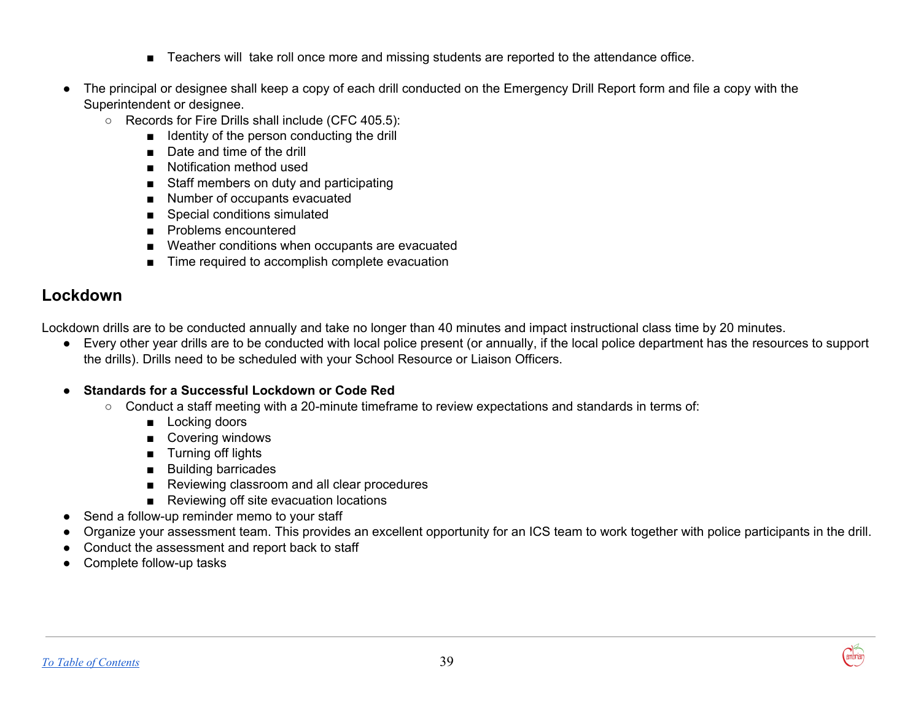- Teachers will take roll once more and missing students are reported to the attendance office.

- The principal or designee shall keep a copy of each drill conducted on the Emergency Drill Report form and file a copy with the Superintendent or designee.
    - Records for Fire Drills shall include (CFC 405.5):
        - Identity of the person conducting the drill
        - Date and time of the drill
        - Notification method used
        - Staff members on duty and participating
        - Number of occupants evacuated
        - Special conditions simulated
        - Problems encountered
        - Weather conditions when occupants are evacuated
        - Time required to accomplish complete evacuation

## Lockdown

Lockdown drills are to be conducted annually and take no longer than 40 minutes and impact instructional class time by 20 minutes.

- Every other year drills are to be conducted with local police present (or annually, if the local police department has the resources to support the drills). Drills need to be scheduled with your School Resource or Liaison Officers.

- **Standards for a Successful Lockdown or Code Red**
    - Conduct a staff meeting with a 20-minute timeframe to review expectations and standards in terms of:
        - Locking doors
        - Covering windows
        - Turning off lights
        - Building barricades
        - Reviewing classroom and all clear procedures
        - Reviewing off site evacuation locations
- Send a follow-up reminder memo to your staff
- Organize your assessment team. This provides an excellent opportunity for an ICS team to work together with police participants in the drill.
- Conduct the assessment and report back to staff
- Complete follow-up tasks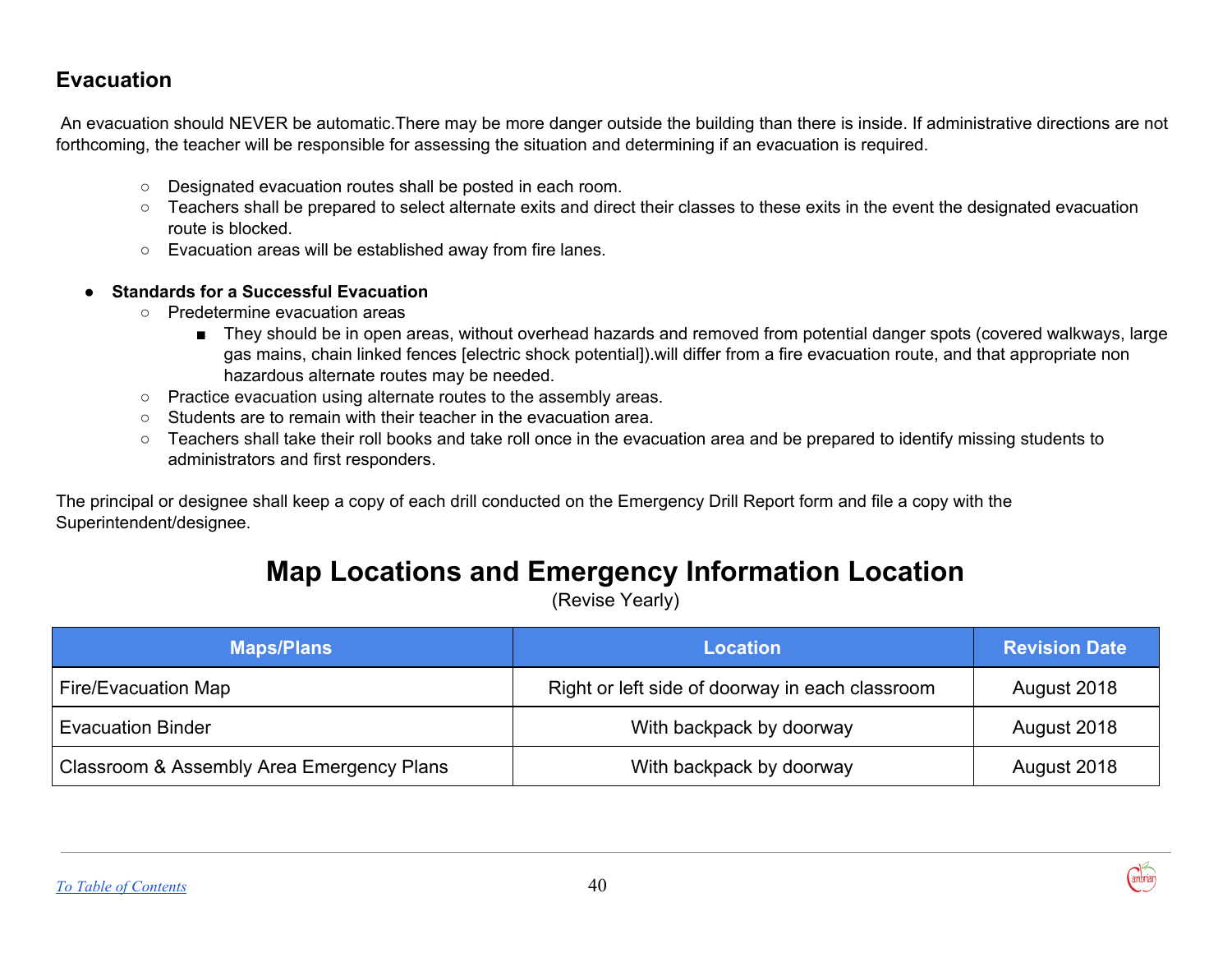## Evacuation

An evacuation should NEVER be automatic.There may be more danger outside the building than there is inside. If administrative directions are not forthcoming, the teacher will be responsible for assessing the situation and determining if an evacuation is required.

- Designated evacuation routes shall be posted in each room.
- Teachers shall be prepared to select alternate exits and direct their classes to these exits in the event the designated evacuation route is blocked.
- Evacuation areas will be established away from fire lanes.

- **Standards for a Successful Evacuation**
  - Predetermine evacuation areas
    - They should be in open areas, without overhead hazards and removed from potential danger spots (covered walkways, large gas mains, chain linked fences [electric shock potential]).will differ from a fire evacuation route, and that appropriate non hazardous alternate routes may be needed.
  - Practice evacuation using alternate routes to the assembly areas.
  - Students are to remain with their teacher in the evacuation area.
  - Teachers shall take their roll books and take roll once in the evacuation area and be prepared to identify missing students to administrators and first responders.

The principal or designee shall keep a copy of each drill conducted on the Emergency Drill Report form and file a copy with the Superintendent/designee.

# Map Locations and Emergency Information Location

(Revise Yearly)

| Maps/Plans | Location | Revision Date |
|---|---|---|
| Fire/Evacuation Map | Right or left side of doorway in each classroom | August 2018 |
| Evacuation Binder | With backpack by doorway | August 2018 |
| Classroom & Assembly Area Emergency Plans | With backpack by doorway | August 2018 |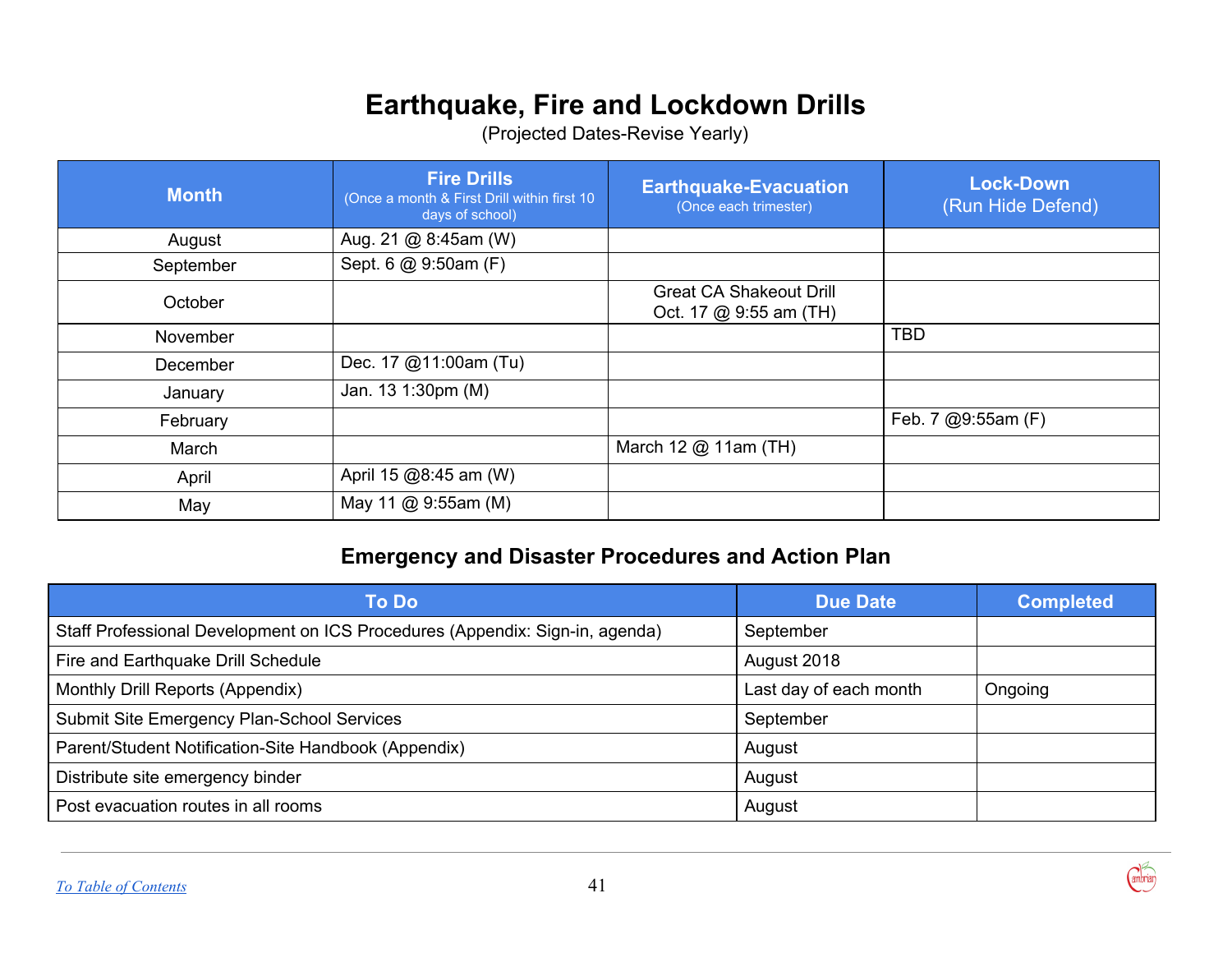# Earthquake, Fire and Lockdown Drills

(Projected Dates-Revise Yearly)

| Month | Fire Drills (Once a month & First Drill within first 10 days of school) | Earthquake-Evacuation (Once each trimester) | Lock-Down (Run Hide Defend) |
|---|---|---|---|
| August | Aug. 21 @ 8:45am (W) | | |
| September | Sept. 6 @ 9:50am (F) | | |
| October | | Great CA Shakeout Drill Oct. 17 @ 9:55 am (TH) | |
| November | | | TBD |
| December | Dec. 17 @11:00am (Tu) | | |
| January | Jan. 13 1:30pm (M) | | |
| February | | | Feb. 7 @9:55am (F) |
| March | | March 12 @ 11am (TH) | |
| April | April 15 @8:45 am (W) | | |
| May | May 11 @ 9:55am (M) | | |

## Emergency and Disaster Procedures and Action Plan

| To Do | Due Date | Completed |
|---|---|---|
| Staff Professional Development on ICS Procedures (Appendix: Sign-in, agenda) | September | |
| Fire and Earthquake Drill Schedule | August 2018 | |
| Monthly Drill Reports (Appendix) | Last day of each month | Ongoing |
| Submit Site Emergency Plan-School Services | September | |
| Parent/Student Notification-Site Handbook (Appendix) | August | |
| Distribute site emergency binder | August | |
| Post evacuation routes in all rooms | August | |

To Table of Contents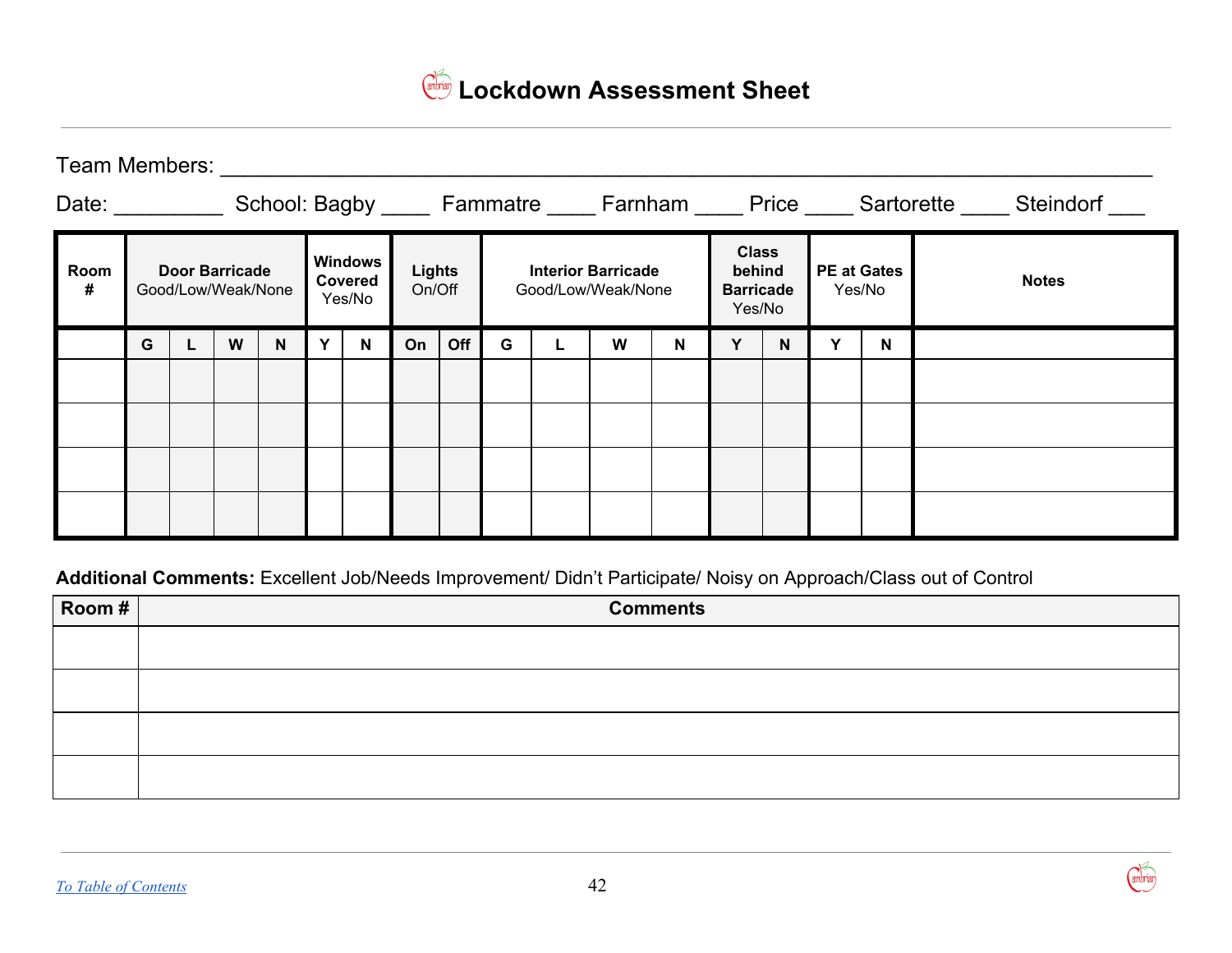# Lockdown Assessment Sheet

Team Members: ___________________________________________________________________________

Date: _________ School: Bagby ____ Fammatre ____ Farnham ____ Price ____ Sartorette ____ Steindorf ___

| Room # | Door Barricade Good/Low/Weak/None | | | | Windows Covered Yes/No | | Lights On/Off | | Interior Barricade Good/Low/Weak/None | | | | Class behind Barricade Yes/No | | PE at Gates Yes/No | | Notes |
|---|---|---|---|---|---|---|---|---|---|---|---|---|---|---|---|---|---|
| | G | L | W | N | Y | N | On | Off | G | L | W | N | Y | N | Y | N | |
| | | | | | | | | | | | | | | | | | |
| | | | | | | | | | | | | | | | | | |
| | | | | | | | | | | | | | | | | | |
| | | | | | | | | | | | | | | | | | |

**Additional Comments:** Excellent Job/Needs Improvement/ Didn't Participate/ Noisy on Approach/Class out of Control

| Room # | Comments |
|---|---|
| | |
| | |
| | |
| | |

[To Table of Contents]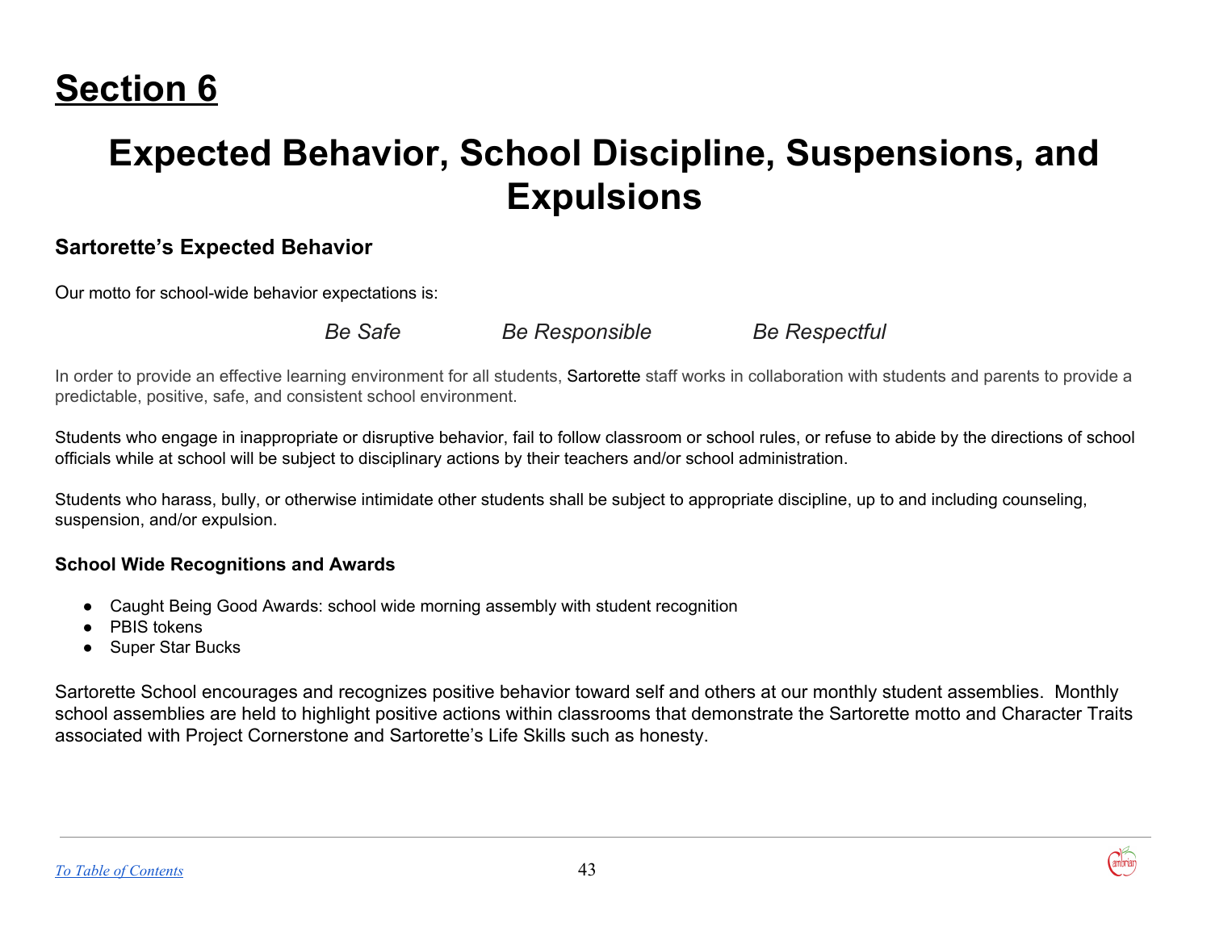# Section 6

# Expected Behavior, School Discipline, Suspensions, and Expulsions

## Sartorette's Expected Behavior

Our motto for school-wide behavior expectations is:

*Be Safe* *Be Responsible* *Be Respectful*

In order to provide an effective learning environment for all students, Sartorette staff works in collaboration with students and parents to provide a predictable, positive, safe, and consistent school environment.

Students who engage in inappropriate or disruptive behavior, fail to follow classroom or school rules, or refuse to abide by the directions of school officials while at school will be subject to disciplinary actions by their teachers and/or school administration.

Students who harass, bully, or otherwise intimidate other students shall be subject to appropriate discipline, up to and including counseling, suspension, and/or expulsion.

### School Wide Recognitions and Awards

- Caught Being Good Awards: school wide morning assembly with student recognition
- PBIS tokens
- Super Star Bucks

Sartorette School encourages and recognizes positive behavior toward self and others at our monthly student assemblies. Monthly school assemblies are held to highlight positive actions within classrooms that demonstrate the Sartorette motto and Character Traits associated with Project Cornerstone and Sartorette's Life Skills such as honesty.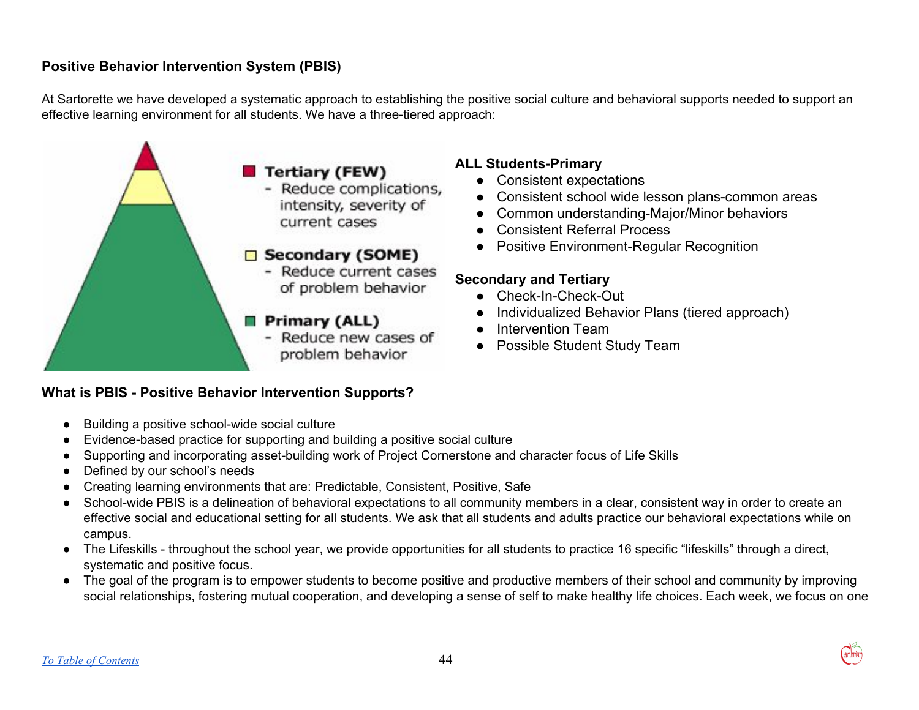**Positive Behavior Intervention System (PBIS)**

At Sartorette we have developed a systematic approach to establishing the positive social culture and behavioral supports needed to support an effective learning environment for all students. We have a three-tiered approach:

**Tertiary (FEW)**
- Reduce complications, intensity, severity of current cases

**Secondary (SOME)**
- Reduce current cases of problem behavior

**Primary (ALL)**
- Reduce new cases of problem behavior

**ALL Students-Primary**
- Consistent expectations
- Consistent school wide lesson plans-common areas
- Common understanding-Major/Minor behaviors
- Consistent Referral Process
- Positive Environment-Regular Recognition

**Secondary and Tertiary**
- Check-In-Check-Out
- Individualized Behavior Plans (tiered approach)
- Intervention Team
- Possible Student Study Team

**What is PBIS - Positive Behavior Intervention Supports?**

- Building a positive school-wide social culture
- Evidence-based practice for supporting and building a positive social culture
- Supporting and incorporating asset-building work of Project Cornerstone and character focus of Life Skills
- Defined by our school's needs
- Creating learning environments that are: Predictable, Consistent, Positive, Safe
- School-wide PBIS is a delineation of behavioral expectations to all community members in a clear, consistent way in order to create an effective social and educational setting for all students. We ask that all students and adults practice our behavioral expectations while on campus.
- The Lifeskills - throughout the school year, we provide opportunities for all students to practice 16 specific "lifeskills" through a direct, systematic and positive focus.
- The goal of the program is to empower students to become positive and productive members of their school and community by improving social relationships, fostering mutual cooperation, and developing a sense of self to make healthy life choices. Each week, we focus on one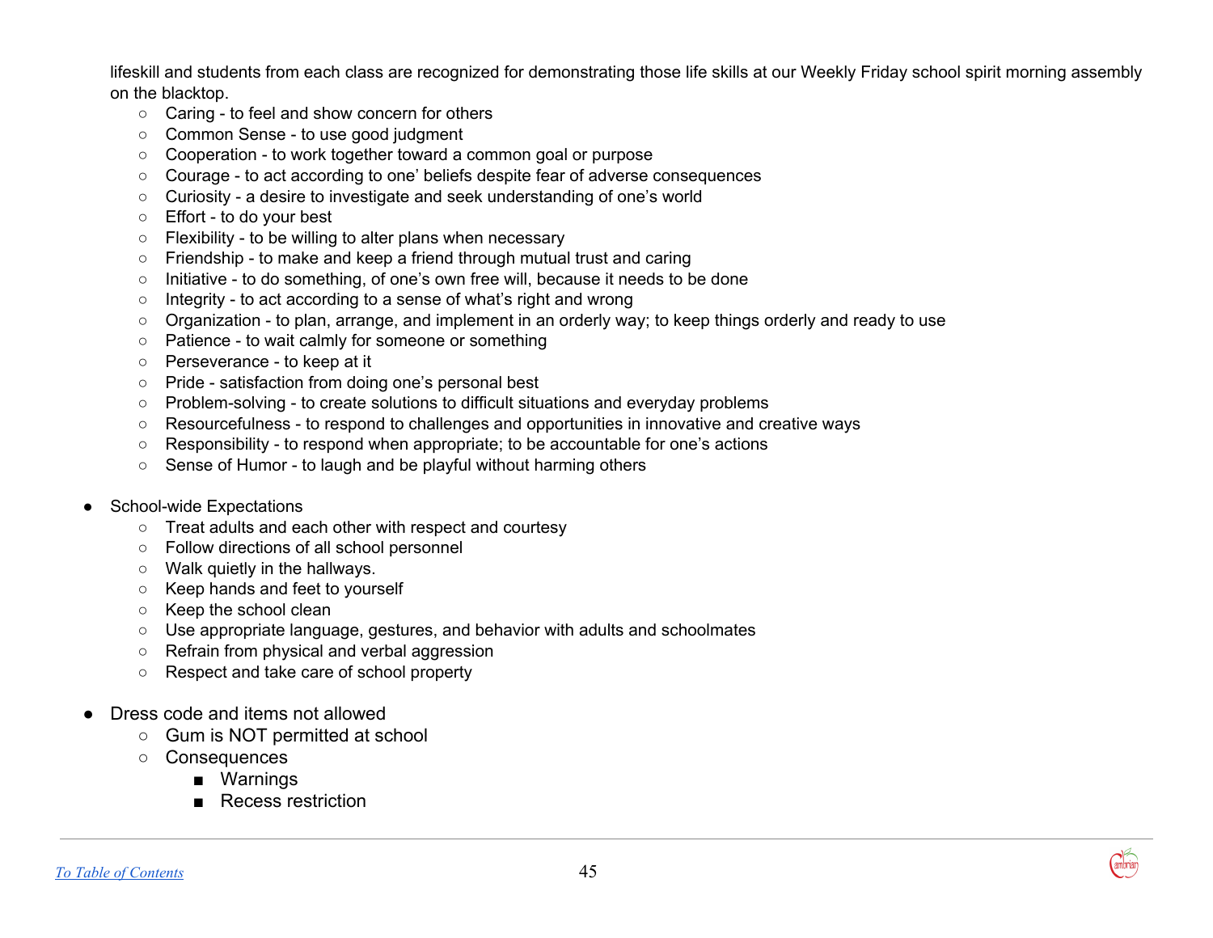lifeskill and students from each class are recognized for demonstrating those life skills at our Weekly Friday school spirit morning assembly on the blacktop.

  - Caring - to feel and show concern for others
  - Common Sense - to use good judgment
  - Cooperation - to work together toward a common goal or purpose
  - Courage - to act according to one' beliefs despite fear of adverse consequences
  - Curiosity - a desire to investigate and seek understanding of one's world
  - Effort - to do your best
  - Flexibility - to be willing to alter plans when necessary
  - Friendship - to make and keep a friend through mutual trust and caring
  - Initiative - to do something, of one's own free will, because it needs to be done
  - Integrity - to act according to a sense of what's right and wrong
  - Organization - to plan, arrange, and implement in an orderly way; to keep things orderly and ready to use
  - Patience - to wait calmly for someone or something
  - Perseverance - to keep at it
  - Pride - satisfaction from doing one's personal best
  - Problem-solving - to create solutions to difficult situations and everyday problems
  - Resourcefulness - to respond to challenges and opportunities in innovative and creative ways
  - Responsibility - to respond when appropriate; to be accountable for one's actions
  - Sense of Humor - to laugh and be playful without harming others

- School-wide Expectations
  - Treat adults and each other with respect and courtesy
  - Follow directions of all school personnel
  - Walk quietly in the hallways.
  - Keep hands and feet to yourself
  - Keep the school clean
  - Use appropriate language, gestures, and behavior with adults and schoolmates
  - Refrain from physical and verbal aggression
  - Respect and take care of school property

- Dress code and items not allowed
  - Gum is NOT permitted at school
  - Consequences
    - Warnings
    - Recess restriction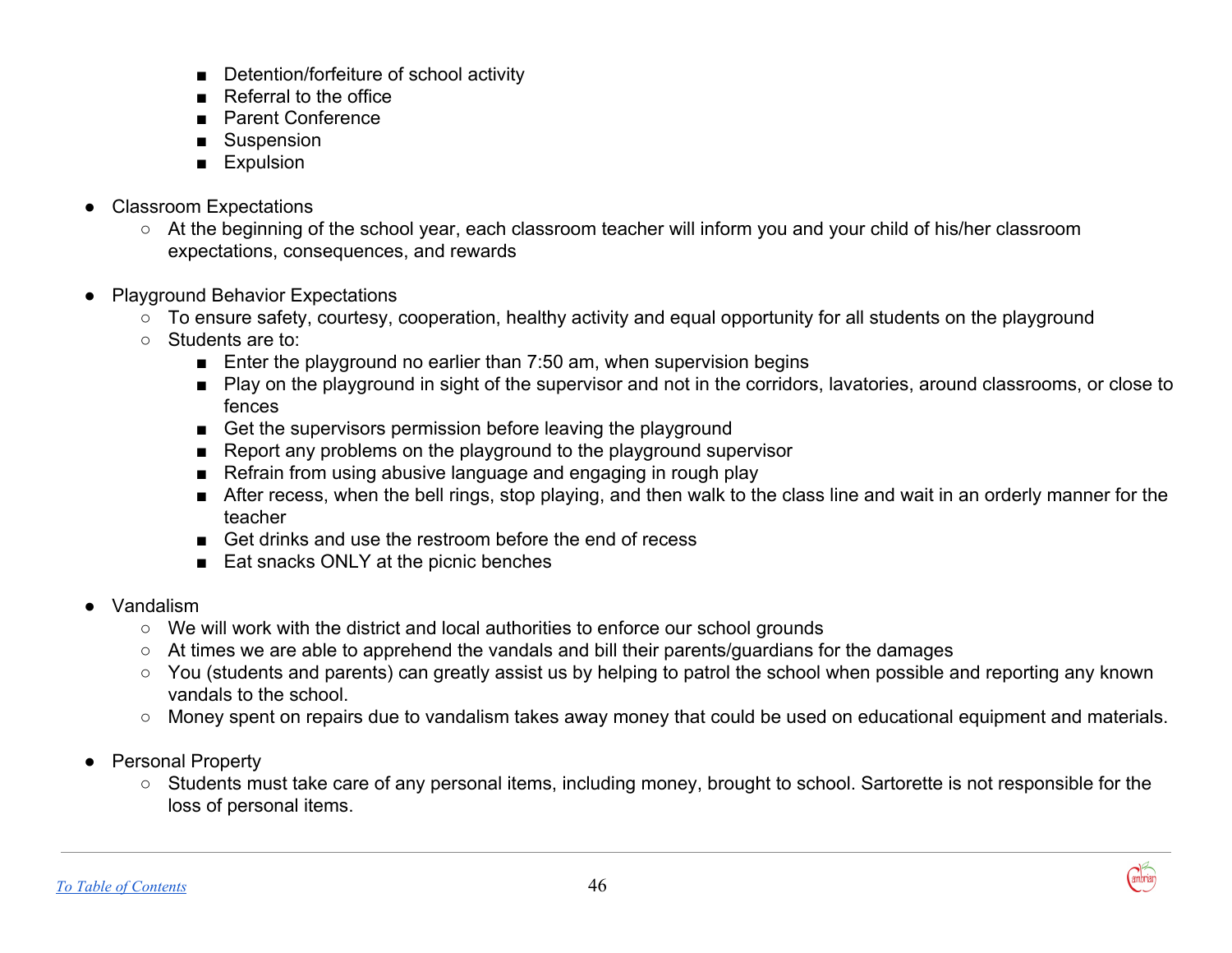- Detention/forfeiture of school activity
        - Referral to the office
        - Parent Conference
        - Suspension
        - Expulsion

- Classroom Expectations
    - At the beginning of the school year, each classroom teacher will inform you and your child of his/her classroom expectations, consequences, and rewards

- Playground Behavior Expectations
    - To ensure safety, courtesy, cooperation, healthy activity and equal opportunity for all students on the playground
    - Students are to:
        - Enter the playground no earlier than 7:50 am, when supervision begins
        - Play on the playground in sight of the supervisor and not in the corridors, lavatories, around classrooms, or close to fences
        - Get the supervisors permission before leaving the playground
        - Report any problems on the playground to the playground supervisor
        - Refrain from using abusive language and engaging in rough play
        - After recess, when the bell rings, stop playing, and then walk to the class line and wait in an orderly manner for the teacher
        - Get drinks and use the restroom before the end of recess
        - Eat snacks ONLY at the picnic benches

- Vandalism
    - We will work with the district and local authorities to enforce our school grounds
    - At times we are able to apprehend the vandals and bill their parents/guardians for the damages
    - You (students and parents) can greatly assist us by helping to patrol the school when possible and reporting any known vandals to the school.
    - Money spent on repairs due to vandalism takes away money that could be used on educational equipment and materials.

- Personal Property
    - Students must take care of any personal items, including money, brought to school. Sartorette is not responsible for the loss of personal items.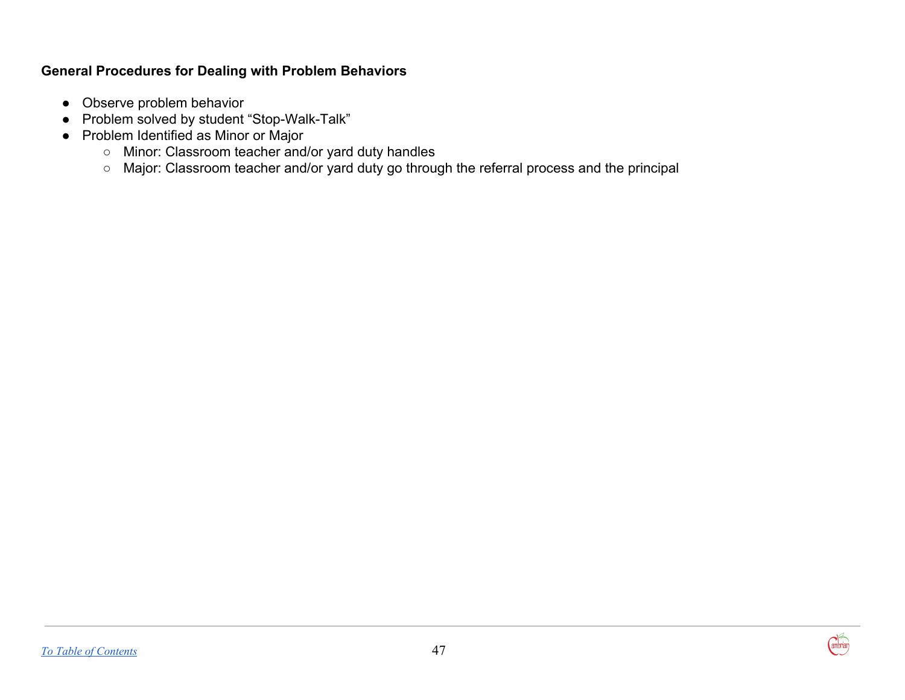**General Procedures for Dealing with Problem Behaviors**

- Observe problem behavior
- Problem solved by student "Stop-Walk-Talk"
- Problem Identified as Minor or Major
  - Minor: Classroom teacher and/or yard duty handles
  - Major: Classroom teacher and/or yard duty go through the referral process and the principal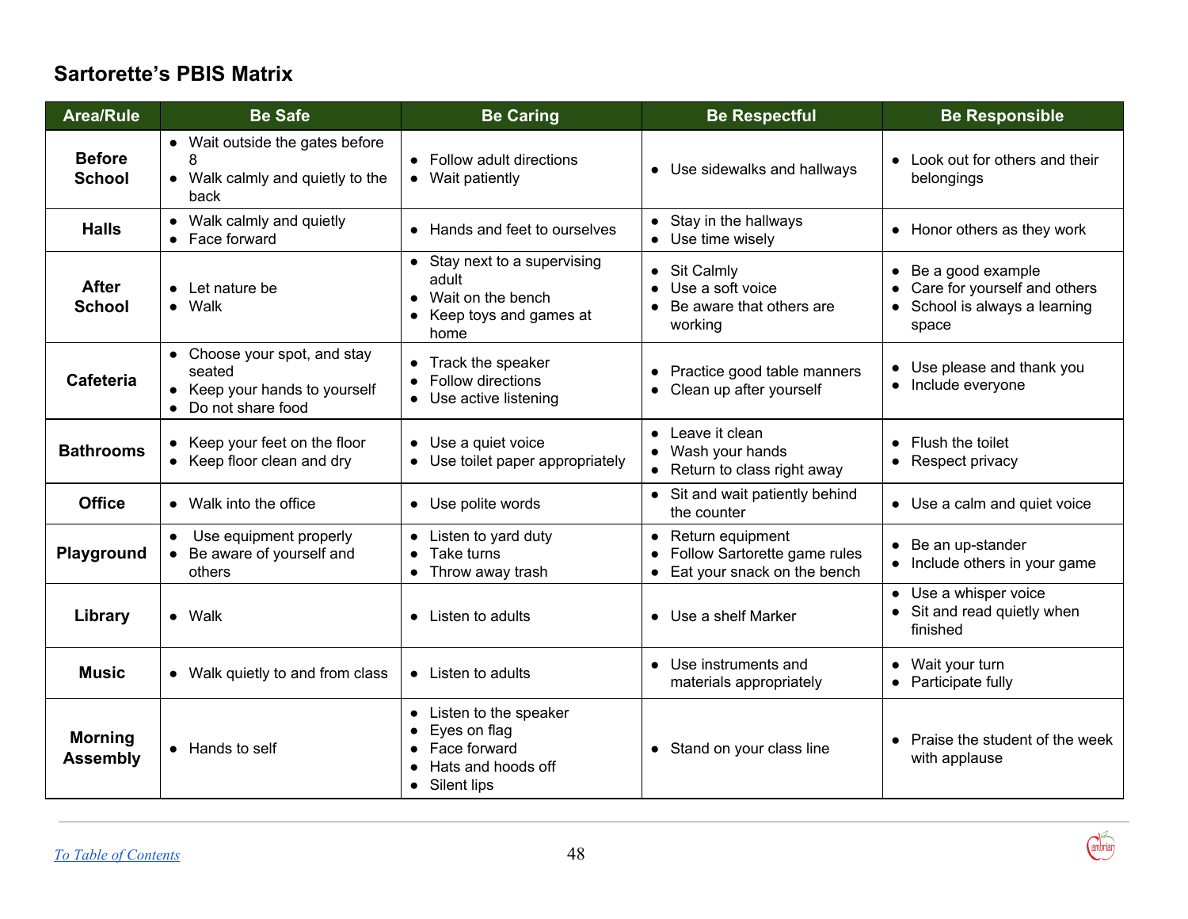## Sartorette's PBIS Matrix

| Area/Rule | Be Safe | Be Caring | Be Respectful | Be Responsible |
|---|---|---|---|---|
| **Before School** | • Wait outside the gates before 8<br>• Walk calmly and quietly to the back | • Follow adult directions<br>• Wait patiently | • Use sidewalks and hallways | • Look out for others and their belongings |
| **Halls** | • Walk calmly and quietly<br>• Face forward | • Hands and feet to ourselves | • Stay in the hallways<br>• Use time wisely | • Honor others as they work |
| **After School** | • Let nature be<br>• Walk | • Stay next to a supervising adult<br>• Wait on the bench<br>• Keep toys and games at home | • Sit Calmly<br>• Use a soft voice<br>• Be aware that others are working | • Be a good example<br>• Care for yourself and others<br>• School is always a learning space |
| **Cafeteria** | • Choose your spot, and stay seated<br>• Keep your hands to yourself<br>• Do not share food | • Track the speaker<br>• Follow directions<br>• Use active listening | • Practice good table manners<br>• Clean up after yourself | • Use please and thank you<br>• Include everyone |
| **Bathrooms** | • Keep your feet on the floor<br>• Keep floor clean and dry | • Use a quiet voice<br>• Use toilet paper appropriately | • Leave it clean<br>• Wash your hands<br>• Return to class right away | • Flush the toilet<br>• Respect privacy |
| **Office** | • Walk into the office | • Use polite words | • Sit and wait patiently behind the counter | • Use a calm and quiet voice |
| **Playground** | • Use equipment properly<br>• Be aware of yourself and others | • Listen to yard duty<br>• Take turns<br>• Throw away trash | • Return equipment<br>• Follow Sartorette game rules<br>• Eat your snack on the bench | • Be an up-stander<br>• Include others in your game |
| **Library** | • Walk | • Listen to adults | • Use a shelf Marker | • Use a whisper voice<br>• Sit and read quietly when finished |
| **Music** | • Walk quietly to and from class | • Listen to adults | • Use instruments and materials appropriately | • Wait your turn<br>• Participate fully |
| **Morning Assembly** | • Hands to self | • Listen to the speaker<br>• Eyes on flag<br>• Face forward<br>• Hats and hoods off<br>• Silent lips | • Stand on your class line | • Praise the student of the week with applause |

[To Table of Contents](#)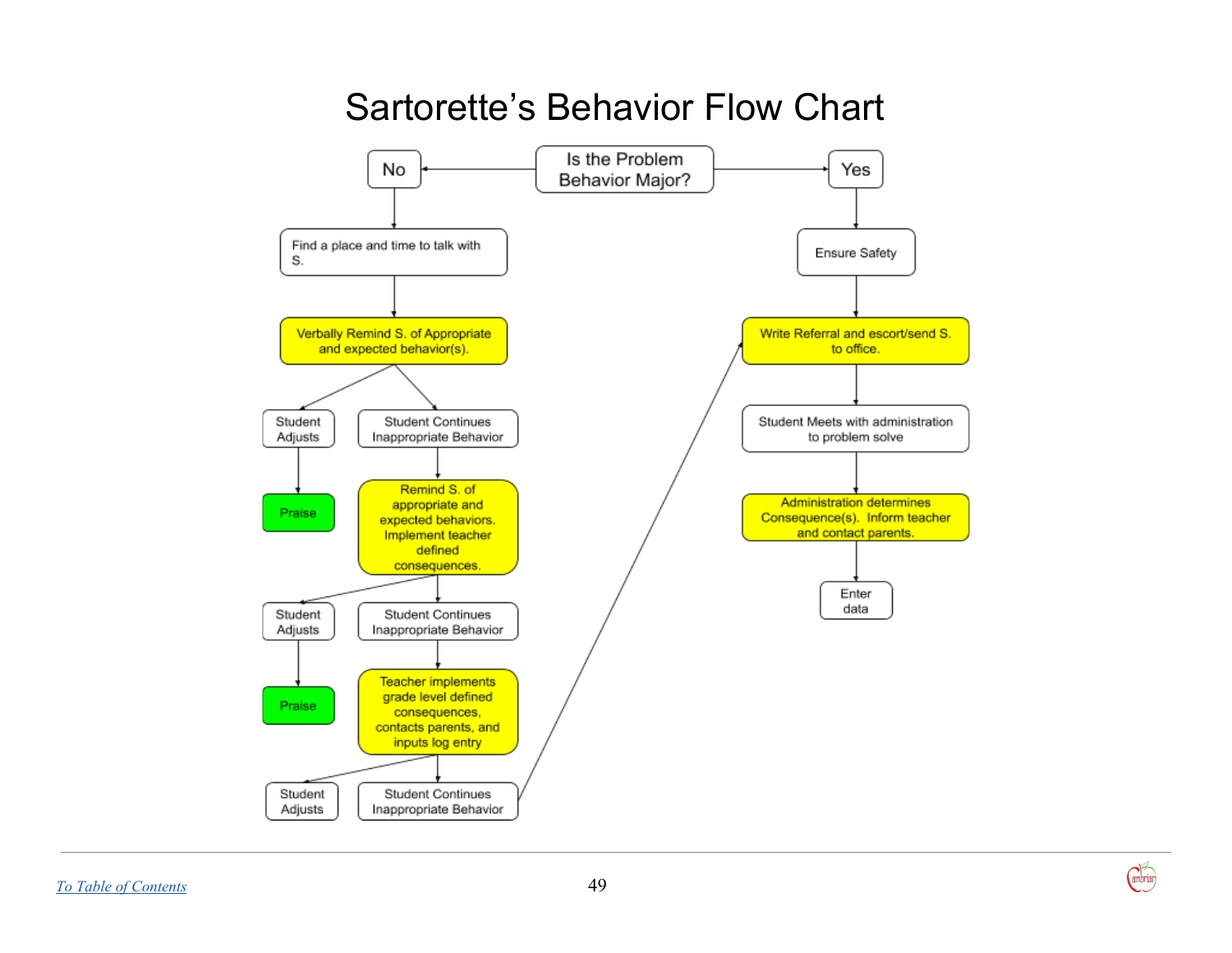# Sartorette's Behavior Flow Chart

**Is the Problem Behavior Major?**

**No**

- Find a place and time to talk with S.
- Verbally Remind S. of Appropriate and expected behavior(s).
  - Student Adjusts → Praise
  - Student Continues Inappropriate Behavior → Remind S. of appropriate and expected behaviors. Implement teacher defined consequences.
    - Student Adjusts → Praise
    - Student Continues Inappropriate Behavior → Teacher implements grade level defined consequences, contacts parents, and inputs log entry
      - Student Adjusts
      - Student Continues Inappropriate Behavior → Write Referral and escort/send S. to office.

**Yes**

- Ensure Safety
- Write Referral and escort/send S. to office.
- Student Meets with administration to problem solve
- Administration determines Consequence(s). Inform teacher and contact parents.
- Enter data

[To Table of Contents](#)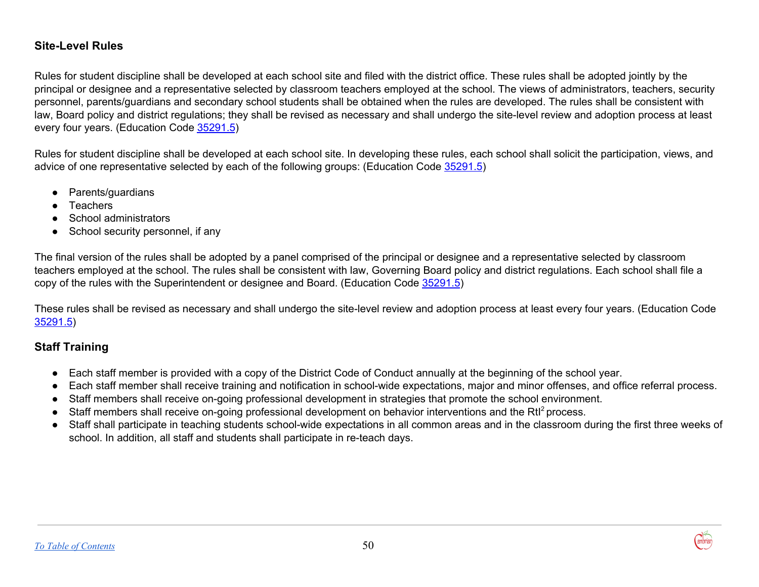### Site-Level Rules

Rules for student discipline shall be developed at each school site and filed with the district office. These rules shall be adopted jointly by the principal or designee and a representative selected by classroom teachers employed at the school. The views of administrators, teachers, security personnel, parents/guardians and secondary school students shall be obtained when the rules are developed. The rules shall be consistent with law, Board policy and district regulations; they shall be revised as necessary and shall undergo the site-level review and adoption process at least every four years. (Education Code 35291.5)

Rules for student discipline shall be developed at each school site. In developing these rules, each school shall solicit the participation, views, and advice of one representative selected by each of the following groups: (Education Code 35291.5)

- Parents/guardians
- Teachers
- School administrators
- School security personnel, if any

The final version of the rules shall be adopted by a panel comprised of the principal or designee and a representative selected by classroom teachers employed at the school. The rules shall be consistent with law, Governing Board policy and district regulations. Each school shall file a copy of the rules with the Superintendent or designee and Board. (Education Code 35291.5)

These rules shall be revised as necessary and shall undergo the site-level review and adoption process at least every four years. (Education Code 35291.5)

### Staff Training

- Each staff member is provided with a copy of the District Code of Conduct annually at the beginning of the school year.
- Each staff member shall receive training and notification in school-wide expectations, major and minor offenses, and office referral process.
- Staff members shall receive on-going professional development in strategies that promote the school environment.
- Staff members shall receive on-going professional development on behavior interventions and the $RtI^2$ process.
- Staff shall participate in teaching students school-wide expectations in all common areas and in the classroom during the first three weeks of school. In addition, all staff and students shall participate in re-teach days.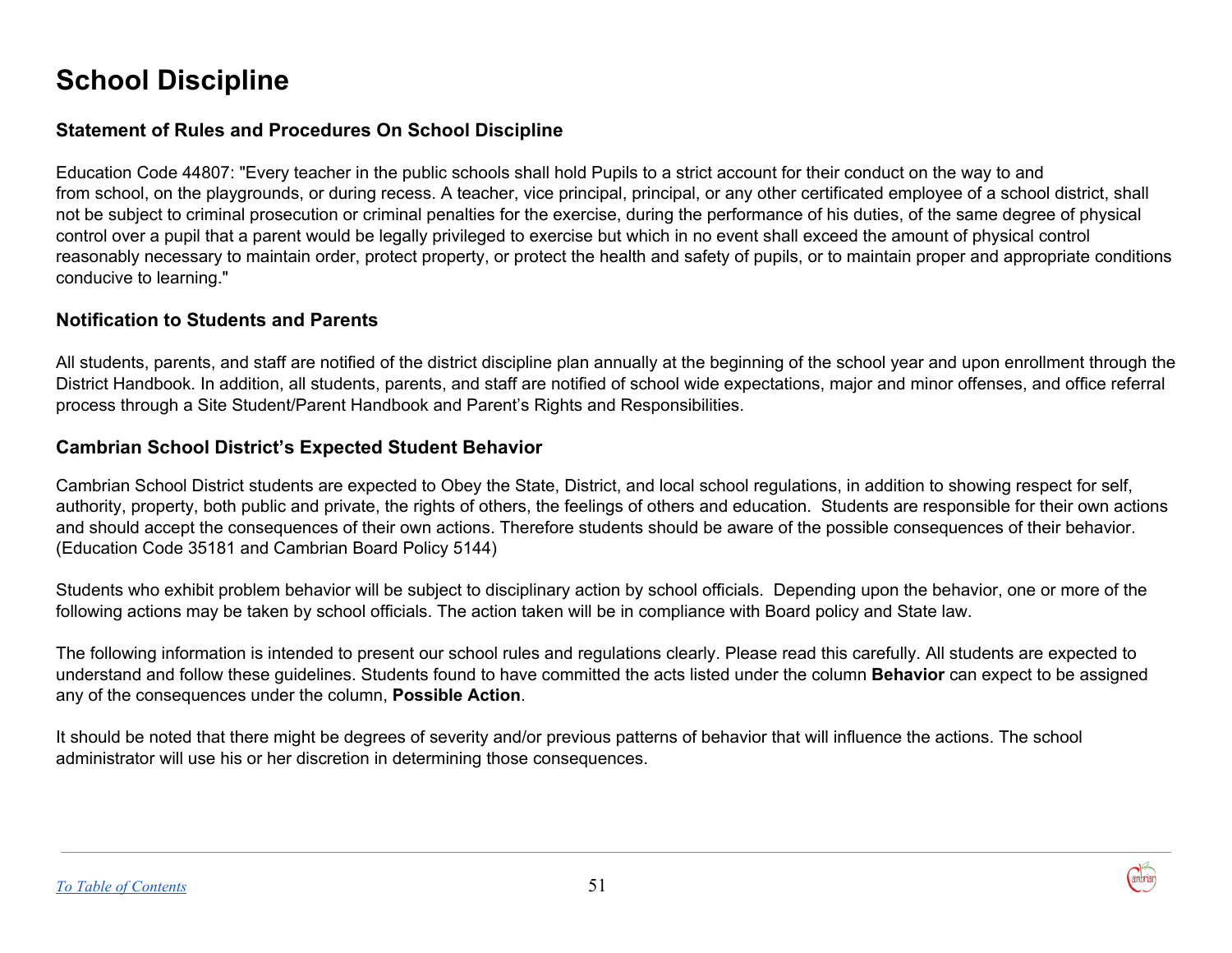# School Discipline

### Statement of Rules and Procedures On School Discipline

Education Code 44807: "Every teacher in the public schools shall hold Pupils to a strict account for their conduct on the way to and from school, on the playgrounds, or during recess. A teacher, vice principal, principal, or any other certificated employee of a school district, shall not be subject to criminal prosecution or criminal penalties for the exercise, during the performance of his duties, of the same degree of physical control over a pupil that a parent would be legally privileged to exercise but which in no event shall exceed the amount of physical control reasonably necessary to maintain order, protect property, or protect the health and safety of pupils, or to maintain proper and appropriate conditions conducive to learning."

### Notification to Students and Parents

All students, parents, and staff are notified of the district discipline plan annually at the beginning of the school year and upon enrollment through the District Handbook. In addition, all students, parents, and staff are notified of school wide expectations, major and minor offenses, and office referral process through a Site Student/Parent Handbook and Parent's Rights and Responsibilities.

### Cambrian School District's Expected Student Behavior

Cambrian School District students are expected to Obey the State, District, and local school regulations, in addition to showing respect for self, authority, property, both public and private, the rights of others, the feelings of others and education. Students are responsible for their own actions and should accept the consequences of their own actions. Therefore students should be aware of the possible consequences of their behavior. (Education Code 35181 and Cambrian Board Policy 5144)

Students who exhibit problem behavior will be subject to disciplinary action by school officials. Depending upon the behavior, one or more of the following actions may be taken by school officials. The action taken will be in compliance with Board policy and State law.

The following information is intended to present our school rules and regulations clearly. Please read this carefully. All students are expected to understand and follow these guidelines. Students found to have committed the acts listed under the column **Behavior** can expect to be assigned any of the consequences under the column, **Possible Action**.

It should be noted that there might be degrees of severity and/or previous patterns of behavior that will influence the actions. The school administrator will use his or her discretion in determining those consequences.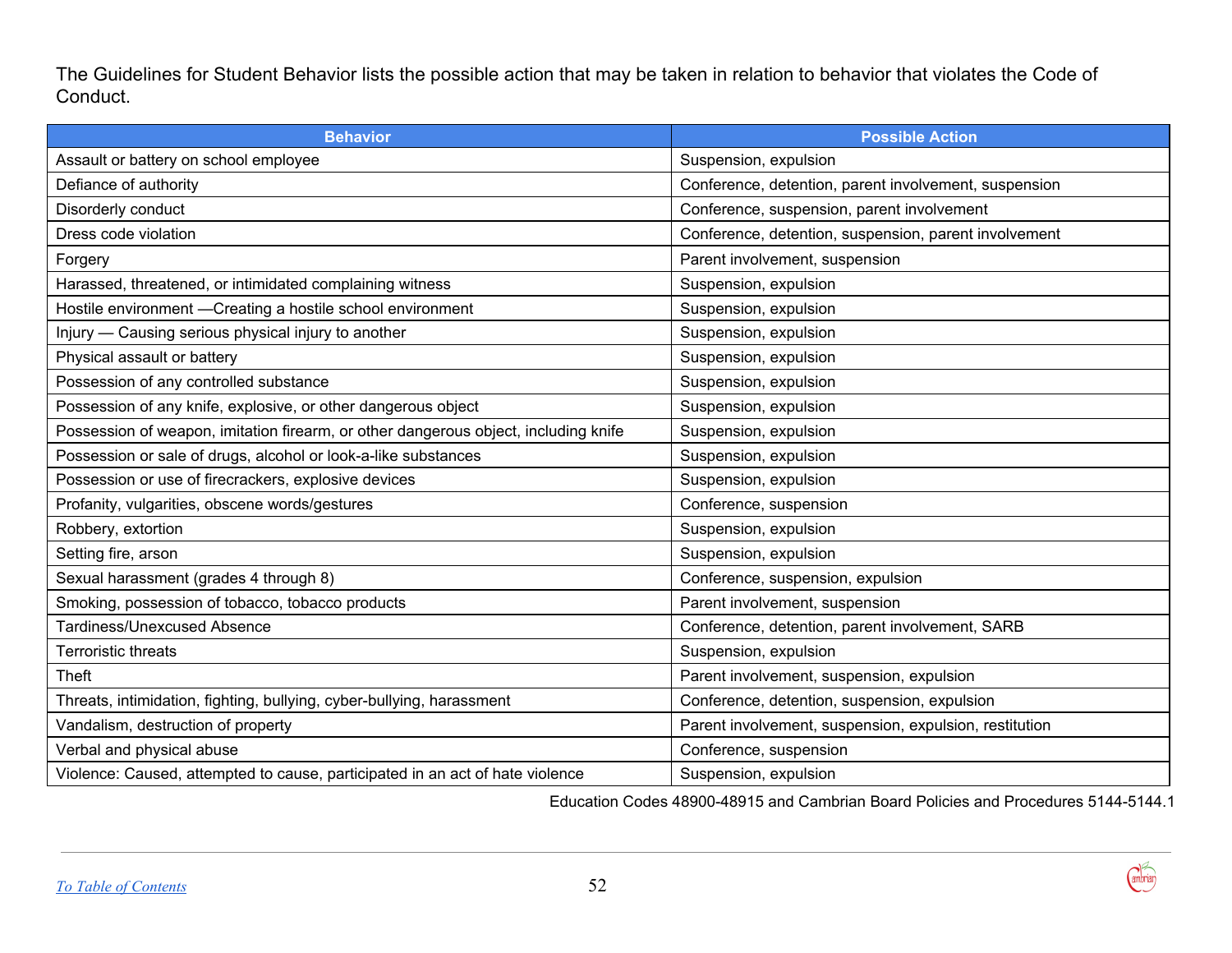The Guidelines for Student Behavior lists the possible action that may be taken in relation to behavior that violates the Code of Conduct.

| Behavior | Possible Action |
|---|---|
| Assault or battery on school employee | Suspension, expulsion |
| Defiance of authority | Conference, detention, parent involvement, suspension |
| Disorderly conduct | Conference, suspension, parent involvement |
| Dress code violation | Conference, detention, suspension, parent involvement |
| Forgery | Parent involvement, suspension |
| Harassed, threatened, or intimidated complaining witness | Suspension, expulsion |
| Hostile environment —Creating a hostile school environment | Suspension, expulsion |
| Injury — Causing serious physical injury to another | Suspension, expulsion |
| Physical assault or battery | Suspension, expulsion |
| Possession of any controlled substance | Suspension, expulsion |
| Possession of any knife, explosive, or other dangerous object | Suspension, expulsion |
| Possession of weapon, imitation firearm, or other dangerous object, including knife | Suspension, expulsion |
| Possession or sale of drugs, alcohol or look-a-like substances | Suspension, expulsion |
| Possession or use of firecrackers, explosive devices | Suspension, expulsion |
| Profanity, vulgarities, obscene words/gestures | Conference, suspension |
| Robbery, extortion | Suspension, expulsion |
| Setting fire, arson | Suspension, expulsion |
| Sexual harassment (grades 4 through 8) | Conference, suspension, expulsion |
| Smoking, possession of tobacco, tobacco products | Parent involvement, suspension |
| Tardiness/Unexcused Absence | Conference, detention, parent involvement, SARB |
| Terroristic threats | Suspension, expulsion |
| Theft | Parent involvement, suspension, expulsion |
| Threats, intimidation, fighting, bullying, cyber-bullying, harassment | Conference, detention, suspension, expulsion |
| Vandalism, destruction of property | Parent involvement, suspension, expulsion, restitution |
| Verbal and physical abuse | Conference, suspension |
| Violence: Caused, attempted to cause, participated in an act of hate violence | Suspension, expulsion |

Education Codes 48900-48915 and Cambrian Board Policies and Procedures 5144-5144.1

[To Table of Contents]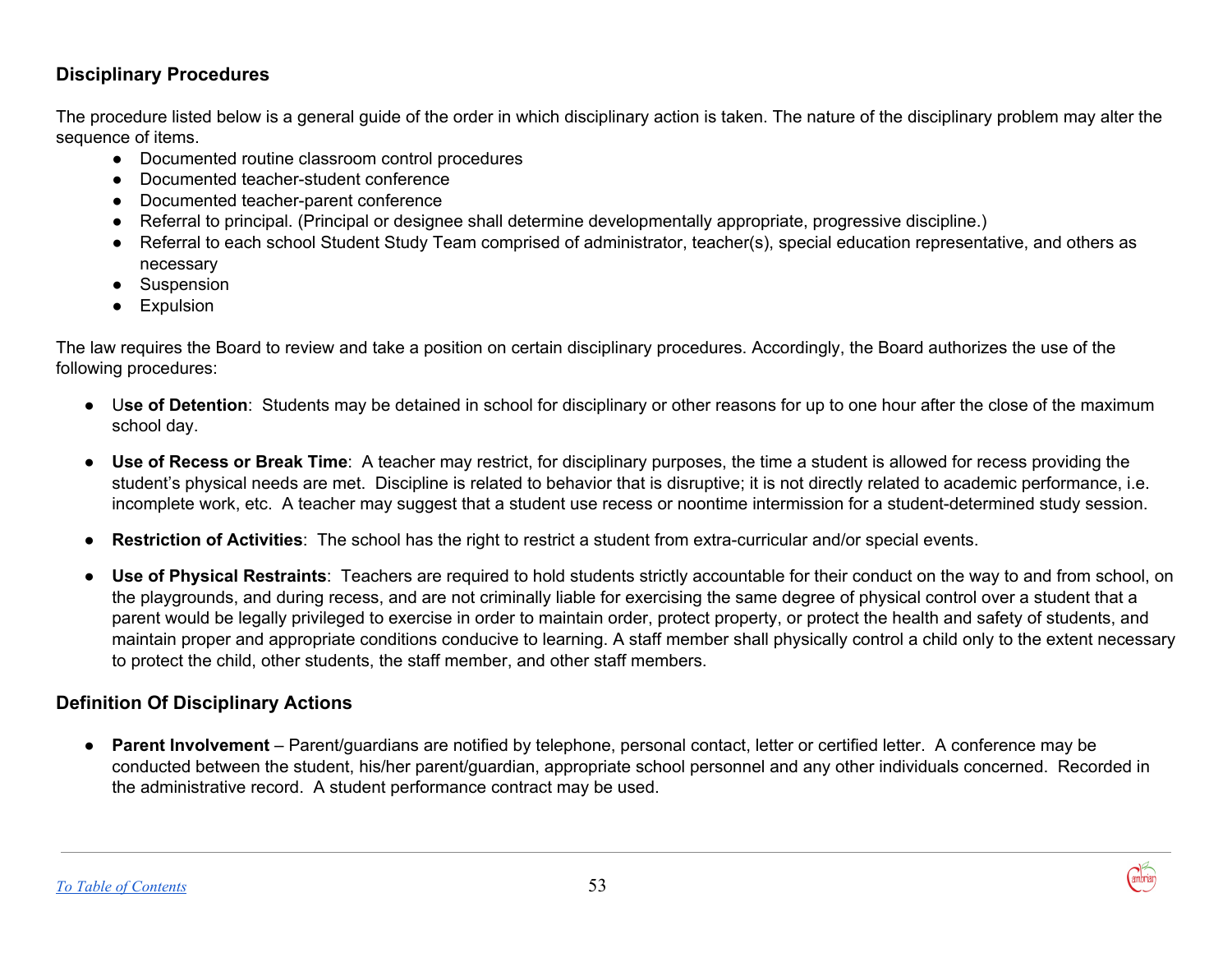## Disciplinary Procedures

The procedure listed below is a general guide of the order in which disciplinary action is taken. The nature of the disciplinary problem may alter the sequence of items.

- Documented routine classroom control procedures
- Documented teacher-student conference
- Documented teacher-parent conference
- Referral to principal. (Principal or designee shall determine developmentally appropriate, progressive discipline.)
- Referral to each school Student Study Team comprised of administrator, teacher(s), special education representative, and others as necessary
- Suspension
- Expulsion

The law requires the Board to review and take a position on certain disciplinary procedures. Accordingly, the Board authorizes the use of the following procedures:

- **Use of Detention**: Students may be detained in school for disciplinary or other reasons for up to one hour after the close of the maximum school day.
- **Use of Recess or Break Time**: A teacher may restrict, for disciplinary purposes, the time a student is allowed for recess providing the student's physical needs are met. Discipline is related to behavior that is disruptive; it is not directly related to academic performance, i.e. incomplete work, etc. A teacher may suggest that a student use recess or noontime intermission for a student-determined study session.
- **Restriction of Activities**: The school has the right to restrict a student from extra-curricular and/or special events.
- **Use of Physical Restraints**: Teachers are required to hold students strictly accountable for their conduct on the way to and from school, on the playgrounds, and during recess, and are not criminally liable for exercising the same degree of physical control over a student that a parent would be legally privileged to exercise in order to maintain order, protect property, or protect the health and safety of students, and maintain proper and appropriate conditions conducive to learning. A staff member shall physically control a child only to the extent necessary to protect the child, other students, the staff member, and other staff members.

## Definition Of Disciplinary Actions

- **Parent Involvement** – Parent/guardians are notified by telephone, personal contact, letter or certified letter. A conference may be conducted between the student, his/her parent/guardian, appropriate school personnel and any other individuals concerned. Recorded in the administrative record. A student performance contract may be used.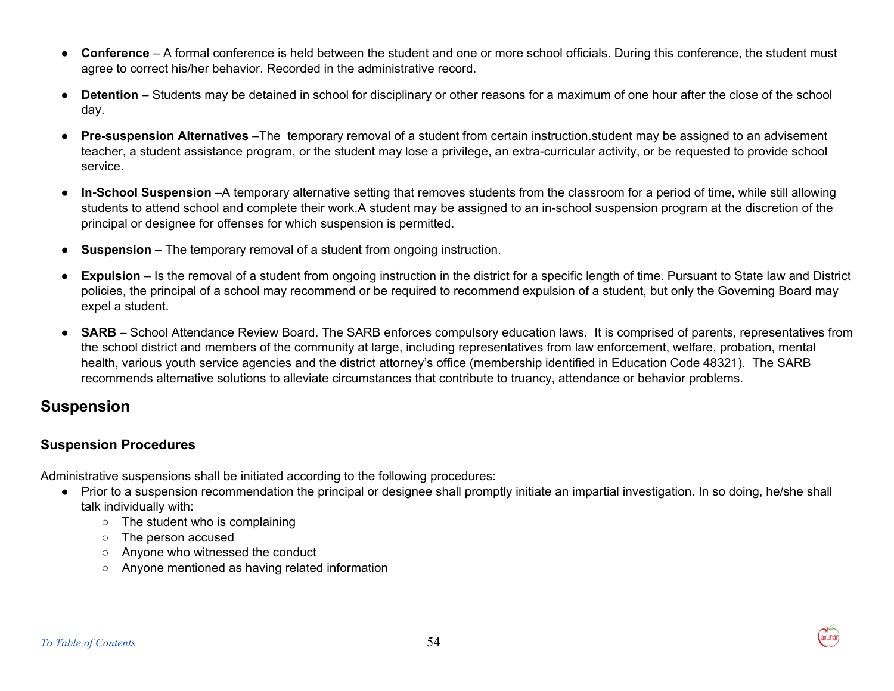- **Conference** – A formal conference is held between the student and one or more school officials. During this conference, the student must agree to correct his/her behavior. Recorded in the administrative record.
- **Detention** – Students may be detained in school for disciplinary or other reasons for a maximum of one hour after the close of the school day.
- **Pre-suspension Alternatives** –The temporary removal of a student from certain instruction.student may be assigned to an advisement teacher, a student assistance program, or the student may lose a privilege, an extra-curricular activity, or be requested to provide school service.
- **In-School Suspension** –A temporary alternative setting that removes students from the classroom for a period of time, while still allowing students to attend school and complete their work.A student may be assigned to an in-school suspension program at the discretion of the principal or designee for offenses for which suspension is permitted.
- **Suspension** – The temporary removal of a student from ongoing instruction.
- **Expulsion** – Is the removal of a student from ongoing instruction in the district for a specific length of time. Pursuant to State law and District policies, the principal of a school may recommend or be required to recommend expulsion of a student, but only the Governing Board may expel a student.
- **SARB** – School Attendance Review Board. The SARB enforces compulsory education laws. It is comprised of parents, representatives from the school district and members of the community at large, including representatives from law enforcement, welfare, probation, mental health, various youth service agencies and the district attorney's office (membership identified in Education Code 48321). The SARB recommends alternative solutions to alleviate circumstances that contribute to truancy, attendance or behavior problems.

## Suspension

### Suspension Procedures

Administrative suspensions shall be initiated according to the following procedures:

- Prior to a suspension recommendation the principal or designee shall promptly initiate an impartial investigation. In so doing, he/she shall talk individually with:
  - The student who is complaining
  - The person accused
  - Anyone who witnessed the conduct
  - Anyone mentioned as having related information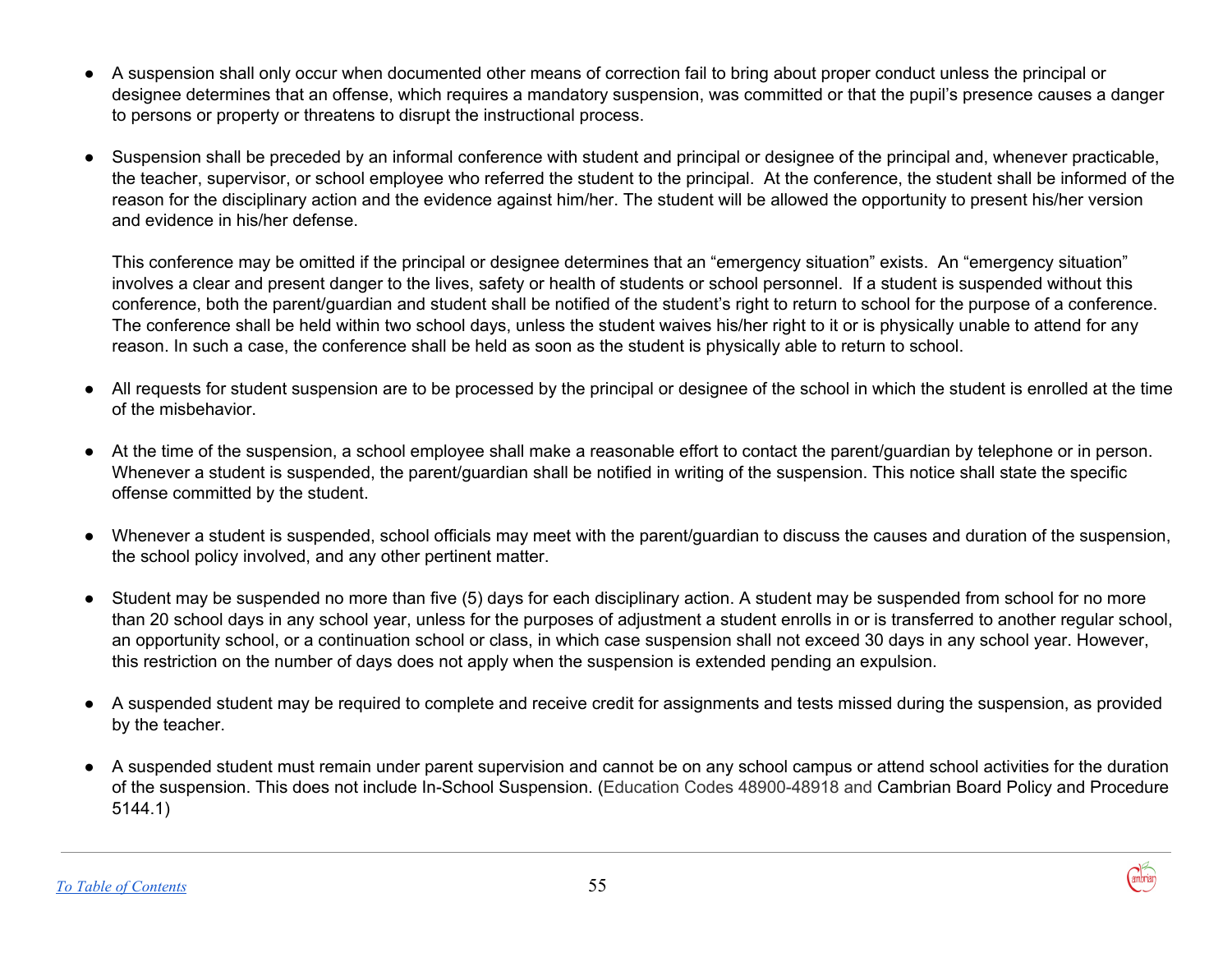- A suspension shall only occur when documented other means of correction fail to bring about proper conduct unless the principal or designee determines that an offense, which requires a mandatory suspension, was committed or that the pupil's presence causes a danger to persons or property or threatens to disrupt the instructional process.

- Suspension shall be preceded by an informal conference with student and principal or designee of the principal and, whenever practicable, the teacher, supervisor, or school employee who referred the student to the principal. At the conference, the student shall be informed of the reason for the disciplinary action and the evidence against him/her. The student will be allowed the opportunity to present his/her version and evidence in his/her defense.

  This conference may be omitted if the principal or designee determines that an "emergency situation" exists. An "emergency situation" involves a clear and present danger to the lives, safety or health of students or school personnel. If a student is suspended without this conference, both the parent/guardian and student shall be notified of the student's right to return to school for the purpose of a conference. The conference shall be held within two school days, unless the student waives his/her right to it or is physically unable to attend for any reason. In such a case, the conference shall be held as soon as the student is physically able to return to school.

- All requests for student suspension are to be processed by the principal or designee of the school in which the student is enrolled at the time of the misbehavior.

- At the time of the suspension, a school employee shall make a reasonable effort to contact the parent/guardian by telephone or in person. Whenever a student is suspended, the parent/guardian shall be notified in writing of the suspension. This notice shall state the specific offense committed by the student.

- Whenever a student is suspended, school officials may meet with the parent/guardian to discuss the causes and duration of the suspension, the school policy involved, and any other pertinent matter.

- Student may be suspended no more than five (5) days for each disciplinary action. A student may be suspended from school for no more than 20 school days in any school year, unless for the purposes of adjustment a student enrolls in or is transferred to another regular school, an opportunity school, or a continuation school or class, in which case suspension shall not exceed 30 days in any school year. However, this restriction on the number of days does not apply when the suspension is extended pending an expulsion.

- A suspended student may be required to complete and receive credit for assignments and tests missed during the suspension, as provided by the teacher.

- A suspended student must remain under parent supervision and cannot be on any school campus or attend school activities for the duration of the suspension. This does not include In-School Suspension. (Education Codes 48900-48918 and Cambrian Board Policy and Procedure 5144.1)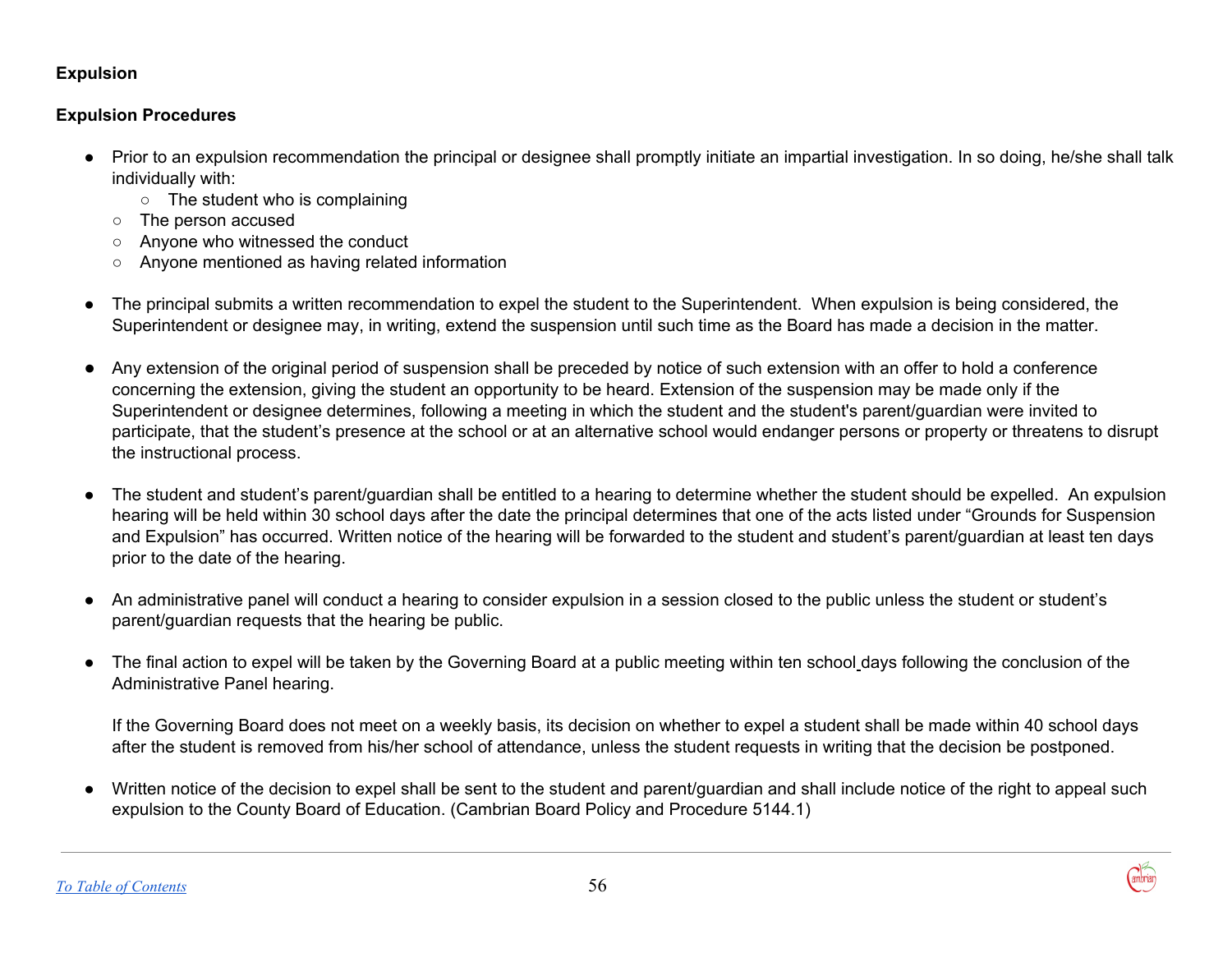**Expulsion**

**Expulsion Procedures**

- Prior to an expulsion recommendation the principal or designee shall promptly initiate an impartial investigation. In so doing, he/she shall talk individually with:
    - The student who is complaining
    - The person accused
    - Anyone who witnessed the conduct
    - Anyone mentioned as having related information

- The principal submits a written recommendation to expel the student to the Superintendent. When expulsion is being considered, the Superintendent or designee may, in writing, extend the suspension until such time as the Board has made a decision in the matter.

- Any extension of the original period of suspension shall be preceded by notice of such extension with an offer to hold a conference concerning the extension, giving the student an opportunity to be heard. Extension of the suspension may be made only if the Superintendent or designee determines, following a meeting in which the student and the student's parent/guardian were invited to participate, that the student's presence at the school or at an alternative school would endanger persons or property or threatens to disrupt the instructional process.

- The student and student's parent/guardian shall be entitled to a hearing to determine whether the student should be expelled. An expulsion hearing will be held within 30 school days after the date the principal determines that one of the acts listed under "Grounds for Suspension and Expulsion" has occurred. Written notice of the hearing will be forwarded to the student and student's parent/guardian at least ten days prior to the date of the hearing.

- An administrative panel will conduct a hearing to consider expulsion in a session closed to the public unless the student or student's parent/guardian requests that the hearing be public.

- The final action to expel will be taken by the Governing Board at a public meeting within ten school days following the conclusion of the Administrative Panel hearing.

  If the Governing Board does not meet on a weekly basis, its decision on whether to expel a student shall be made within 40 school days after the student is removed from his/her school of attendance, unless the student requests in writing that the decision be postponed.

- Written notice of the decision to expel shall be sent to the student and parent/guardian and shall include notice of the right to appeal such expulsion to the County Board of Education. (Cambrian Board Policy and Procedure 5144.1)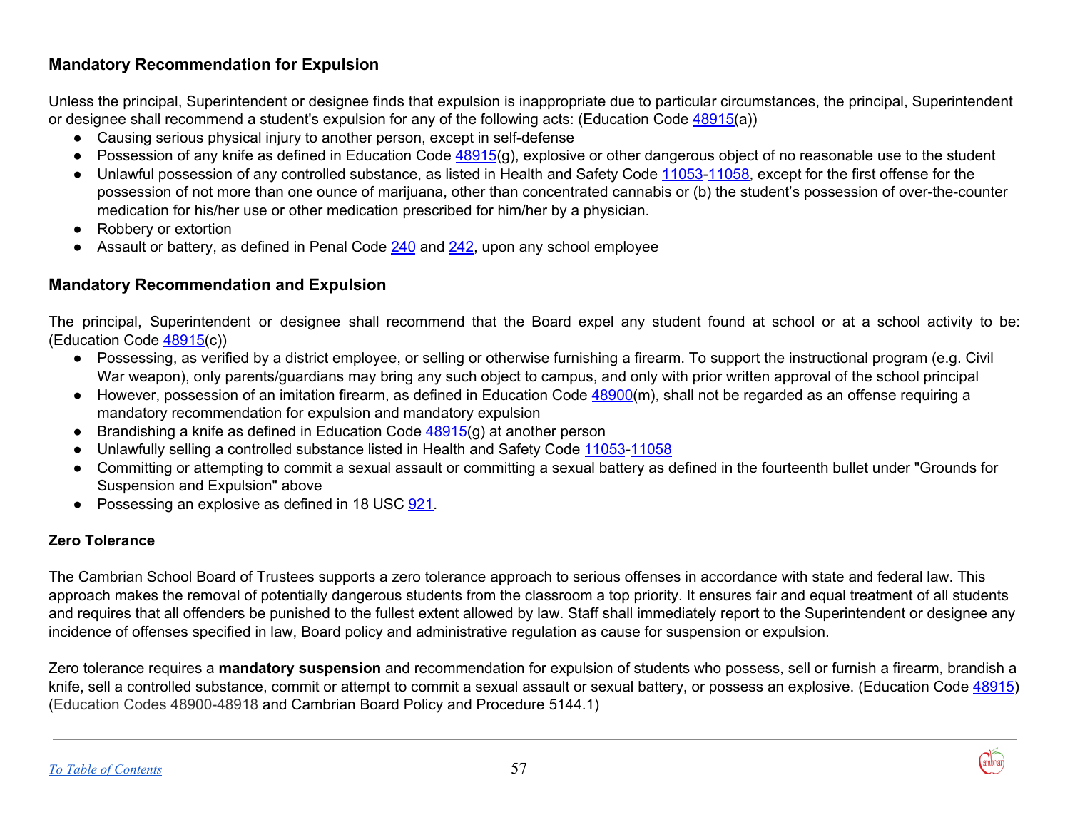### Mandatory Recommendation for Expulsion

Unless the principal, Superintendent or designee finds that expulsion is inappropriate due to particular circumstances, the principal, Superintendent or designee shall recommend a student's expulsion for any of the following acts: (Education Code 48915(a))

- Causing serious physical injury to another person, except in self-defense
- Possession of any knife as defined in Education Code 48915(g), explosive or other dangerous object of no reasonable use to the student
- Unlawful possession of any controlled substance, as listed in Health and Safety Code 11053-11058, except for the first offense for the possession of not more than one ounce of marijuana, other than concentrated cannabis or (b) the student's possession of over-the-counter medication for his/her use or other medication prescribed for him/her by a physician.
- Robbery or extortion
- Assault or battery, as defined in Penal Code 240 and 242, upon any school employee

### Mandatory Recommendation and Expulsion

The principal, Superintendent or designee shall recommend that the Board expel any student found at school or at a school activity to be: (Education Code 48915(c))

- Possessing, as verified by a district employee, or selling or otherwise furnishing a firearm. To support the instructional program (e.g. Civil War weapon), only parents/guardians may bring any such object to campus, and only with prior written approval of the school principal
- However, possession of an imitation firearm, as defined in Education Code 48900(m), shall not be regarded as an offense requiring a mandatory recommendation for expulsion and mandatory expulsion
- Brandishing a knife as defined in Education Code 48915(g) at another person
- Unlawfully selling a controlled substance listed in Health and Safety Code 11053-11058
- Committing or attempting to commit a sexual assault or committing a sexual battery as defined in the fourteenth bullet under "Grounds for Suspension and Expulsion" above
- Possessing an explosive as defined in 18 USC 921.

### Zero Tolerance

The Cambrian School Board of Trustees supports a zero tolerance approach to serious offenses in accordance with state and federal law. This approach makes the removal of potentially dangerous students from the classroom a top priority. It ensures fair and equal treatment of all students and requires that all offenders be punished to the fullest extent allowed by law. Staff shall immediately report to the Superintendent or designee any incidence of offenses specified in law, Board policy and administrative regulation as cause for suspension or expulsion.

Zero tolerance requires a **mandatory suspension** and recommendation for expulsion of students who possess, sell or furnish a firearm, brandish a knife, sell a controlled substance, commit or attempt to commit a sexual assault or sexual battery, or possess an explosive. (Education Code 48915) (Education Codes 48900-48918 and Cambrian Board Policy and Procedure 5144.1)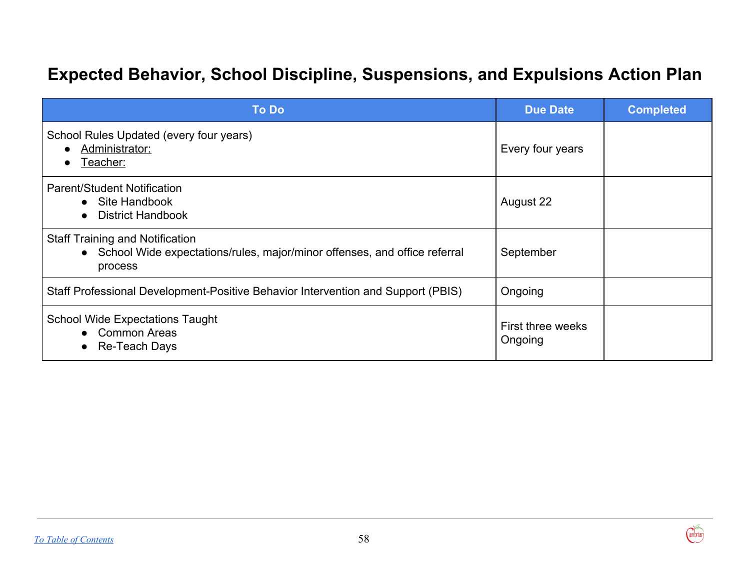# Expected Behavior, School Discipline, Suspensions, and Expulsions Action Plan

| To Do | Due Date | Completed |
|---|---|---|
| School Rules Updated (every four years)<br>• Administrator:<br>• Teacher: | Every four years | |
| Parent/Student Notification<br>• Site Handbook<br>• District Handbook | August 22 | |
| Staff Training and Notification<br>• School Wide expectations/rules, major/minor offenses, and office referral process | September | |
| Staff Professional Development-Positive Behavior Intervention and Support (PBIS) | Ongoing | |
| School Wide Expectations Taught<br>• Common Areas<br>• Re-Teach Days | First three weeks<br>Ongoing | |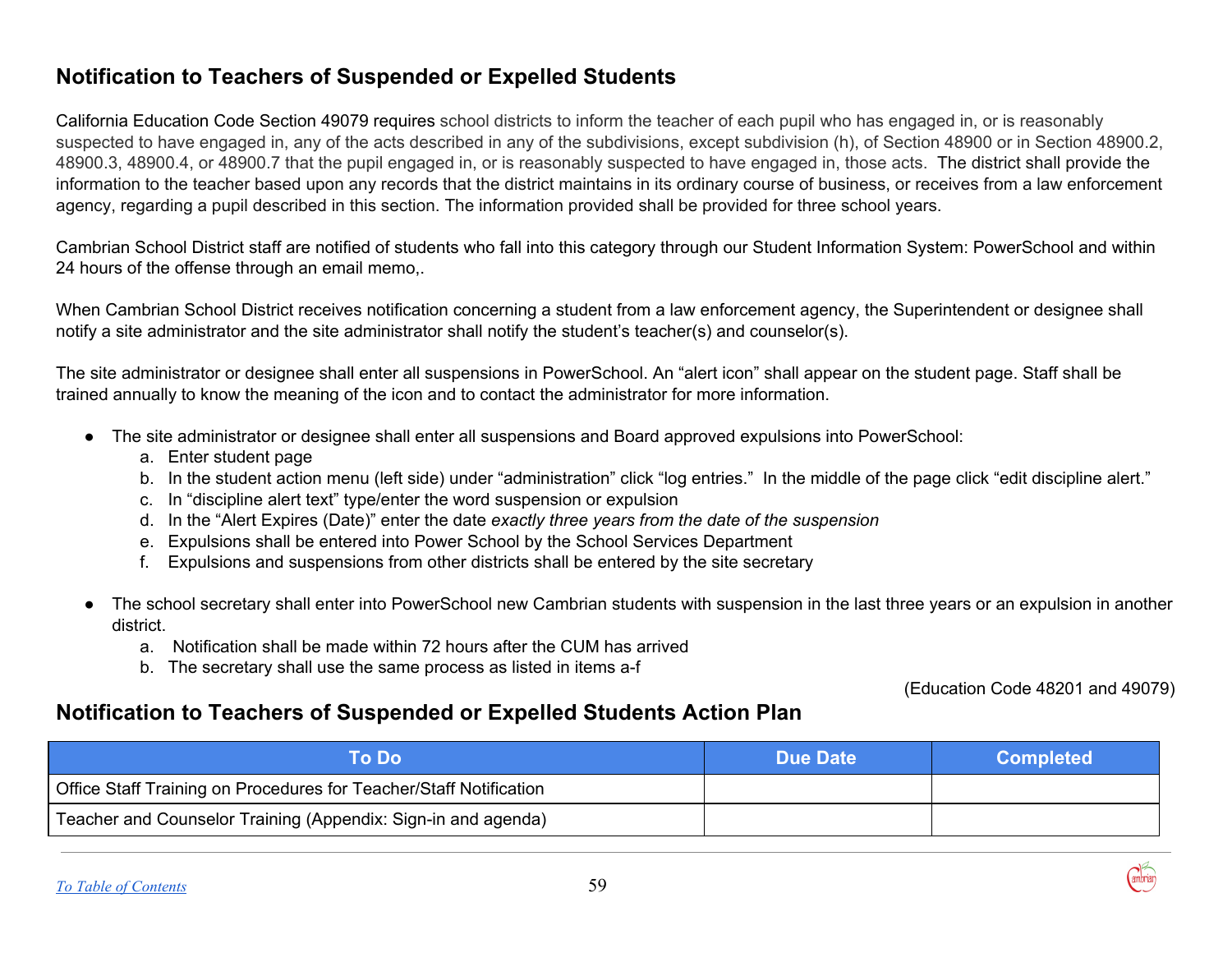## Notification to Teachers of Suspended or Expelled Students

California Education Code Section 49079 requires school districts to inform the teacher of each pupil who has engaged in, or is reasonably suspected to have engaged in, any of the acts described in any of the subdivisions, except subdivision (h), of Section 48900 or in Section 48900.2, 48900.3, 48900.4, or 48900.7 that the pupil engaged in, or is reasonably suspected to have engaged in, those acts. The district shall provide the information to the teacher based upon any records that the district maintains in its ordinary course of business, or receives from a law enforcement agency, regarding a pupil described in this section. The information provided shall be provided for three school years.

Cambrian School District staff are notified of students who fall into this category through our Student Information System: PowerSchool and within 24 hours of the offense through an email memo,.

When Cambrian School District receives notification concerning a student from a law enforcement agency, the Superintendent or designee shall notify a site administrator and the site administrator shall notify the student's teacher(s) and counselor(s).

The site administrator or designee shall enter all suspensions in PowerSchool. An "alert icon" shall appear on the student page. Staff shall be trained annually to know the meaning of the icon and to contact the administrator for more information.

- The site administrator or designee shall enter all suspensions and Board approved expulsions into PowerSchool:
  a. Enter student page
  b. In the student action menu (left side) under "administration" click "log entries." In the middle of the page click "edit discipline alert."
  c. In "discipline alert text" type/enter the word suspension or expulsion
  d. In the "Alert Expires (Date)" enter the date *exactly three years from the date of the suspension*
  e. Expulsions shall be entered into Power School by the School Services Department
  f. Expulsions and suspensions from other districts shall be entered by the site secretary

- The school secretary shall enter into PowerSchool new Cambrian students with suspension in the last three years or an expulsion in another district.
  a. Notification shall be made within 72 hours after the CUM has arrived
  b. The secretary shall use the same process as listed in items a-f

(Education Code 48201 and 49079)

## Notification to Teachers of Suspended or Expelled Students Action Plan

| To Do | Due Date | Completed |
|---|---|---|
| Office Staff Training on Procedures for Teacher/Staff Notification | | |
| Teacher and Counselor Training (Appendix: Sign-in and agenda) | | |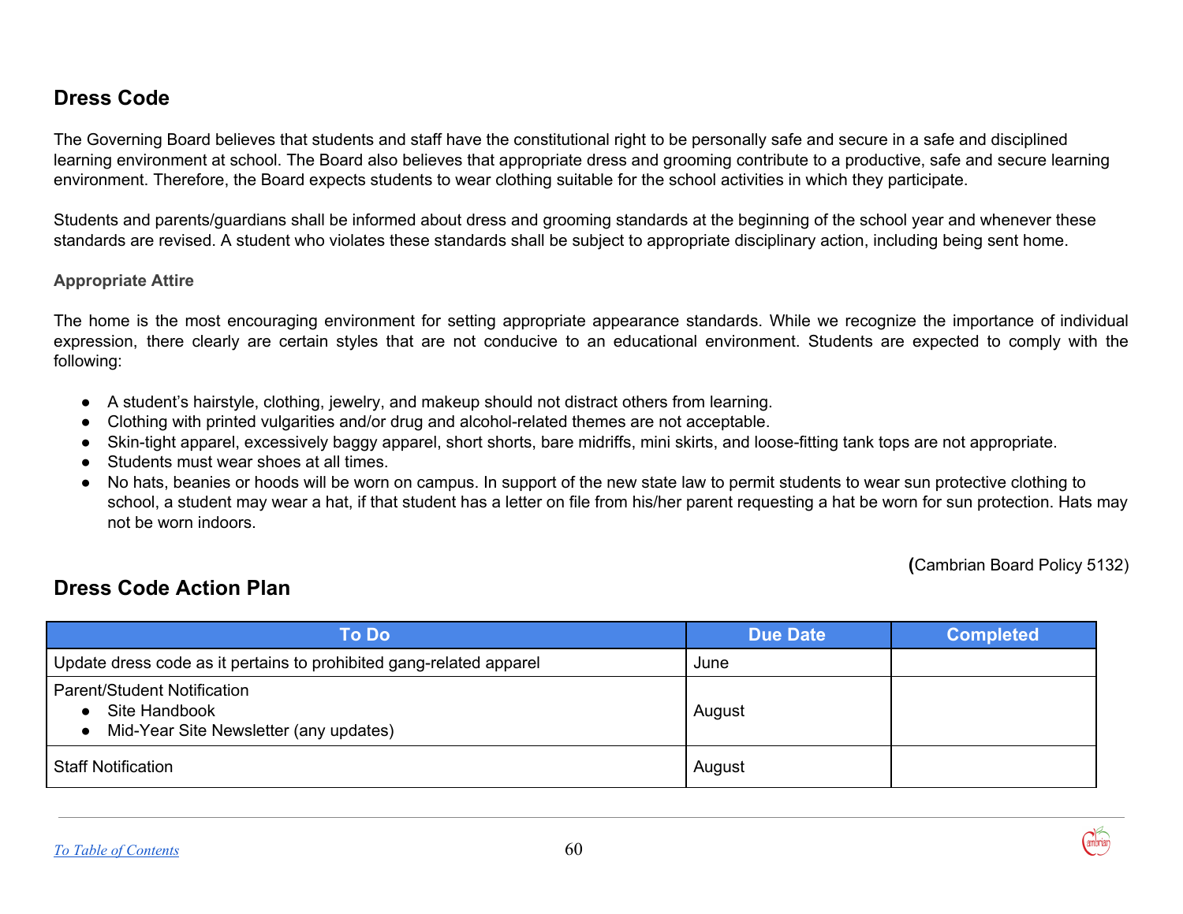## Dress Code

The Governing Board believes that students and staff have the constitutional right to be personally safe and secure in a safe and disciplined learning environment at school. The Board also believes that appropriate dress and grooming contribute to a productive, safe and secure learning environment. Therefore, the Board expects students to wear clothing suitable for the school activities in which they participate.

Students and parents/guardians shall be informed about dress and grooming standards at the beginning of the school year and whenever these standards are revised. A student who violates these standards shall be subject to appropriate disciplinary action, including being sent home.

### Appropriate Attire

The home is the most encouraging environment for setting appropriate appearance standards. While we recognize the importance of individual expression, there clearly are certain styles that are not conducive to an educational environment. Students are expected to comply with the following:

- A student's hairstyle, clothing, jewelry, and makeup should not distract others from learning.
- Clothing with printed vulgarities and/or drug and alcohol-related themes are not acceptable.
- Skin-tight apparel, excessively baggy apparel, short shorts, bare midriffs, mini skirts, and loose-fitting tank tops are not appropriate.
- Students must wear shoes at all times.
- No hats, beanies or hoods will be worn on campus. In support of the new state law to permit students to wear sun protective clothing to school, a student may wear a hat, if that student has a letter on file from his/her parent requesting a hat be worn for sun protection. Hats may not be worn indoors.

(Cambrian Board Policy 5132)

## Dress Code Action Plan

| To Do | Due Date | Completed |
|---|---|---|
| Update dress code as it pertains to prohibited gang-related apparel | June | |
| Parent/Student Notification<br>• Site Handbook<br>• Mid-Year Site Newsletter (any updates) | August | |
| Staff Notification | August | |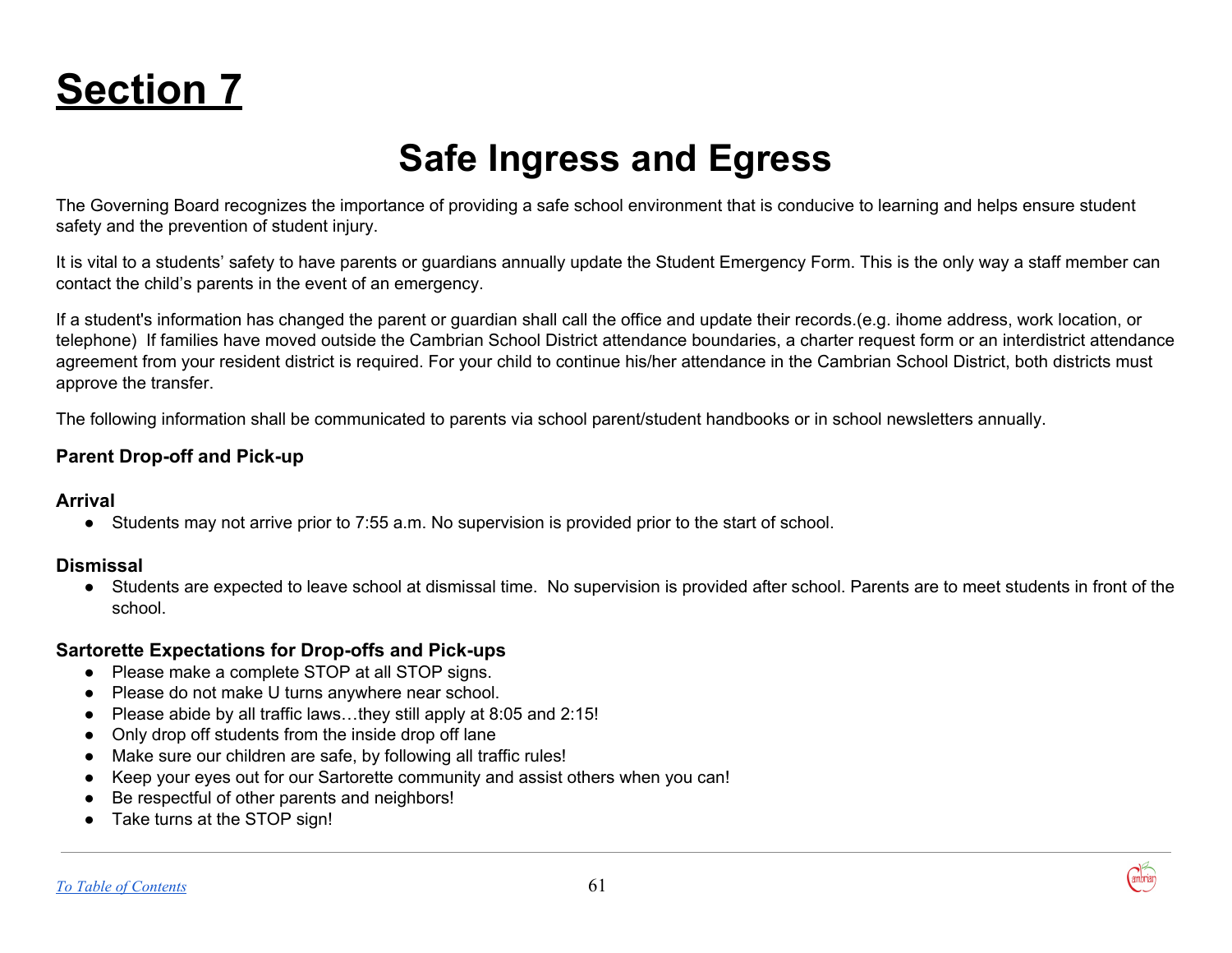# Section 7

## Safe Ingress and Egress

The Governing Board recognizes the importance of providing a safe school environment that is conducive to learning and helps ensure student safety and the prevention of student injury.

It is vital to a students' safety to have parents or guardians annually update the Student Emergency Form. This is the only way a staff member can contact the child's parents in the event of an emergency.

If a student's information has changed the parent or guardian shall call the office and update their records.(e.g. ihome address, work location, or telephone) If families have moved outside the Cambrian School District attendance boundaries, a charter request form or an interdistrict attendance agreement from your resident district is required. For your child to continue his/her attendance in the Cambrian School District, both districts must approve the transfer.

The following information shall be communicated to parents via school parent/student handbooks or in school newsletters annually.

### Parent Drop-off and Pick-up

#### Arrival

- Students may not arrive prior to 7:55 a.m. No supervision is provided prior to the start of school.

#### Dismissal

- Students are expected to leave school at dismissal time. No supervision is provided after school. Parents are to meet students in front of the school.

#### Sartorette Expectations for Drop-offs and Pick-ups

- Please make a complete STOP at all STOP signs.
- Please do not make U turns anywhere near school.
- Please abide by all traffic laws…they still apply at 8:05 and 2:15!
- Only drop off students from the inside drop off lane
- Make sure our children are safe, by following all traffic rules!
- Keep your eyes out for our Sartorette community and assist others when you can!
- Be respectful of other parents and neighbors!
- Take turns at the STOP sign!

*To Table of Contents*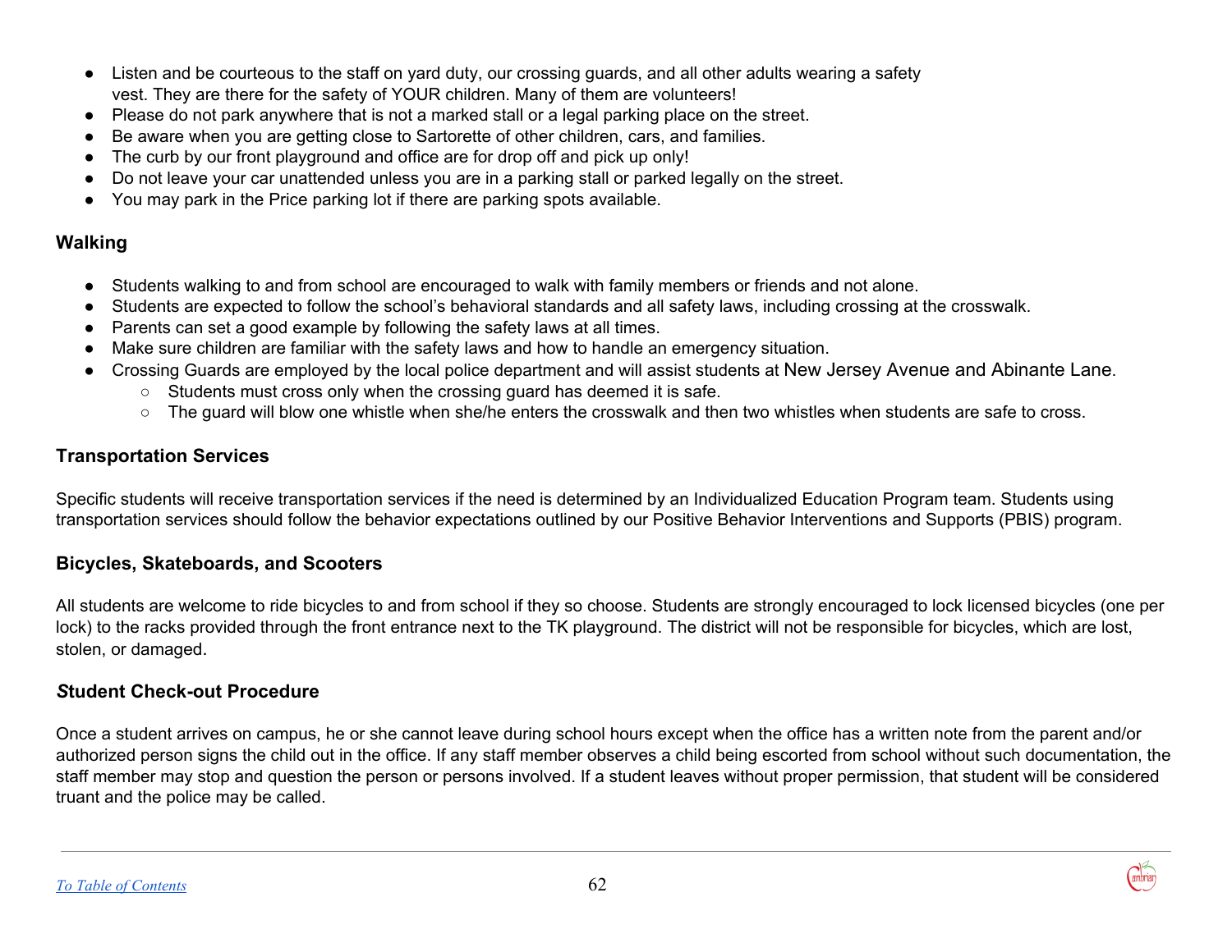- Listen and be courteous to the staff on yard duty, our crossing guards, and all other adults wearing a safety vest. They are there for the safety of YOUR children. Many of them are volunteers!
- Please do not park anywhere that is not a marked stall or a legal parking place on the street.
- Be aware when you are getting close to Sartorette of other children, cars, and families.
- The curb by our front playground and office are for drop off and pick up only!
- Do not leave your car unattended unless you are in a parking stall or parked legally on the street.
- You may park in the Price parking lot if there are parking spots available.

### Walking

- Students walking to and from school are encouraged to walk with family members or friends and not alone.
- Students are expected to follow the school's behavioral standards and all safety laws, including crossing at the crosswalk.
- Parents can set a good example by following the safety laws at all times.
- Make sure children are familiar with the safety laws and how to handle an emergency situation.
- Crossing Guards are employed by the local police department and will assist students at New Jersey Avenue and Abinante Lane.
  - Students must cross only when the crossing guard has deemed it is safe.
  - The guard will blow one whistle when she/he enters the crosswalk and then two whistles when students are safe to cross.

### Transportation Services

Specific students will receive transportation services if the need is determined by an Individualized Education Program team. Students using transportation services should follow the behavior expectations outlined by our Positive Behavior Interventions and Supports (PBIS) program.

### Bicycles, Skateboards, and Scooters

All students are welcome to ride bicycles to and from school if they so choose. Students are strongly encouraged to lock licensed bicycles (one per lock) to the racks provided through the front entrance next to the TK playground. The district will not be responsible for bicycles, which are lost, stolen, or damaged.

### *S*tudent Check-out Procedure

Once a student arrives on campus, he or she cannot leave during school hours except when the office has a written note from the parent and/or authorized person signs the child out in the office. If any staff member observes a child being escorted from school without such documentation, the staff member may stop and question the person or persons involved. If a student leaves without proper permission, that student will be considered truant and the police may be called.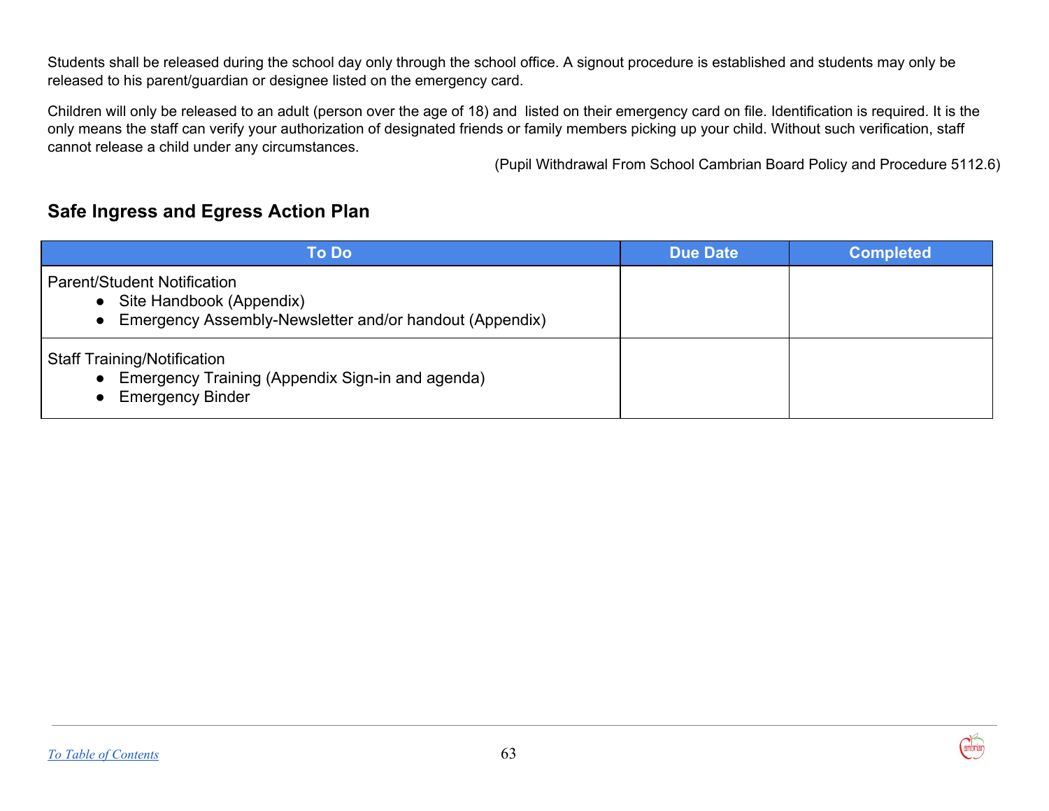Students shall be released during the school day only through the school office. A signout procedure is established and students may only be released to his parent/guardian or designee listed on the emergency card.

Children will only be released to an adult (person over the age of 18) and  listed on their emergency card on file. Identification is required. It is the only means the staff can verify your authorization of designated friends or family members picking up your child. Without such verification, staff cannot release a child under any circumstances.

(Pupil Withdrawal From School Cambrian Board Policy and Procedure 5112.6)

## Safe Ingress and Egress Action Plan

| To Do | Due Date | Completed |
|---|---|---|
| Parent/Student Notification<br>• Site Handbook (Appendix)<br>• Emergency Assembly-Newsletter and/or handout (Appendix) | | |
| Staff Training/Notification<br>• Emergency Training (Appendix Sign-in and agenda)<br>• Emergency Binder | | |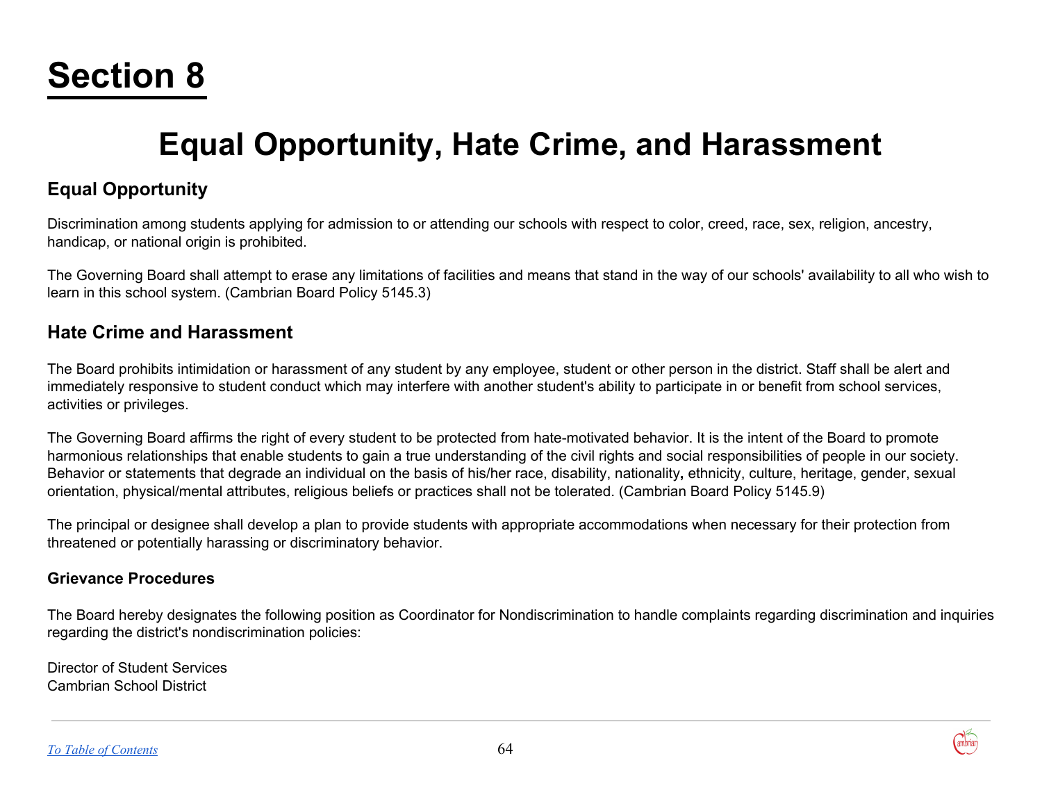# Section 8

## Equal Opportunity, Hate Crime, and Harassment

### Equal Opportunity

Discrimination among students applying for admission to or attending our schools with respect to color, creed, race, sex, religion, ancestry, handicap, or national origin is prohibited.

The Governing Board shall attempt to erase any limitations of facilities and means that stand in the way of our schools' availability to all who wish to learn in this school system. (Cambrian Board Policy 5145.3)

### Hate Crime and Harassment

The Board prohibits intimidation or harassment of any student by any employee, student or other person in the district. Staff shall be alert and immediately responsive to student conduct which may interfere with another student's ability to participate in or benefit from school services, activities or privileges.

The Governing Board affirms the right of every student to be protected from hate-motivated behavior. It is the intent of the Board to promote harmonious relationships that enable students to gain a true understanding of the civil rights and social responsibilities of people in our society. Behavior or statements that degrade an individual on the basis of his/her race, disability, nationality**,** ethnicity, culture, heritage, gender, sexual orientation, physical/mental attributes, religious beliefs or practices shall not be tolerated. (Cambrian Board Policy 5145.9)

The principal or designee shall develop a plan to provide students with appropriate accommodations when necessary for their protection from threatened or potentially harassing or discriminatory behavior.

#### Grievance Procedures

The Board hereby designates the following position as Coordinator for Nondiscrimination to handle complaints regarding discrimination and inquiries regarding the district's nondiscrimination policies:

Director of Student Services
Cambrian School District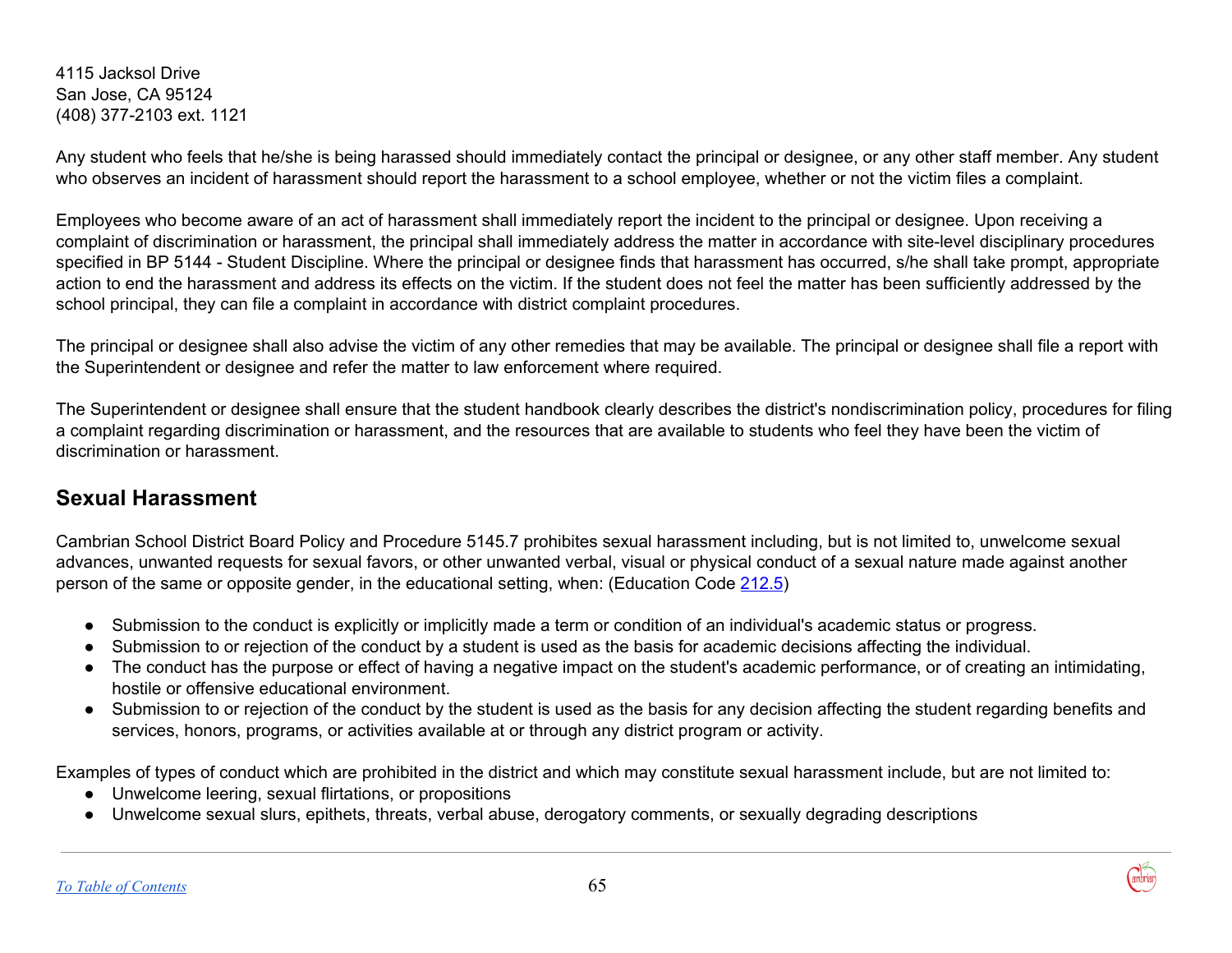4115 Jacksol Drive
San Jose, CA 95124
(408) 377-2103 ext. 1121

Any student who feels that he/she is being harassed should immediately contact the principal or designee, or any other staff member. Any student who observes an incident of harassment should report the harassment to a school employee, whether or not the victim files a complaint.

Employees who become aware of an act of harassment shall immediately report the incident to the principal or designee. Upon receiving a complaint of discrimination or harassment, the principal shall immediately address the matter in accordance with site-level disciplinary procedures specified in BP 5144 - Student Discipline. Where the principal or designee finds that harassment has occurred, s/he shall take prompt, appropriate action to end the harassment and address its effects on the victim. If the student does not feel the matter has been sufficiently addressed by the school principal, they can file a complaint in accordance with district complaint procedures.

The principal or designee shall also advise the victim of any other remedies that may be available. The principal or designee shall file a report with the Superintendent or designee and refer the matter to law enforcement where required.

The Superintendent or designee shall ensure that the student handbook clearly describes the district's nondiscrimination policy, procedures for filing a complaint regarding discrimination or harassment, and the resources that are available to students who feel they have been the victim of discrimination or harassment.

## Sexual Harassment

Cambrian School District Board Policy and Procedure 5145.7 prohibites sexual harassment including, but is not limited to, unwelcome sexual advances, unwanted requests for sexual favors, or other unwanted verbal, visual or physical conduct of a sexual nature made against another person of the same or opposite gender, in the educational setting, when: (Education Code 212.5)

- Submission to the conduct is explicitly or implicitly made a term or condition of an individual's academic status or progress.
- Submission to or rejection of the conduct by a student is used as the basis for academic decisions affecting the individual.
- The conduct has the purpose or effect of having a negative impact on the student's academic performance, or of creating an intimidating, hostile or offensive educational environment.
- Submission to or rejection of the conduct by the student is used as the basis for any decision affecting the student regarding benefits and services, honors, programs, or activities available at or through any district program or activity.

Examples of types of conduct which are prohibited in the district and which may constitute sexual harassment include, but are not limited to:

- Unwelcome leering, sexual flirtations, or propositions
- Unwelcome sexual slurs, epithets, threats, verbal abuse, derogatory comments, or sexually degrading descriptions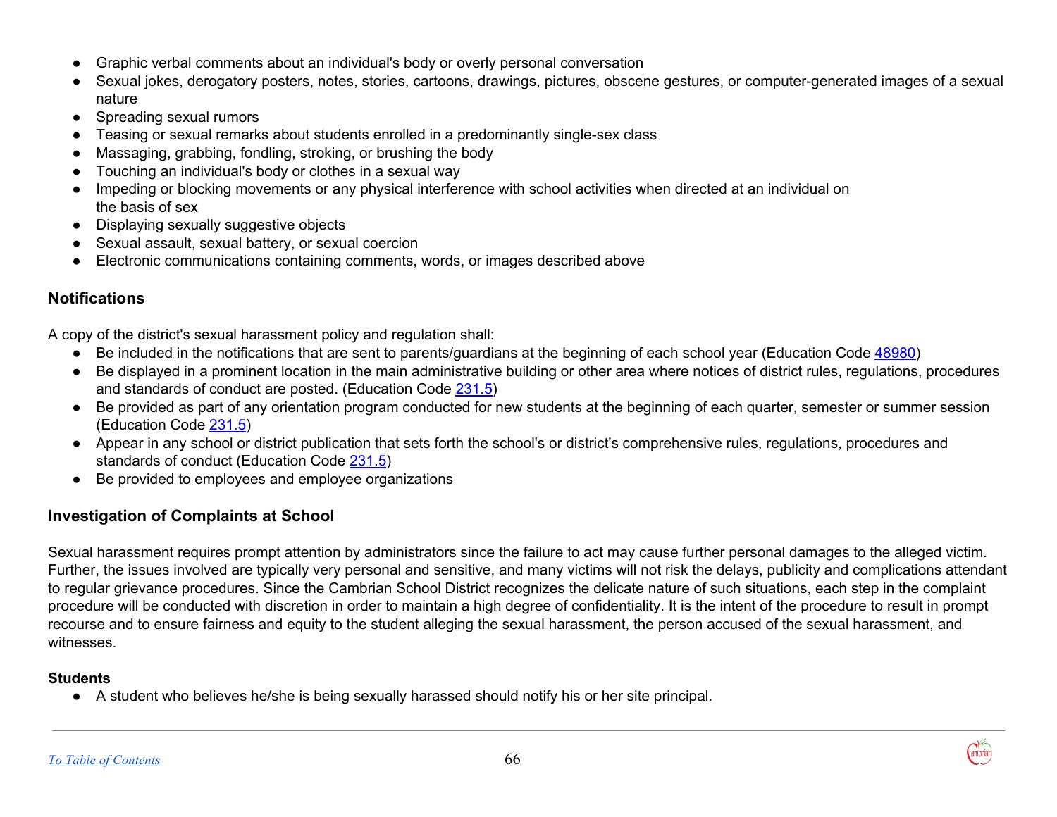- Graphic verbal comments about an individual's body or overly personal conversation
- Sexual jokes, derogatory posters, notes, stories, cartoons, drawings, pictures, obscene gestures, or computer-generated images of a sexual nature
- Spreading sexual rumors
- Teasing or sexual remarks about students enrolled in a predominantly single-sex class
- Massaging, grabbing, fondling, stroking, or brushing the body
- Touching an individual's body or clothes in a sexual way
- Impeding or blocking movements or any physical interference with school activities when directed at an individual on the basis of sex
- Displaying sexually suggestive objects
- Sexual assault, sexual battery, or sexual coercion
- Electronic communications containing comments, words, or images described above

## Notifications

A copy of the district's sexual harassment policy and regulation shall:

- Be included in the notifications that are sent to parents/guardians at the beginning of each school year (Education Code 48980)
- Be displayed in a prominent location in the main administrative building or other area where notices of district rules, regulations, procedures and standards of conduct are posted. (Education Code 231.5)
- Be provided as part of any orientation program conducted for new students at the beginning of each quarter, semester or summer session (Education Code 231.5)
- Appear in any school or district publication that sets forth the school's or district's comprehensive rules, regulations, procedures and standards of conduct (Education Code 231.5)
- Be provided to employees and employee organizations

## Investigation of Complaints at School

Sexual harassment requires prompt attention by administrators since the failure to act may cause further personal damages to the alleged victim. Further, the issues involved are typically very personal and sensitive, and many victims will not risk the delays, publicity and complications attendant to regular grievance procedures. Since the Cambrian School District recognizes the delicate nature of such situations, each step in the complaint procedure will be conducted with discretion in order to maintain a high degree of confidentiality. It is the intent of the procedure to result in prompt recourse and to ensure fairness and equity to the student alleging the sexual harassment, the person accused of the sexual harassment, and witnesses.

### Students

- A student who believes he/she is being sexually harassed should notify his or her site principal.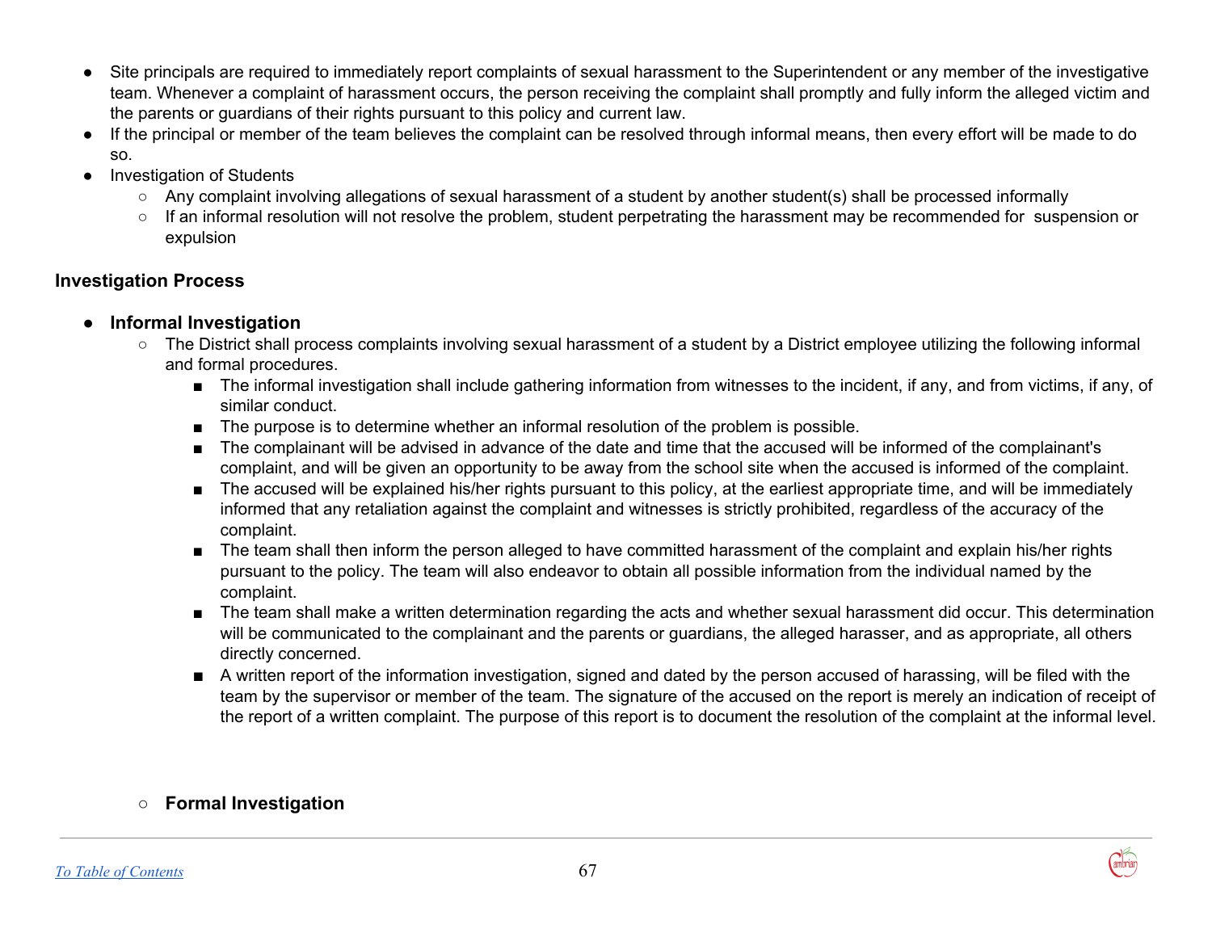- Site principals are required to immediately report complaints of sexual harassment to the Superintendent or any member of the investigative team. Whenever a complaint of harassment occurs, the person receiving the complaint shall promptly and fully inform the alleged victim and the parents or guardians of their rights pursuant to this policy and current law.
- If the principal or member of the team believes the complaint can be resolved through informal means, then every effort will be made to do so.
- Investigation of Students
  - Any complaint involving allegations of sexual harassment of a student by another student(s) shall be processed informally
  - If an informal resolution will not resolve the problem, student perpetrating the harassment may be recommended for suspension or expulsion

### Investigation Process

- **Informal Investigation**
  - The District shall process complaints involving sexual harassment of a student by a District employee utilizing the following informal and formal procedures.
    - The informal investigation shall include gathering information from witnesses to the incident, if any, and from victims, if any, of similar conduct.
    - The purpose is to determine whether an informal resolution of the problem is possible.
    - The complainant will be advised in advance of the date and time that the accused will be informed of the complainant's complaint, and will be given an opportunity to be away from the school site when the accused is informed of the complaint.
    - The accused will be explained his/her rights pursuant to this policy, at the earliest appropriate time, and will be immediately informed that any retaliation against the complaint and witnesses is strictly prohibited, regardless of the accuracy of the complaint.
    - The team shall then inform the person alleged to have committed harassment of the complaint and explain his/her rights pursuant to the policy. The team will also endeavor to obtain all possible information from the individual named by the complaint.
    - The team shall make a written determination regarding the acts and whether sexual harassment did occur. This determination will be communicated to the complainant and the parents or guardians, the alleged harasser, and as appropriate, all others directly concerned.
    - A written report of the information investigation, signed and dated by the person accused of harassing, will be filed with the team by the supervisor or member of the team. The signature of the accused on the report is merely an indication of receipt of the report of a written complaint. The purpose of this report is to document the resolution of the complaint at the informal level.

  - **Formal Investigation**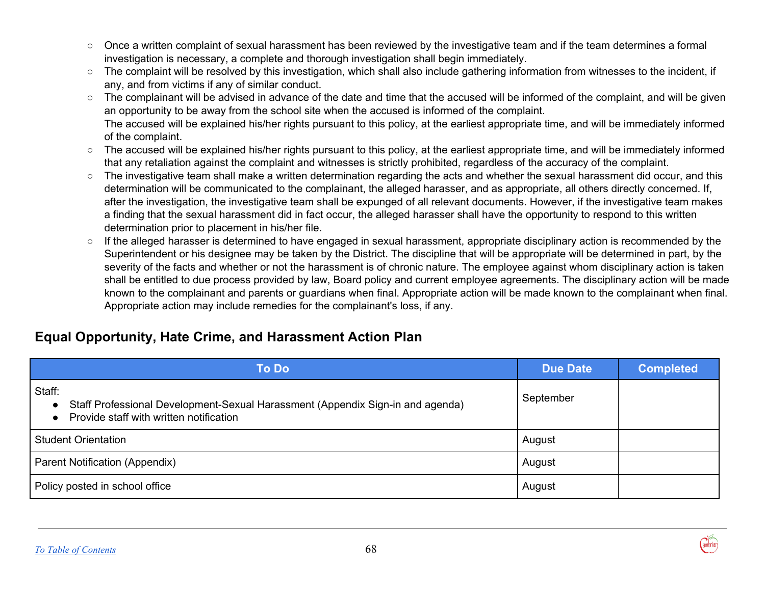- Once a written complaint of sexual harassment has been reviewed by the investigative team and if the team determines a formal investigation is necessary, a complete and thorough investigation shall begin immediately.
- The complaint will be resolved by this investigation, which shall also include gathering information from witnesses to the incident, if any, and from victims if any of similar conduct.
- The complainant will be advised in advance of the date and time that the accused will be informed of the complaint, and will be given an opportunity to be away from the school site when the accused is informed of the complaint.
  The accused will be explained his/her rights pursuant to this policy, at the earliest appropriate time, and will be immediately informed of the complaint.
- The accused will be explained his/her rights pursuant to this policy, at the earliest appropriate time, and will be immediately informed that any retaliation against the complaint and witnesses is strictly prohibited, regardless of the accuracy of the complaint.
- The investigative team shall make a written determination regarding the acts and whether the sexual harassment did occur, and this determination will be communicated to the complainant, the alleged harasser, and as appropriate, all others directly concerned. If, after the investigation, the investigative team shall be expunged of all relevant documents. However, if the investigative team makes a finding that the sexual harassment did in fact occur, the alleged harasser shall have the opportunity to respond to this written determination prior to placement in his/her file.
- If the alleged harasser is determined to have engaged in sexual harassment, appropriate disciplinary action is recommended by the Superintendent or his designee may be taken by the District. The discipline that will be appropriate will be determined in part, by the severity of the facts and whether or not the harassment is of chronic nature. The employee against whom disciplinary action is taken shall be entitled to due process provided by law, Board policy and current employee agreements. The disciplinary action will be made known to the complainant and parents or guardians when final. Appropriate action will be made known to the complainant when final. Appropriate action may include remedies for the complainant's loss, if any.

## Equal Opportunity, Hate Crime, and Harassment Action Plan

| To Do | Due Date | Completed |
|---|---|---|
| Staff:<br>• Staff Professional Development-Sexual Harassment (Appendix Sign-in and agenda)<br>• Provide staff with written notification | September | |
| Student Orientation | August | |
| Parent Notification (Appendix) | August | |
| Policy posted in school office | August | |

*To Table of Contents*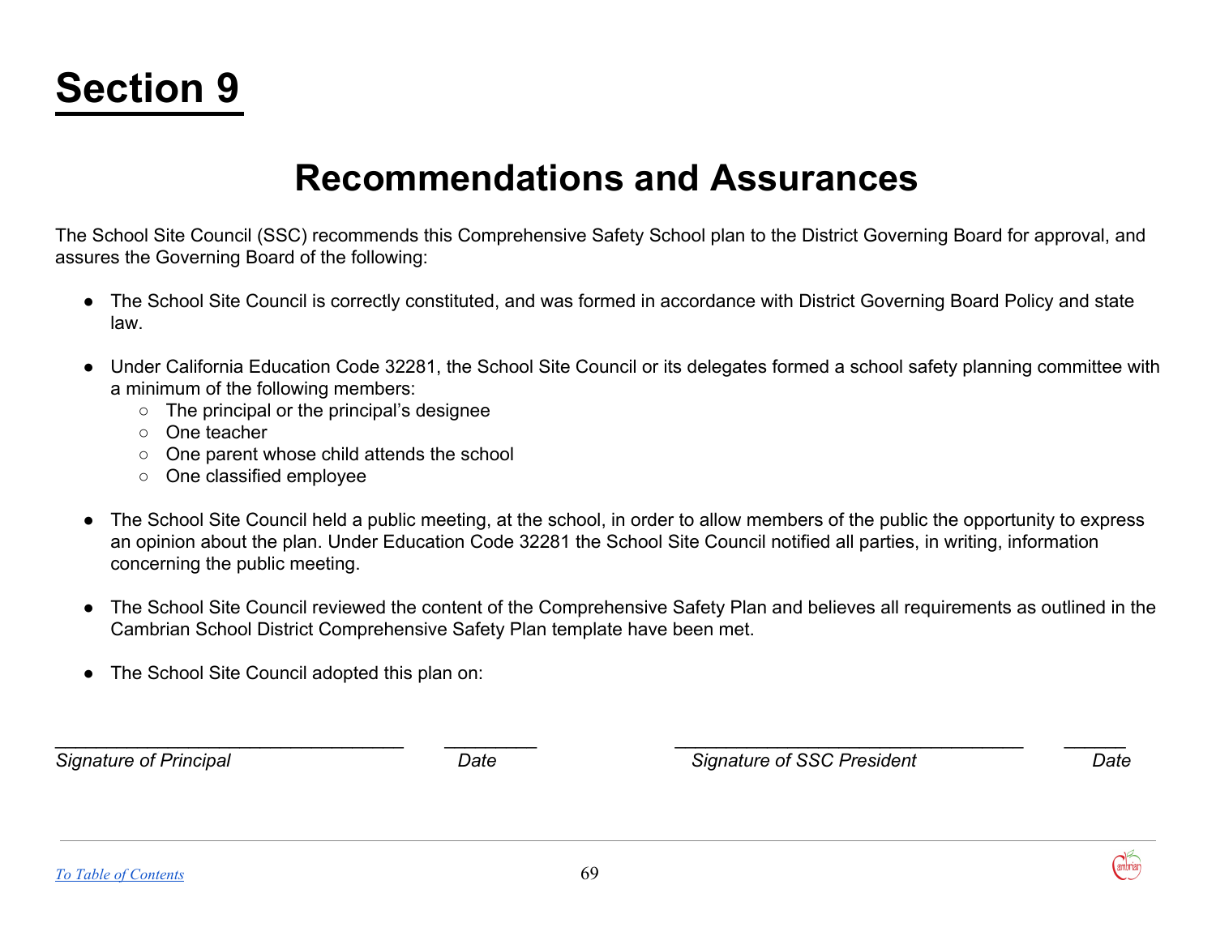# Section 9

## Recommendations and Assurances

The School Site Council (SSC) recommends this Comprehensive Safety School plan to the District Governing Board for approval, and assures the Governing Board of the following:

- The School Site Council is correctly constituted, and was formed in accordance with District Governing Board Policy and state law.
- Under California Education Code 32281, the School Site Council or its delegates formed a school safety planning committee with a minimum of the following members:
  - The principal or the principal's designee
  - One teacher
  - One parent whose child attends the school
  - One classified employee
- The School Site Council held a public meeting, at the school, in order to allow members of the public the opportunity to express an opinion about the plan. Under Education Code 32281 the School Site Council notified all parties, in writing, information concerning the public meeting.
- The School Site Council reviewed the content of the Comprehensive Safety Plan and believes all requirements as outlined in the Cambrian School District Comprehensive Safety Plan template have been met.
- The School Site Council adopted this plan on:

| | | | |
|---|---|---|---|
| ______________________________ | _________ | ______________________________ | ______ |
| *Signature of Principal* | *Date* | *Signature of SSC President* | *Date* |

To Table of Contents